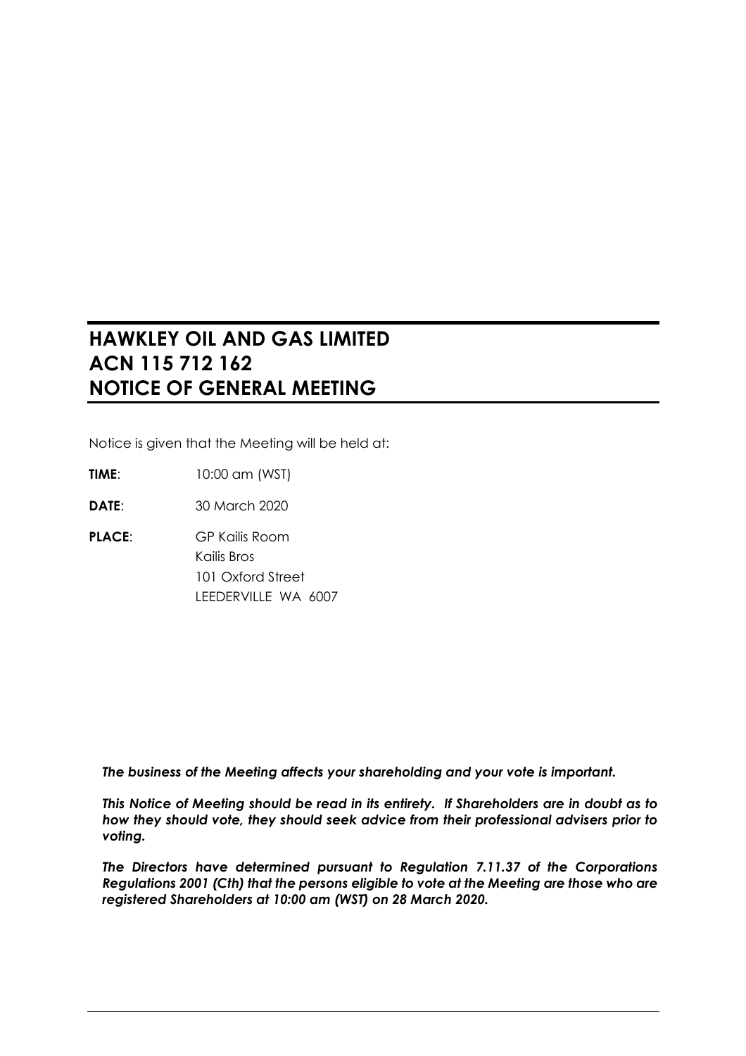# HAWKLEY OIL AND GAS LIMITED
# ACN 115 712 162
# NOTICE OF GENERAL MEETING

Notice is given that the Meeting will be held at:

**TIME**: 10:00 am (WST)

**DATE**: 30 March 2020

**PLACE**: GP Kailis Room
Kailis Bros
101 Oxford Street
LEEDERVILLE WA 6007

***The business of the Meeting affects your shareholding and your vote is important.***

***This Notice of Meeting should be read in its entirety. If Shareholders are in doubt as to how they should vote, they should seek advice from their professional advisers prior to voting.***

***The Directors have determined pursuant to Regulation 7.11.37 of the Corporations Regulations 2001 (Cth) that the persons eligible to vote at the Meeting are those who are registered Shareholders at 10:00 am (WST) on 28 March 2020.***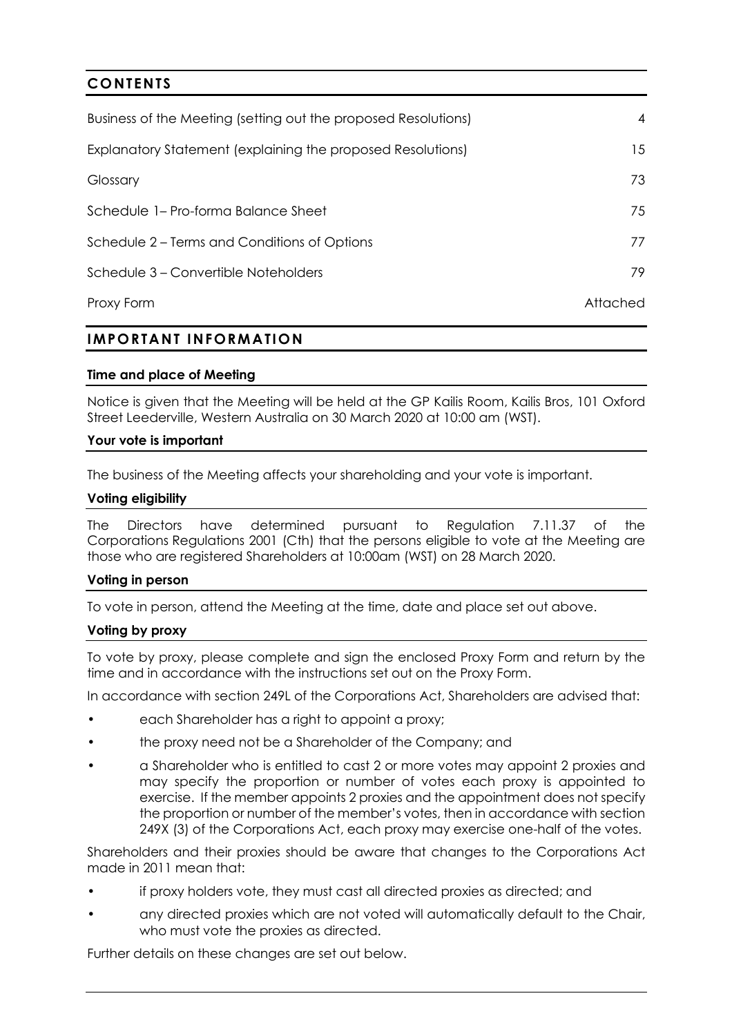## CONTENTS

| | |
|---|---|
| Business of the Meeting (setting out the proposed Resolutions) | 4 |
| Explanatory Statement (explaining the proposed Resolutions) | 15 |
| Glossary | 73 |
| Schedule 1– Pro-forma Balance Sheet | 75 |
| Schedule 2 – Terms and Conditions of Options | 77 |
| Schedule 3 – Convertible Noteholders | 79 |
| Proxy Form | Attached |

## IMPORTANT INFORMATION

### Time and place of Meeting

Notice is given that the Meeting will be held at the GP Kailis Room, Kailis Bros, 101 Oxford Street Leederville, Western Australia on 30 March 2020 at 10:00 am (WST).

### Your vote is important

The business of the Meeting affects your shareholding and your vote is important.

### Voting eligibility

The Directors have determined pursuant to Regulation 7.11.37 of the Corporations Regulations 2001 (Cth) that the persons eligible to vote at the Meeting are those who are registered Shareholders at 10:00am (WST) on 28 March 2020.

### Voting in person

To vote in person, attend the Meeting at the time, date and place set out above.

### Voting by proxy

To vote by proxy, please complete and sign the enclosed Proxy Form and return by the time and in accordance with the instructions set out on the Proxy Form.

In accordance with section 249L of the Corporations Act, Shareholders are advised that:

- each Shareholder has a right to appoint a proxy;
- the proxy need not be a Shareholder of the Company; and
- a Shareholder who is entitled to cast 2 or more votes may appoint 2 proxies and may specify the proportion or number of votes each proxy is appointed to exercise. If the member appoints 2 proxies and the appointment does not specify the proportion or number of the member's votes, then in accordance with section 249X (3) of the Corporations Act, each proxy may exercise one-half of the votes.

Shareholders and their proxies should be aware that changes to the Corporations Act made in 2011 mean that:

- if proxy holders vote, they must cast all directed proxies as directed; and
- any directed proxies which are not voted will automatically default to the Chair, who must vote the proxies as directed.

Further details on these changes are set out below.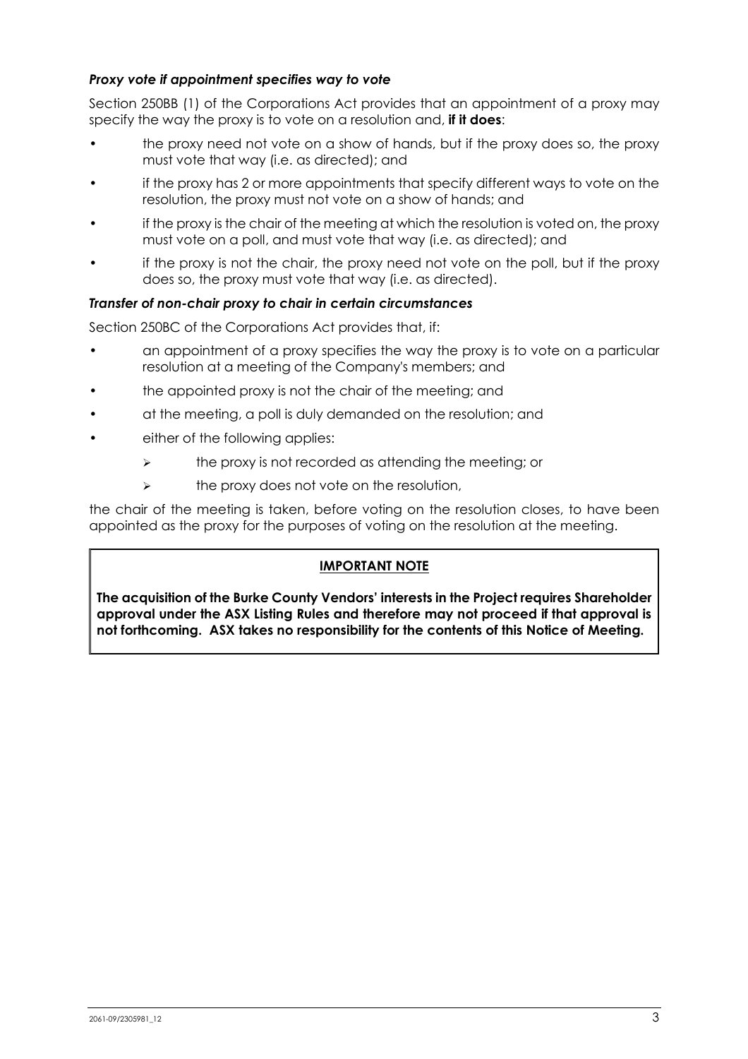***Proxy vote if appointment specifies way to vote***

Section 250BB (1) of the Corporations Act provides that an appointment of a proxy may specify the way the proxy is to vote on a resolution and, **if it does**:

- the proxy need not vote on a show of hands, but if the proxy does so, the proxy must vote that way (i.e. as directed); and
- if the proxy has 2 or more appointments that specify different ways to vote on the resolution, the proxy must not vote on a show of hands; and
- if the proxy is the chair of the meeting at which the resolution is voted on, the proxy must vote on a poll, and must vote that way (i.e. as directed); and
- if the proxy is not the chair, the proxy need not vote on the poll, but if the proxy does so, the proxy must vote that way (i.e. as directed).

***Transfer of non-chair proxy to chair in certain circumstances***

Section 250BC of the Corporations Act provides that, if:

- an appointment of a proxy specifies the way the proxy is to vote on a particular resolution at a meeting of the Company's members; and
- the appointed proxy is not the chair of the meeting; and
- at the meeting, a poll is duly demanded on the resolution; and
- either of the following applies:
  - the proxy is not recorded as attending the meeting; or
  - the proxy does not vote on the resolution,

the chair of the meeting is taken, before voting on the resolution closes, to have been appointed as the proxy for the purposes of voting on the resolution at the meeting.

**IMPORTANT NOTE**

**The acquisition of the Burke County Vendors' interests in the Project requires Shareholder approval under the ASX Listing Rules and therefore may not proceed if that approval is not forthcoming. ASX takes no responsibility for the contents of this Notice of Meeting.**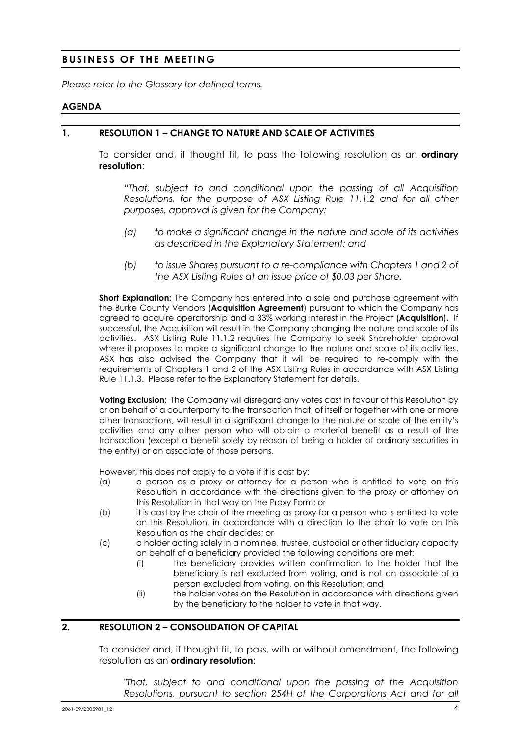## BUSINESS OF THE MEETING

*Please refer to the Glossary for defined terms.*

### AGENDA

### 1. RESOLUTION 1 – CHANGE TO NATURE AND SCALE OF ACTIVITIES

To consider and, if thought fit, to pass the following resolution as an **ordinary resolution**:

*"That, subject to and conditional upon the passing of all Acquisition Resolutions, for the purpose of ASX Listing Rule 11.1.2 and for all other purposes, approval is given for the Company:*

*(a) to make a significant change in the nature and scale of its activities as described in the Explanatory Statement; and*

*(b) to issue Shares pursuant to a re-compliance with Chapters 1 and 2 of the ASX Listing Rules at an issue price of $0.03 per Share.*

**Short Explanation:** The Company has entered into a sale and purchase agreement with the Burke County Vendors (**Acquisition Agreement**) pursuant to which the Company has agreed to acquire operatorship and a 33% working interest in the Project (**Acquisition**). If successful, the Acquisition will result in the Company changing the nature and scale of its activities. ASX Listing Rule 11.1.2 requires the Company to seek Shareholder approval where it proposes to make a significant change to the nature and scale of its activities. ASX has also advised the Company that it will be required to re-comply with the requirements of Chapters 1 and 2 of the ASX Listing Rules in accordance with ASX Listing Rule 11.1.3. Please refer to the Explanatory Statement for details.

**Voting Exclusion:** The Company will disregard any votes cast in favour of this Resolution by or on behalf of a counterparty to the transaction that, of itself or together with one or more other transactions, will result in a significant change to the nature or scale of the entity's activities and any other person who will obtain a material benefit as a result of the transaction (except a benefit solely by reason of being a holder of ordinary securities in the entity) or an associate of those persons.

However, this does not apply to a vote if it is cast by:

(a) a person as a proxy or attorney for a person who is entitled to vote on this Resolution in accordance with the directions given to the proxy or attorney on this Resolution in that way on the Proxy Form; or

(b) it is cast by the chair of the meeting as proxy for a person who is entitled to vote on this Resolution, in accordance with a direction to the chair to vote on this Resolution as the chair decides; or

(c) a holder acting solely in a nominee, trustee, custodial or other fiduciary capacity on behalf of a beneficiary provided the following conditions are met:

  (i) the beneficiary provides written confirmation to the holder that the beneficiary is not excluded from voting, and is not an associate of a person excluded from voting, on this Resolution; and

  (ii) the holder votes on the Resolution in accordance with directions given by the beneficiary to the holder to vote in that way.

### 2. RESOLUTION 2 – CONSOLIDATION OF CAPITAL

To consider and, if thought fit, to pass, with or without amendment, the following resolution as an **ordinary resolution**:

*"That, subject to and conditional upon the passing of the Acquisition Resolutions, pursuant to section 254H of the Corporations Act and for all*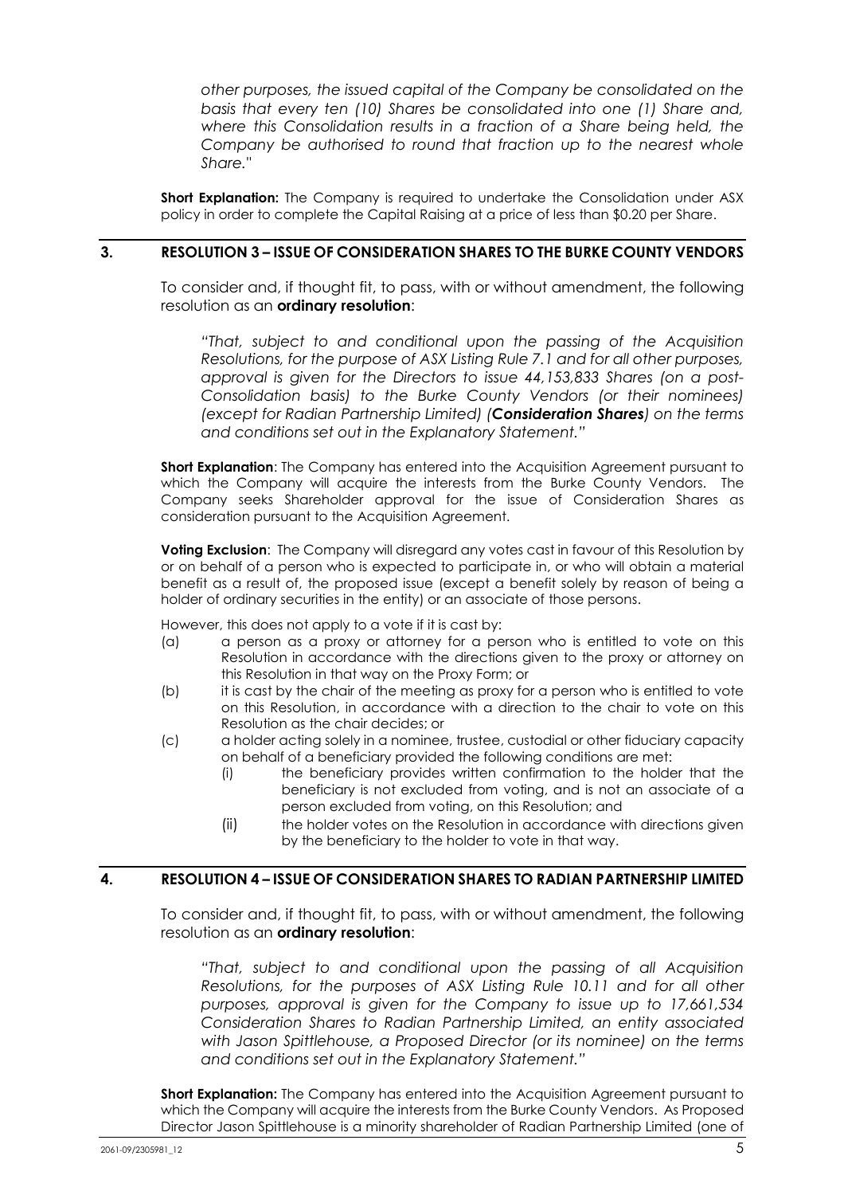*other purposes, the issued capital of the Company be consolidated on the basis that every ten (10) Shares be consolidated into one (1) Share and, where this Consolidation results in a fraction of a Share being held, the Company be authorised to round that fraction up to the nearest whole Share."*

**Short Explanation:** The Company is required to undertake the Consolidation under ASX policy in order to complete the Capital Raising at a price of less than $0.20 per Share.

## 3. RESOLUTION 3 – ISSUE OF CONSIDERATION SHARES TO THE BURKE COUNTY VENDORS

To consider and, if thought fit, to pass, with or without amendment, the following resolution as an **ordinary resolution**:

*"That, subject to and conditional upon the passing of the Acquisition Resolutions, for the purpose of ASX Listing Rule 7.1 and for all other purposes, approval is given for the Directors to issue 44,153,833 Shares (on a post-Consolidation basis) to the Burke County Vendors (or their nominees) (except for Radian Partnership Limited) (**Consideration Shares**) on the terms and conditions set out in the Explanatory Statement."*

**Short Explanation**: The Company has entered into the Acquisition Agreement pursuant to which the Company will acquire the interests from the Burke County Vendors. The Company seeks Shareholder approval for the issue of Consideration Shares as consideration pursuant to the Acquisition Agreement.

**Voting Exclusion**: The Company will disregard any votes cast in favour of this Resolution by or on behalf of a person who is expected to participate in, or who will obtain a material benefit as a result of, the proposed issue (except a benefit solely by reason of being a holder of ordinary securities in the entity) or an associate of those persons.

However, this does not apply to a vote if it is cast by:

(a) a person as a proxy or attorney for a person who is entitled to vote on this Resolution in accordance with the directions given to the proxy or attorney on this Resolution in that way on the Proxy Form; or

(b) it is cast by the chair of the meeting as proxy for a person who is entitled to vote on this Resolution, in accordance with a direction to the chair to vote on this Resolution as the chair decides; or

(c) a holder acting solely in a nominee, trustee, custodial or other fiduciary capacity on behalf of a beneficiary provided the following conditions are met:

   (i) the beneficiary provides written confirmation to the holder that the beneficiary is not excluded from voting, and is not an associate of a person excluded from voting, on this Resolution; and

   (ii) the holder votes on the Resolution in accordance with directions given by the beneficiary to the holder to vote in that way.

## 4. RESOLUTION 4 – ISSUE OF CONSIDERATION SHARES TO RADIAN PARTNERSHIP LIMITED

To consider and, if thought fit, to pass, with or without amendment, the following resolution as an **ordinary resolution**:

*"That, subject to and conditional upon the passing of all Acquisition Resolutions, for the purposes of ASX Listing Rule 10.11 and for all other purposes, approval is given for the Company to issue up to 17,661,534 Consideration Shares to Radian Partnership Limited, an entity associated with Jason Spittlehouse, a Proposed Director (or its nominee) on the terms and conditions set out in the Explanatory Statement."*

**Short Explanation:** The Company has entered into the Acquisition Agreement pursuant to which the Company will acquire the interests from the Burke County Vendors. As Proposed Director Jason Spittlehouse is a minority shareholder of Radian Partnership Limited (one of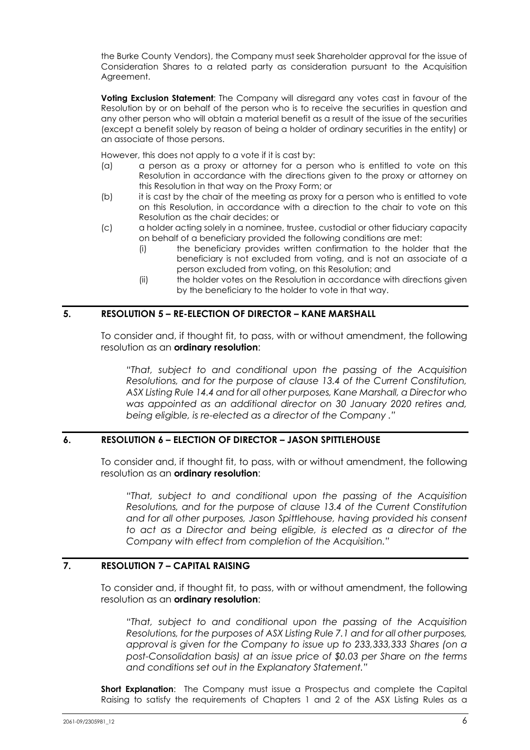the Burke County Vendors), the Company must seek Shareholder approval for the issue of Consideration Shares to a related party as consideration pursuant to the Acquisition Agreement.

**Voting Exclusion Statement**: The Company will disregard any votes cast in favour of the Resolution by or on behalf of the person who is to receive the securities in question and any other person who will obtain a material benefit as a result of the issue of the securities (except a benefit solely by reason of being a holder of ordinary securities in the entity) or an associate of those persons.

However, this does not apply to a vote if it is cast by:

(a) a person as a proxy or attorney for a person who is entitled to vote on this Resolution in accordance with the directions given to the proxy or attorney on this Resolution in that way on the Proxy Form; or

(b) it is cast by the chair of the meeting as proxy for a person who is entitled to vote on this Resolution, in accordance with a direction to the chair to vote on this Resolution as the chair decides; or

(c) a holder acting solely in a nominee, trustee, custodial or other fiduciary capacity on behalf of a beneficiary provided the following conditions are met:

  (i) the beneficiary provides written confirmation to the holder that the beneficiary is not excluded from voting, and is not an associate of a person excluded from voting, on this Resolution; and

  (ii) the holder votes on the Resolution in accordance with directions given by the beneficiary to the holder to vote in that way.

## 5. RESOLUTION 5 – RE-ELECTION OF DIRECTOR – KANE MARSHALL

To consider and, if thought fit, to pass, with or without amendment, the following resolution as an **ordinary resolution**:

*"That, subject to and conditional upon the passing of the Acquisition Resolutions, and for the purpose of clause 13.4 of the Current Constitution, ASX Listing Rule 14.4 and for all other purposes, Kane Marshall, a Director who was appointed as an additional director on 30 January 2020 retires and, being eligible, is re-elected as a director of the Company ."*

## 6. RESOLUTION 6 – ELECTION OF DIRECTOR – JASON SPITTLEHOUSE

To consider and, if thought fit, to pass, with or without amendment, the following resolution as an **ordinary resolution**:

*"That, subject to and conditional upon the passing of the Acquisition Resolutions, and for the purpose of clause 13.4 of the Current Constitution and for all other purposes, Jason Spittlehouse, having provided his consent to act as a Director and being eligible, is elected as a director of the Company with effect from completion of the Acquisition."*

## 7. RESOLUTION 7 – CAPITAL RAISING

To consider and, if thought fit, to pass, with or without amendment, the following resolution as an **ordinary resolution**:

*"That, subject to and conditional upon the passing of the Acquisition Resolutions, for the purposes of ASX Listing Rule 7.1 and for all other purposes, approval is given for the Company to issue up to 233,333,333 Shares (on a post-Consolidation basis) at an issue price of $0.03 per Share on the terms and conditions set out in the Explanatory Statement."*

**Short Explanation**: The Company must issue a Prospectus and complete the Capital Raising to satisfy the requirements of Chapters 1 and 2 of the ASX Listing Rules as a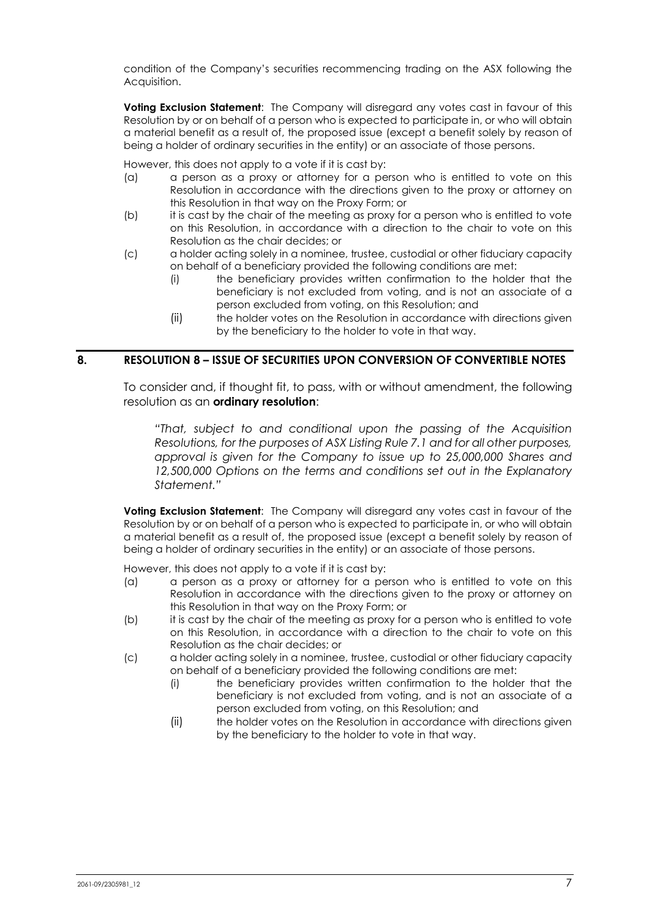condition of the Company's securities recommencing trading on the ASX following the Acquisition.

**Voting Exclusion Statement**: The Company will disregard any votes cast in favour of this Resolution by or on behalf of a person who is expected to participate in, or who will obtain a material benefit as a result of, the proposed issue (except a benefit solely by reason of being a holder of ordinary securities in the entity) or an associate of those persons.

However, this does not apply to a vote if it is cast by:

(a) a person as a proxy or attorney for a person who is entitled to vote on this Resolution in accordance with the directions given to the proxy or attorney on this Resolution in that way on the Proxy Form; or

(b) it is cast by the chair of the meeting as proxy for a person who is entitled to vote on this Resolution, in accordance with a direction to the chair to vote on this Resolution as the chair decides; or

(c) a holder acting solely in a nominee, trustee, custodial or other fiduciary capacity on behalf of a beneficiary provided the following conditions are met:

  (i) the beneficiary provides written confirmation to the holder that the beneficiary is not excluded from voting, and is not an associate of a person excluded from voting, on this Resolution; and

  (ii) the holder votes on the Resolution in accordance with directions given by the beneficiary to the holder to vote in that way.

## 8. RESOLUTION 8 – ISSUE OF SECURITIES UPON CONVERSION OF CONVERTIBLE NOTES

To consider and, if thought fit, to pass, with or without amendment, the following resolution as an **ordinary resolution**:

*"That, subject to and conditional upon the passing of the Acquisition Resolutions, for the purposes of ASX Listing Rule 7.1 and for all other purposes, approval is given for the Company to issue up to 25,000,000 Shares and 12,500,000 Options on the terms and conditions set out in the Explanatory Statement."*

**Voting Exclusion Statement**: The Company will disregard any votes cast in favour of the Resolution by or on behalf of a person who is expected to participate in, or who will obtain a material benefit as a result of, the proposed issue (except a benefit solely by reason of being a holder of ordinary securities in the entity) or an associate of those persons.

However, this does not apply to a vote if it is cast by:

(a) a person as a proxy or attorney for a person who is entitled to vote on this Resolution in accordance with the directions given to the proxy or attorney on this Resolution in that way on the Proxy Form; or

(b) it is cast by the chair of the meeting as proxy for a person who is entitled to vote on this Resolution, in accordance with a direction to the chair to vote on this Resolution as the chair decides; or

(c) a holder acting solely in a nominee, trustee, custodial or other fiduciary capacity on behalf of a beneficiary provided the following conditions are met:

  (i) the beneficiary provides written confirmation to the holder that the beneficiary is not excluded from voting, and is not an associate of a person excluded from voting, on this Resolution; and

  (ii) the holder votes on the Resolution in accordance with directions given by the beneficiary to the holder to vote in that way.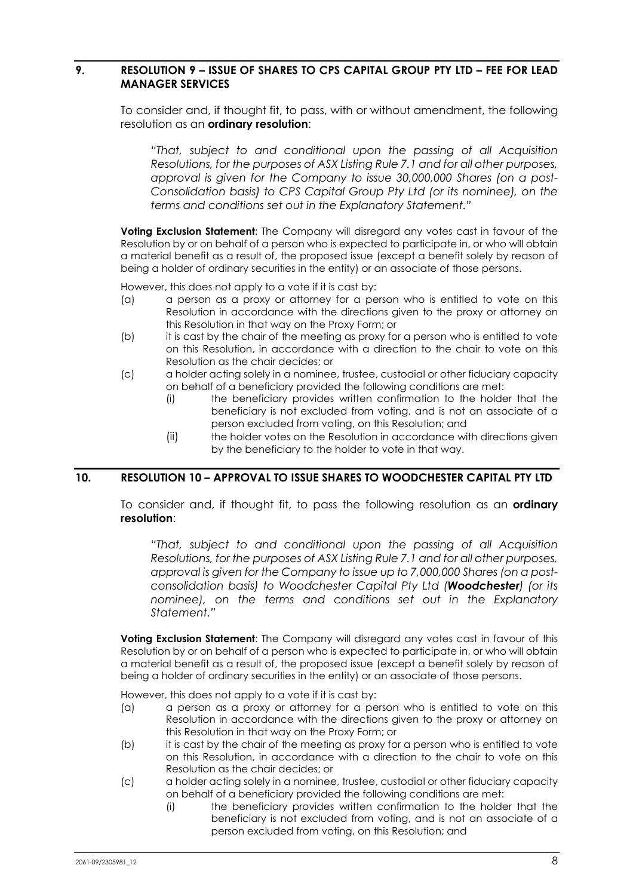## 9. RESOLUTION 9 – ISSUE OF SHARES TO CPS CAPITAL GROUP PTY LTD – FEE FOR LEAD MANAGER SERVICES

To consider and, if thought fit, to pass, with or without amendment, the following resolution as an **ordinary resolution**:

*"That, subject to and conditional upon the passing of all Acquisition Resolutions, for the purposes of ASX Listing Rule 7.1 and for all other purposes, approval is given for the Company to issue 30,000,000 Shares (on a post-Consolidation basis) to CPS Capital Group Pty Ltd (or its nominee), on the terms and conditions set out in the Explanatory Statement."*

**Voting Exclusion Statement**: The Company will disregard any votes cast in favour of the Resolution by or on behalf of a person who is expected to participate in, or who will obtain a material benefit as a result of, the proposed issue (except a benefit solely by reason of being a holder of ordinary securities in the entity) or an associate of those persons.

However, this does not apply to a vote if it is cast by:

(a) a person as a proxy or attorney for a person who is entitled to vote on this Resolution in accordance with the directions given to the proxy or attorney on this Resolution in that way on the Proxy Form; or

(b) it is cast by the chair of the meeting as proxy for a person who is entitled to vote on this Resolution, in accordance with a direction to the chair to vote on this Resolution as the chair decides; or

(c) a holder acting solely in a nominee, trustee, custodial or other fiduciary capacity on behalf of a beneficiary provided the following conditions are met:

  (i) the beneficiary provides written confirmation to the holder that the beneficiary is not excluded from voting, and is not an associate of a person excluded from voting, on this Resolution; and

  (ii) the holder votes on the Resolution in accordance with directions given by the beneficiary to the holder to vote in that way.

## 10. RESOLUTION 10 – APPROVAL TO ISSUE SHARES TO WOODCHESTER CAPITAL PTY LTD

To consider and, if thought fit, to pass the following resolution as an **ordinary resolution**:

*"That, subject to and conditional upon the passing of all Acquisition Resolutions, for the purposes of ASX Listing Rule 7.1 and for all other purposes, approval is given for the Company to issue up to 7,000,000 Shares (on a post-consolidation basis) to Woodchester Capital Pty Ltd (**Woodchester**) (or its nominee), on the terms and conditions set out in the Explanatory Statement."*

**Voting Exclusion Statement**: The Company will disregard any votes cast in favour of this Resolution by or on behalf of a person who is expected to participate in, or who will obtain a material benefit as a result of, the proposed issue (except a benefit solely by reason of being a holder of ordinary securities in the entity) or an associate of those persons.

However, this does not apply to a vote if it is cast by:

(a) a person as a proxy or attorney for a person who is entitled to vote on this Resolution in accordance with the directions given to the proxy or attorney on this Resolution in that way on the Proxy Form; or

(b) it is cast by the chair of the meeting as proxy for a person who is entitled to vote on this Resolution, in accordance with a direction to the chair to vote on this Resolution as the chair decides; or

(c) a holder acting solely in a nominee, trustee, custodial or other fiduciary capacity on behalf of a beneficiary provided the following conditions are met:

  (i) the beneficiary provides written confirmation to the holder that the beneficiary is not excluded from voting, and is not an associate of a person excluded from voting, on this Resolution; and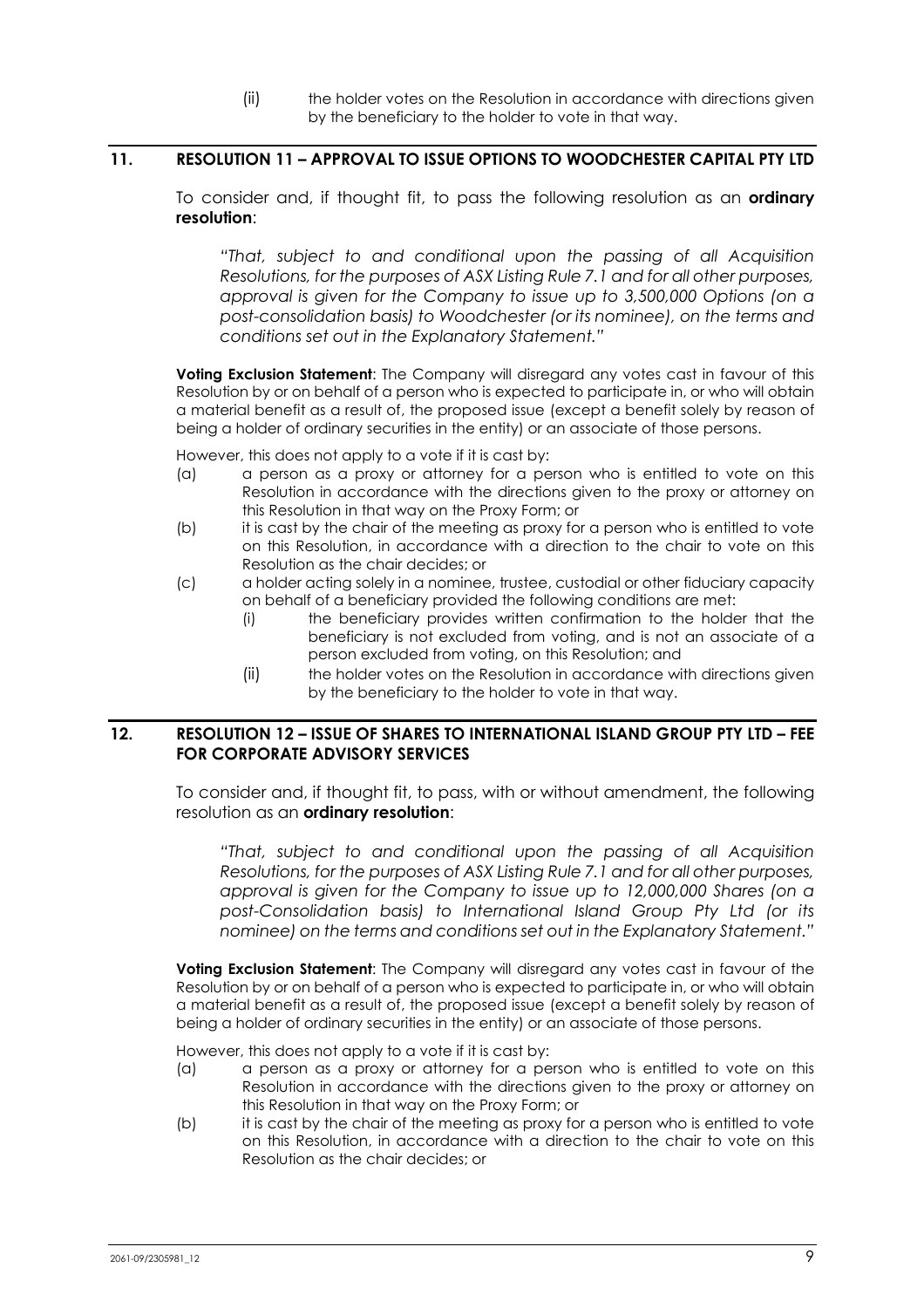(ii) the holder votes on the Resolution in accordance with directions given by the beneficiary to the holder to vote in that way.

## 11. RESOLUTION 11 – APPROVAL TO ISSUE OPTIONS TO WOODCHESTER CAPITAL PTY LTD

To consider and, if thought fit, to pass the following resolution as an **ordinary resolution**:

*"That, subject to and conditional upon the passing of all Acquisition Resolutions, for the purposes of ASX Listing Rule 7.1 and for all other purposes, approval is given for the Company to issue up to 3,500,000 Options (on a post-consolidation basis) to Woodchester (or its nominee), on the terms and conditions set out in the Explanatory Statement."*

**Voting Exclusion Statement**: The Company will disregard any votes cast in favour of this Resolution by or on behalf of a person who is expected to participate in, or who will obtain a material benefit as a result of, the proposed issue (except a benefit solely by reason of being a holder of ordinary securities in the entity) or an associate of those persons.

However, this does not apply to a vote if it is cast by:

(a) a person as a proxy or attorney for a person who is entitled to vote on this Resolution in accordance with the directions given to the proxy or attorney on this Resolution in that way on the Proxy Form; or

(b) it is cast by the chair of the meeting as proxy for a person who is entitled to vote on this Resolution, in accordance with a direction to the chair to vote on this Resolution as the chair decides; or

(c) a holder acting solely in a nominee, trustee, custodial or other fiduciary capacity on behalf of a beneficiary provided the following conditions are met:

(i) the beneficiary provides written confirmation to the holder that the beneficiary is not excluded from voting, and is not an associate of a person excluded from voting, on this Resolution; and

(ii) the holder votes on the Resolution in accordance with directions given by the beneficiary to the holder to vote in that way.

## 12. RESOLUTION 12 – ISSUE OF SHARES TO INTERNATIONAL ISLAND GROUP PTY LTD – FEE FOR CORPORATE ADVISORY SERVICES

To consider and, if thought fit, to pass, with or without amendment, the following resolution as an **ordinary resolution**:

*"That, subject to and conditional upon the passing of all Acquisition Resolutions, for the purposes of ASX Listing Rule 7.1 and for all other purposes, approval is given for the Company to issue up to 12,000,000 Shares (on a post-Consolidation basis) to International Island Group Pty Ltd (or its nominee) on the terms and conditions set out in the Explanatory Statement."*

**Voting Exclusion Statement**: The Company will disregard any votes cast in favour of the Resolution by or on behalf of a person who is expected to participate in, or who will obtain a material benefit as a result of, the proposed issue (except a benefit solely by reason of being a holder of ordinary securities in the entity) or an associate of those persons.

However, this does not apply to a vote if it is cast by:

(a) a person as a proxy or attorney for a person who is entitled to vote on this Resolution in accordance with the directions given to the proxy or attorney on this Resolution in that way on the Proxy Form; or

(b) it is cast by the chair of the meeting as proxy for a person who is entitled to vote on this Resolution, in accordance with a direction to the chair to vote on this Resolution as the chair decides; or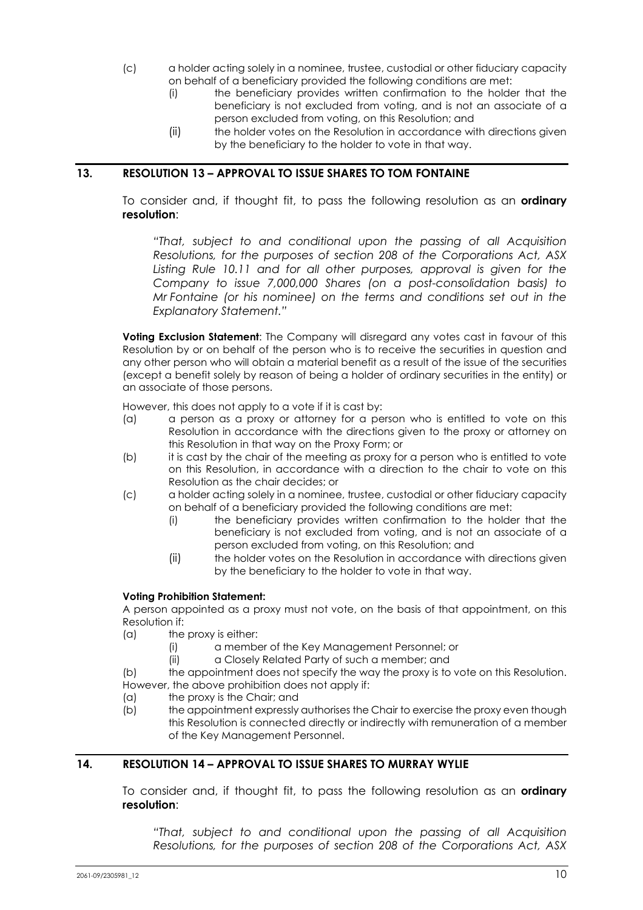(c) a holder acting solely in a nominee, trustee, custodial or other fiduciary capacity on behalf of a beneficiary provided the following conditions are met:
   (i) the beneficiary provides written confirmation to the holder that the beneficiary is not excluded from voting, and is not an associate of a person excluded from voting, on this Resolution; and
   (ii) the holder votes on the Resolution in accordance with directions given by the beneficiary to the holder to vote in that way.

## 13. RESOLUTION 13 – APPROVAL TO ISSUE SHARES TO TOM FONTAINE

To consider and, if thought fit, to pass the following resolution as an **ordinary resolution**:

*"That, subject to and conditional upon the passing of all Acquisition Resolutions, for the purposes of section 208 of the Corporations Act, ASX Listing Rule 10.11 and for all other purposes, approval is given for the Company to issue 7,000,000 Shares (on a post-consolidation basis) to Mr Fontaine (or his nominee) on the terms and conditions set out in the Explanatory Statement."*

**Voting Exclusion Statement**: The Company will disregard any votes cast in favour of this Resolution by or on behalf of the person who is to receive the securities in question and any other person who will obtain a material benefit as a result of the issue of the securities (except a benefit solely by reason of being a holder of ordinary securities in the entity) or an associate of those persons.

However, this does not apply to a vote if it is cast by:

(a) a person as a proxy or attorney for a person who is entitled to vote on this Resolution in accordance with the directions given to the proxy or attorney on this Resolution in that way on the Proxy Form; or
(b) it is cast by the chair of the meeting as proxy for a person who is entitled to vote on this Resolution, in accordance with a direction to the chair to vote on this Resolution as the chair decides; or
(c) a holder acting solely in a nominee, trustee, custodial or other fiduciary capacity on behalf of a beneficiary provided the following conditions are met:
   (i) the beneficiary provides written confirmation to the holder that the beneficiary is not excluded from voting, and is not an associate of a person excluded from voting, on this Resolution; and
   (ii) the holder votes on the Resolution in accordance with directions given by the beneficiary to the holder to vote in that way.

**Voting Prohibition Statement:**

A person appointed as a proxy must not vote, on the basis of that appointment, on this Resolution if:

(a) the proxy is either:
   (i) a member of the Key Management Personnel; or
   (ii) a Closely Related Party of such a member; and
(b) the appointment does not specify the way the proxy is to vote on this Resolution.

However, the above prohibition does not apply if:

(a) the proxy is the Chair; and
(b) the appointment expressly authorises the Chair to exercise the proxy even though this Resolution is connected directly or indirectly with remuneration of a member of the Key Management Personnel.

## 14. RESOLUTION 14 – APPROVAL TO ISSUE SHARES TO MURRAY WYLIE

To consider and, if thought fit, to pass the following resolution as an **ordinary resolution**:

*"That, subject to and conditional upon the passing of all Acquisition Resolutions, for the purposes of section 208 of the Corporations Act, ASX*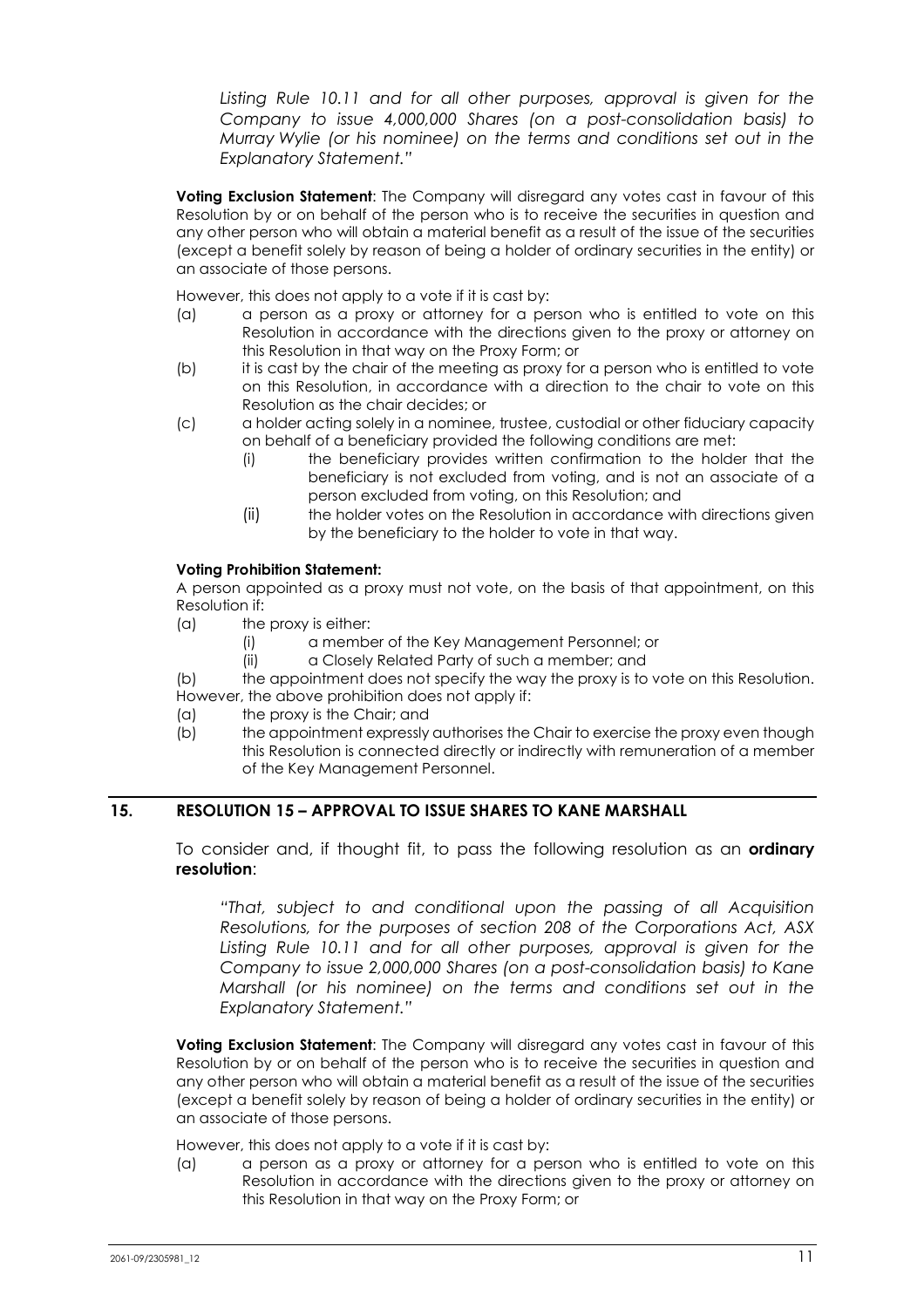*Listing Rule 10.11 and for all other purposes, approval is given for the Company to issue 4,000,000 Shares (on a post-consolidation basis) to Murray Wylie (or his nominee) on the terms and conditions set out in the Explanatory Statement."*

**Voting Exclusion Statement**: The Company will disregard any votes cast in favour of this Resolution by or on behalf of the person who is to receive the securities in question and any other person who will obtain a material benefit as a result of the issue of the securities (except a benefit solely by reason of being a holder of ordinary securities in the entity) or an associate of those persons.

However, this does not apply to a vote if it is cast by:

(a) a person as a proxy or attorney for a person who is entitled to vote on this Resolution in accordance with the directions given to the proxy or attorney on this Resolution in that way on the Proxy Form; or

(b) it is cast by the chair of the meeting as proxy for a person who is entitled to vote on this Resolution, in accordance with a direction to the chair to vote on this Resolution as the chair decides; or

(c) a holder acting solely in a nominee, trustee, custodial or other fiduciary capacity on behalf of a beneficiary provided the following conditions are met:

  (i) the beneficiary provides written confirmation to the holder that the beneficiary is not excluded from voting, and is not an associate of a person excluded from voting, on this Resolution; and

  (ii) the holder votes on the Resolution in accordance with directions given by the beneficiary to the holder to vote in that way.

**Voting Prohibition Statement:**

A person appointed as a proxy must not vote, on the basis of that appointment, on this Resolution if:

(a) the proxy is either:

  (i) a member of the Key Management Personnel; or

  (ii) a Closely Related Party of such a member; and

(b) the appointment does not specify the way the proxy is to vote on this Resolution.

However, the above prohibition does not apply if:

(a) the proxy is the Chair; and

(b) the appointment expressly authorises the Chair to exercise the proxy even though this Resolution is connected directly or indirectly with remuneration of a member of the Key Management Personnel.

## 15. RESOLUTION 15 – APPROVAL TO ISSUE SHARES TO KANE MARSHALL

To consider and, if thought fit, to pass the following resolution as an **ordinary resolution**:

*"That, subject to and conditional upon the passing of all Acquisition Resolutions, for the purposes of section 208 of the Corporations Act, ASX Listing Rule 10.11 and for all other purposes, approval is given for the Company to issue 2,000,000 Shares (on a post-consolidation basis) to Kane Marshall (or his nominee) on the terms and conditions set out in the Explanatory Statement."*

**Voting Exclusion Statement**: The Company will disregard any votes cast in favour of this Resolution by or on behalf of the person who is to receive the securities in question and any other person who will obtain a material benefit as a result of the issue of the securities (except a benefit solely by reason of being a holder of ordinary securities in the entity) or an associate of those persons.

However, this does not apply to a vote if it is cast by:

(a) a person as a proxy or attorney for a person who is entitled to vote on this Resolution in accordance with the directions given to the proxy or attorney on this Resolution in that way on the Proxy Form; or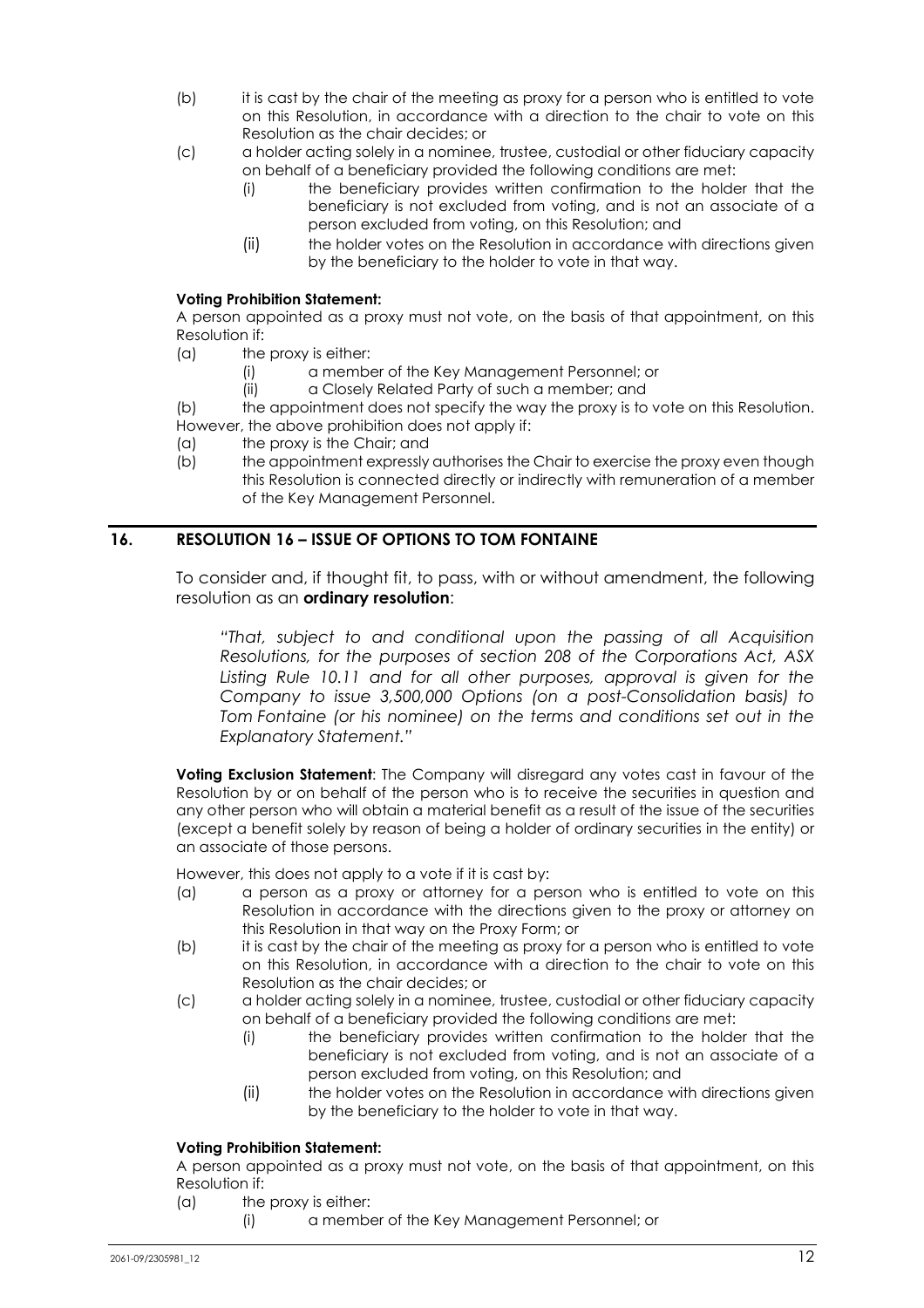(b) it is cast by the chair of the meeting as proxy for a person who is entitled to vote on this Resolution, in accordance with a direction to the chair to vote on this Resolution as the chair decides; or

(c) a holder acting solely in a nominee, trustee, custodial or other fiduciary capacity on behalf of a beneficiary provided the following conditions are met:

  (i) the beneficiary provides written confirmation to the holder that the beneficiary is not excluded from voting, and is not an associate of a person excluded from voting, on this Resolution; and

  (ii) the holder votes on the Resolution in accordance with directions given by the beneficiary to the holder to vote in that way.

**Voting Prohibition Statement:**

A person appointed as a proxy must not vote, on the basis of that appointment, on this Resolution if:

(a) the proxy is either:

  (i) a member of the Key Management Personnel; or

  (ii) a Closely Related Party of such a member; and

(b) the appointment does not specify the way the proxy is to vote on this Resolution.

However, the above prohibition does not apply if:

(a) the proxy is the Chair; and

(b) the appointment expressly authorises the Chair to exercise the proxy even though this Resolution is connected directly or indirectly with remuneration of a member of the Key Management Personnel.

## 16. RESOLUTION 16 – ISSUE OF OPTIONS TO TOM FONTAINE

To consider and, if thought fit, to pass, with or without amendment, the following resolution as an **ordinary resolution**:

*"That, subject to and conditional upon the passing of all Acquisition Resolutions, for the purposes of section 208 of the Corporations Act, ASX Listing Rule 10.11 and for all other purposes, approval is given for the Company to issue 3,500,000 Options (on a post-Consolidation basis) to Tom Fontaine (or his nominee) on the terms and conditions set out in the Explanatory Statement."*

**Voting Exclusion Statement**: The Company will disregard any votes cast in favour of the Resolution by or on behalf of the person who is to receive the securities in question and any other person who will obtain a material benefit as a result of the issue of the securities (except a benefit solely by reason of being a holder of ordinary securities in the entity) or an associate of those persons.

However, this does not apply to a vote if it is cast by:

(a) a person as a proxy or attorney for a person who is entitled to vote on this Resolution in accordance with the directions given to the proxy or attorney on this Resolution in that way on the Proxy Form; or

(b) it is cast by the chair of the meeting as proxy for a person who is entitled to vote on this Resolution, in accordance with a direction to the chair to vote on this Resolution as the chair decides; or

(c) a holder acting solely in a nominee, trustee, custodial or other fiduciary capacity on behalf of a beneficiary provided the following conditions are met:

  (i) the beneficiary provides written confirmation to the holder that the beneficiary is not excluded from voting, and is not an associate of a person excluded from voting, on this Resolution; and

  (ii) the holder votes on the Resolution in accordance with directions given by the beneficiary to the holder to vote in that way.

**Voting Prohibition Statement:**

A person appointed as a proxy must not vote, on the basis of that appointment, on this Resolution if:

(a) the proxy is either:

  (i) a member of the Key Management Personnel; or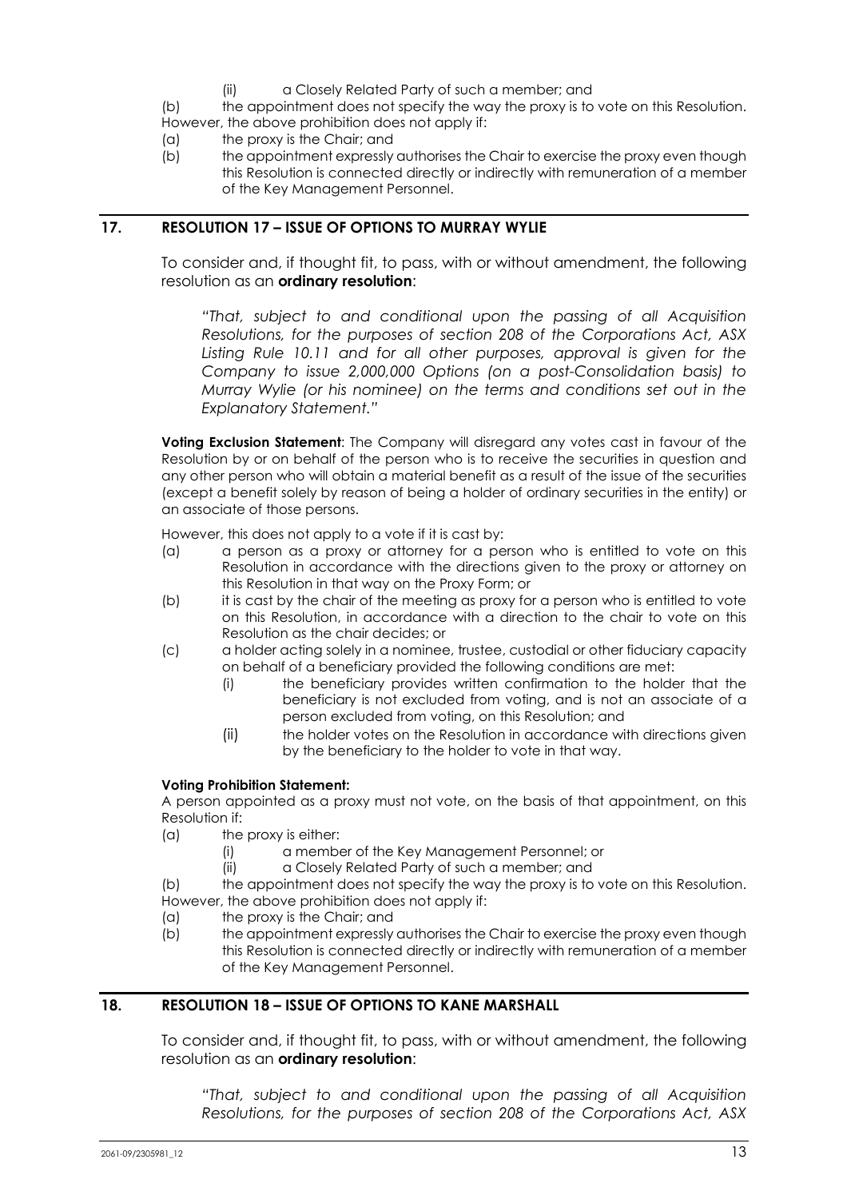(ii) a Closely Related Party of such a member; and

(b) the appointment does not specify the way the proxy is to vote on this Resolution.

However, the above prohibition does not apply if:

(a) the proxy is the Chair; and

(b) the appointment expressly authorises the Chair to exercise the proxy even though this Resolution is connected directly or indirectly with remuneration of a member of the Key Management Personnel.

## 17. RESOLUTION 17 – ISSUE OF OPTIONS TO MURRAY WYLIE

To consider and, if thought fit, to pass, with or without amendment, the following resolution as an **ordinary resolution**:

*"That, subject to and conditional upon the passing of all Acquisition Resolutions, for the purposes of section 208 of the Corporations Act, ASX Listing Rule 10.11 and for all other purposes, approval is given for the Company to issue 2,000,000 Options (on a post-Consolidation basis) to Murray Wylie (or his nominee) on the terms and conditions set out in the Explanatory Statement."*

**Voting Exclusion Statement**: The Company will disregard any votes cast in favour of the Resolution by or on behalf of the person who is to receive the securities in question and any other person who will obtain a material benefit as a result of the issue of the securities (except a benefit solely by reason of being a holder of ordinary securities in the entity) or an associate of those persons.

However, this does not apply to a vote if it is cast by:

(a) a person as a proxy or attorney for a person who is entitled to vote on this Resolution in accordance with the directions given to the proxy or attorney on this Resolution in that way on the Proxy Form; or

(b) it is cast by the chair of the meeting as proxy for a person who is entitled to vote on this Resolution, in accordance with a direction to the chair to vote on this Resolution as the chair decides; or

(c) a holder acting solely in a nominee, trustee, custodial or other fiduciary capacity on behalf of a beneficiary provided the following conditions are met:

  (i) the beneficiary provides written confirmation to the holder that the beneficiary is not excluded from voting, and is not an associate of a person excluded from voting, on this Resolution; and

  (ii) the holder votes on the Resolution in accordance with directions given by the beneficiary to the holder to vote in that way.

**Voting Prohibition Statement:**

A person appointed as a proxy must not vote, on the basis of that appointment, on this Resolution if:

(a) the proxy is either:

  (i) a member of the Key Management Personnel; or

  (ii) a Closely Related Party of such a member; and

(b) the appointment does not specify the way the proxy is to vote on this Resolution.

However, the above prohibition does not apply if:

(a) the proxy is the Chair; and

(b) the appointment expressly authorises the Chair to exercise the proxy even though this Resolution is connected directly or indirectly with remuneration of a member of the Key Management Personnel.

## 18. RESOLUTION 18 – ISSUE OF OPTIONS TO KANE MARSHALL

To consider and, if thought fit, to pass, with or without amendment, the following resolution as an **ordinary resolution**:

*"That, subject to and conditional upon the passing of all Acquisition Resolutions, for the purposes of section 208 of the Corporations Act, ASX*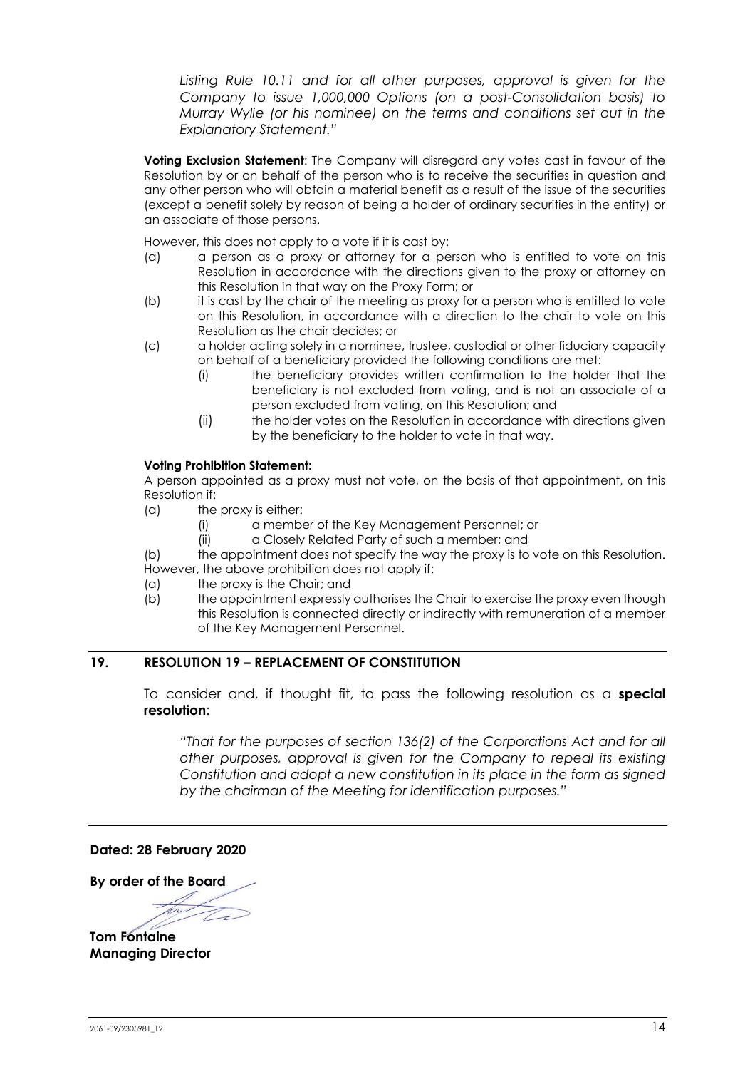*Listing Rule 10.11 and for all other purposes, approval is given for the Company to issue 1,000,000 Options (on a post-Consolidation basis) to Murray Wylie (or his nominee) on the terms and conditions set out in the Explanatory Statement."*

**Voting Exclusion Statement**: The Company will disregard any votes cast in favour of the Resolution by or on behalf of the person who is to receive the securities in question and any other person who will obtain a material benefit as a result of the issue of the securities (except a benefit solely by reason of being a holder of ordinary securities in the entity) or an associate of those persons.

However, this does not apply to a vote if it is cast by:

(a) a person as a proxy or attorney for a person who is entitled to vote on this Resolution in accordance with the directions given to the proxy or attorney on this Resolution in that way on the Proxy Form; or

(b) it is cast by the chair of the meeting as proxy for a person who is entitled to vote on this Resolution, in accordance with a direction to the chair to vote on this Resolution as the chair decides; or

(c) a holder acting solely in a nominee, trustee, custodial or other fiduciary capacity on behalf of a beneficiary provided the following conditions are met:

- (i) the beneficiary provides written confirmation to the holder that the beneficiary is not excluded from voting, and is not an associate of a person excluded from voting, on this Resolution; and
- (ii) the holder votes on the Resolution in accordance with directions given by the beneficiary to the holder to vote in that way.

**Voting Prohibition Statement:**

A person appointed as a proxy must not vote, on the basis of that appointment, on this Resolution if:

(a) the proxy is either:

- (i) a member of the Key Management Personnel; or
- (ii) a Closely Related Party of such a member; and

(b) the appointment does not specify the way the proxy is to vote on this Resolution.

However, the above prohibition does not apply if:

(a) the proxy is the Chair; and

(b) the appointment expressly authorises the Chair to exercise the proxy even though this Resolution is connected directly or indirectly with remuneration of a member of the Key Management Personnel.

## 19. RESOLUTION 19 – REPLACEMENT OF CONSTITUTION

To consider and, if thought fit, to pass the following resolution as a **special resolution**:

*"That for the purposes of section 136(2) of the Corporations Act and for all other purposes, approval is given for the Company to repeal its existing Constitution and adopt a new constitution in its place in the form as signed by the chairman of the Meeting for identification purposes."*

**Dated: 28 February 2020**

**By order of the Board**

**Tom Fontaine**
**Managing Director**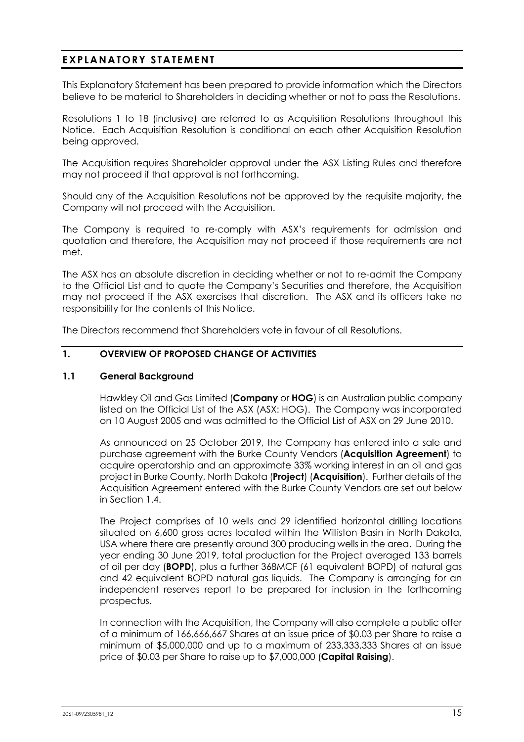# EXPLANATORY STATEMENT

This Explanatory Statement has been prepared to provide information which the Directors believe to be material to Shareholders in deciding whether or not to pass the Resolutions.

Resolutions 1 to 18 (inclusive) are referred to as Acquisition Resolutions throughout this Notice. Each Acquisition Resolution is conditional on each other Acquisition Resolution being approved.

The Acquisition requires Shareholder approval under the ASX Listing Rules and therefore may not proceed if that approval is not forthcoming.

Should any of the Acquisition Resolutions not be approved by the requisite majority, the Company will not proceed with the Acquisition.

The Company is required to re-comply with ASX's requirements for admission and quotation and therefore, the Acquisition may not proceed if those requirements are not met.

The ASX has an absolute discretion in deciding whether or not to re-admit the Company to the Official List and to quote the Company's Securities and therefore, the Acquisition may not proceed if the ASX exercises that discretion. The ASX and its officers take no responsibility for the contents of this Notice.

The Directors recommend that Shareholders vote in favour of all Resolutions.

## 1. OVERVIEW OF PROPOSED CHANGE OF ACTIVITIES

### 1.1 General Background

Hawkley Oil and Gas Limited (**Company** or **HOG**) is an Australian public company listed on the Official List of the ASX (ASX: HOG). The Company was incorporated on 10 August 2005 and was admitted to the Official List of ASX on 29 June 2010.

As announced on 25 October 2019, the Company has entered into a sale and purchase agreement with the Burke County Vendors (**Acquisition Agreement**) to acquire operatorship and an approximate 33% working interest in an oil and gas project in Burke County, North Dakota (**Project**) (**Acquisition**). Further details of the Acquisition Agreement entered with the Burke County Vendors are set out below in Section 1.4.

The Project comprises of 10 wells and 29 identified horizontal drilling locations situated on 6,600 gross acres located within the Williston Basin in North Dakota, USA where there are presently around 300 producing wells in the area. During the year ending 30 June 2019, total production for the Project averaged 133 barrels of oil per day (**BOPD**), plus a further 368MCF (61 equivalent BOPD) of natural gas and 42 equivalent BOPD natural gas liquids. The Company is arranging for an independent reserves report to be prepared for inclusion in the forthcoming prospectus.

In connection with the Acquisition, the Company will also complete a public offer of a minimum of 166,666,667 Shares at an issue price of $0.03 per Share to raise a minimum of $5,000,000 and up to a maximum of 233,333,333 Shares at an issue price of $0.03 per Share to raise up to $7,000,000 (**Capital Raising**).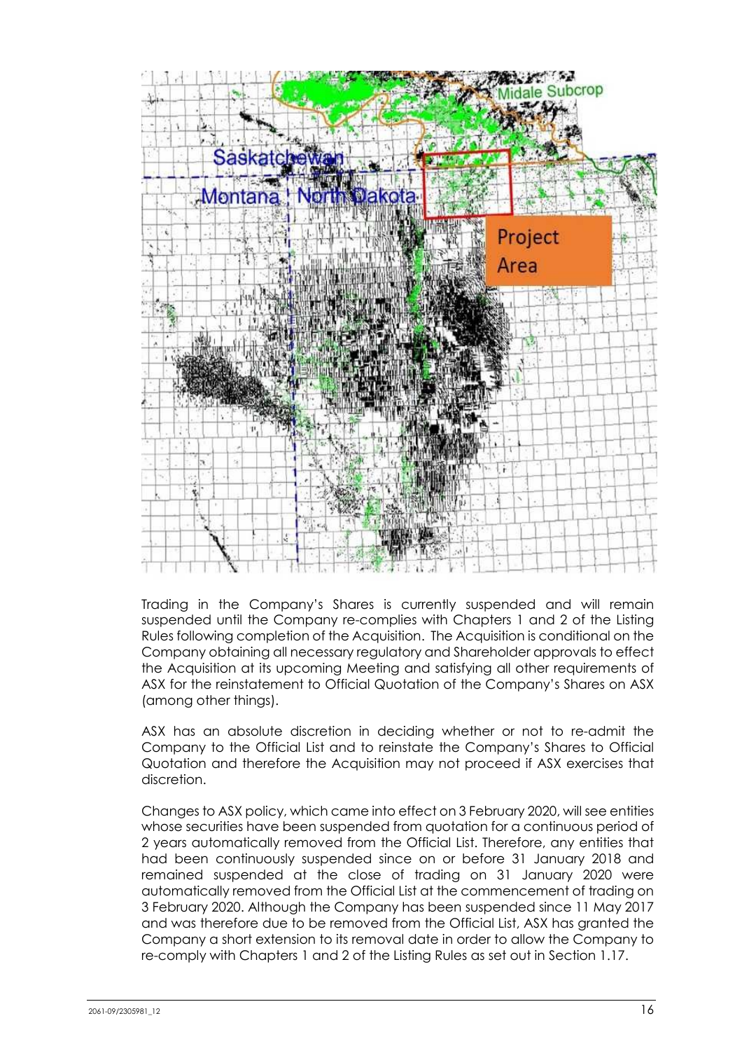Trading in the Company's Shares is currently suspended and will remain suspended until the Company re-complies with Chapters 1 and 2 of the Listing Rules following completion of the Acquisition. The Acquisition is conditional on the Company obtaining all necessary regulatory and Shareholder approvals to effect the Acquisition at its upcoming Meeting and satisfying all other requirements of ASX for the reinstatement to Official Quotation of the Company's Shares on ASX (among other things).

ASX has an absolute discretion in deciding whether or not to re-admit the Company to the Official List and to reinstate the Company's Shares to Official Quotation and therefore the Acquisition may not proceed if ASX exercises that discretion.

Changes to ASX policy, which came into effect on 3 February 2020, will see entities whose securities have been suspended from quotation for a continuous period of 2 years automatically removed from the Official List. Therefore, any entities that had been continuously suspended since on or before 31 January 2018 and remained suspended at the close of trading on 31 January 2020 were automatically removed from the Official List at the commencement of trading on 3 February 2020. Although the Company has been suspended since 11 May 2017 and was therefore due to be removed from the Official List, ASX has granted the Company a short extension to its removal date in order to allow the Company to re-comply with Chapters 1 and 2 of the Listing Rules as set out in Section 1.17.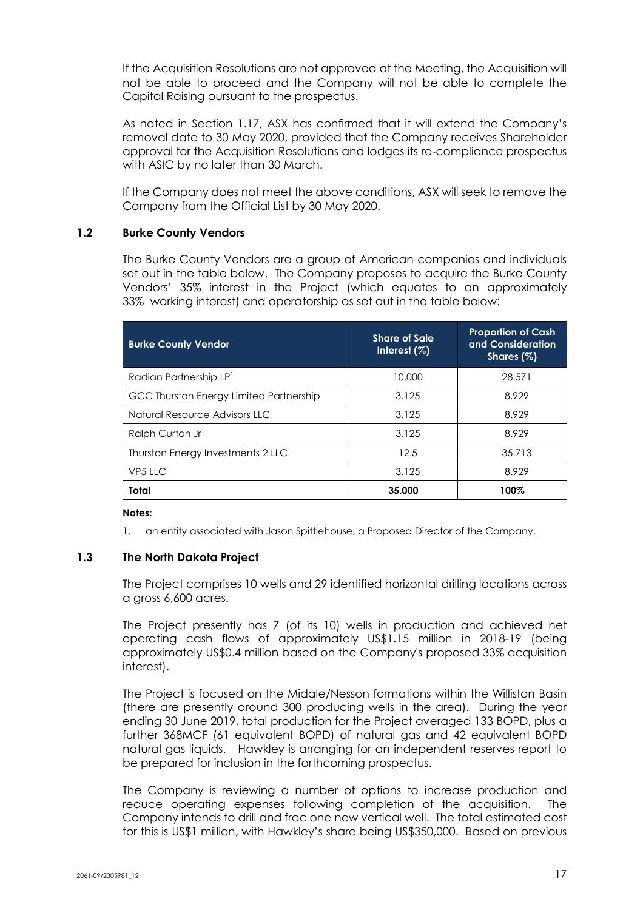If the Acquisition Resolutions are not approved at the Meeting, the Acquisition will not be able to proceed and the Company will not be able to complete the Capital Raising pursuant to the prospectus.

As noted in Section 1.17, ASX has confirmed that it will extend the Company's removal date to 30 May 2020, provided that the Company receives Shareholder approval for the Acquisition Resolutions and lodges its re-compliance prospectus with ASIC by no later than 30 March.

If the Company does not meet the above conditions, ASX will seek to remove the Company from the Official List by 30 May 2020.

## 1.2 Burke County Vendors

The Burke County Vendors are a group of American companies and individuals set out in the table below. The Company proposes to acquire the Burke County Vendors' 35% interest in the Project (which equates to an approximately 33% working interest) and operatorship as set out in the table below:

| Burke County Vendor | Share of Sale Interest (%) | Proportion of Cash and Consideration Shares (%) |
|---|---|---|
| Radian Partnership LP[1] | 10.000 | 28.571 |
| GCC Thurston Energy Limited Partnership | 3.125 | 8.929 |
| Natural Resource Advisors LLC | 3.125 | 8.929 |
| Ralph Curton Jr | 3.125 | 8.929 |
| Thurston Energy Investments 2 LLC | 12.5 | 35.713 |
| VP5 LLC | 3.125 | 8.929 |
| **Total** | **35.000** | **100%** |

**Notes:**

1. an entity associated with Jason Spittlehouse, a Proposed Director of the Company.

## 1.3 The North Dakota Project

The Project comprises 10 wells and 29 identified horizontal drilling locations across a gross 6,600 acres.

The Project presently has 7 (of its 10) wells in production and achieved net operating cash flows of approximately US$1.15 million in 2018-19 (being approximately US$0.4 million based on the Company's proposed 33% acquisition interest).

The Project is focused on the Midale/Nesson formations within the Williston Basin (there are presently around 300 producing wells in the area). During the year ending 30 June 2019, total production for the Project averaged 133 BOPD, plus a further 368MCF (61 equivalent BOPD) of natural gas and 42 equivalent BOPD natural gas liquids. Hawkley is arranging for an independent reserves report to be prepared for inclusion in the forthcoming prospectus.

The Company is reviewing a number of options to increase production and reduce operating expenses following completion of the acquisition. The Company intends to drill and frac one new vertical well. The total estimated cost for this is US$1 million, with Hawkley's share being US$350,000. Based on previous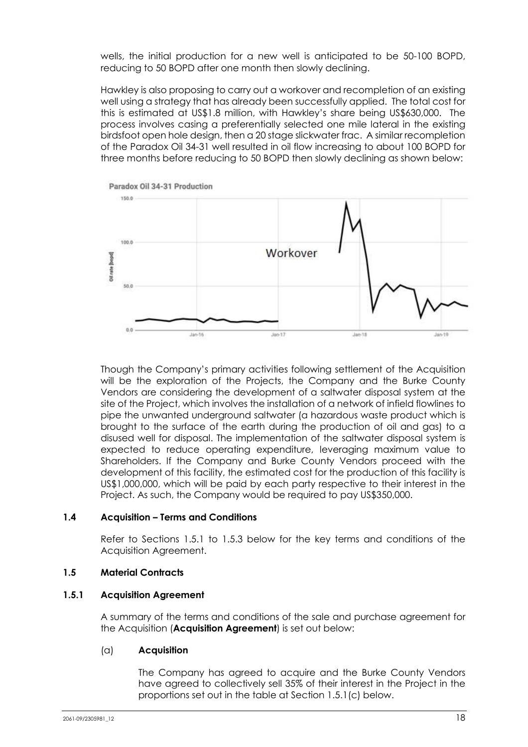wells, the initial production for a new well is anticipated to be 50-100 BOPD, reducing to 50 BOPD after one month then slowly declining.

Hawkley is also proposing to carry out a workover and recompletion of an existing well using a strategy that has already been successfully applied. The total cost for this is estimated at US$1.8 million, with Hawkley's share being US$630,000. The process involves casing a preferentially selected one mile lateral in the existing birdsfoot open hole design, then a 20 stage slickwater frac. A similar recompletion of the Paradox Oil 34-31 well resulted in oil flow increasing to about 100 BOPD for three months before reducing to 50 BOPD then slowly declining as shown below:

Paradox Oil 34-31 Production

Though the Company's primary activities following settlement of the Acquisition will be the exploration of the Projects, the Company and the Burke County Vendors are considering the development of a saltwater disposal system at the site of the Project, which involves the installation of a network of infield flowlines to pipe the unwanted underground saltwater (a hazardous waste product which is brought to the surface of the earth during the production of oil and gas) to a disused well for disposal. The implementation of the saltwater disposal system is expected to reduce operating expenditure, leveraging maximum value to Shareholders. If the Company and Burke County Vendors proceed with the development of this facility, the estimated cost for the production of this facility is US$1,000,000, which will be paid by each party respective to their interest in the Project. As such, the Company would be required to pay US$350,000.

### 1.4 Acquisition – Terms and Conditions

Refer to Sections 1.5.1 to 1.5.3 below for the key terms and conditions of the Acquisition Agreement.

### 1.5 Material Contracts

#### 1.5.1 Acquisition Agreement

A summary of the terms and conditions of the sale and purchase agreement for the Acquisition (**Acquisition Agreement**) is set out below:

(a) **Acquisition**

The Company has agreed to acquire and the Burke County Vendors have agreed to collectively sell 35% of their interest in the Project in the proportions set out in the table at Section 1.5.1(c) below.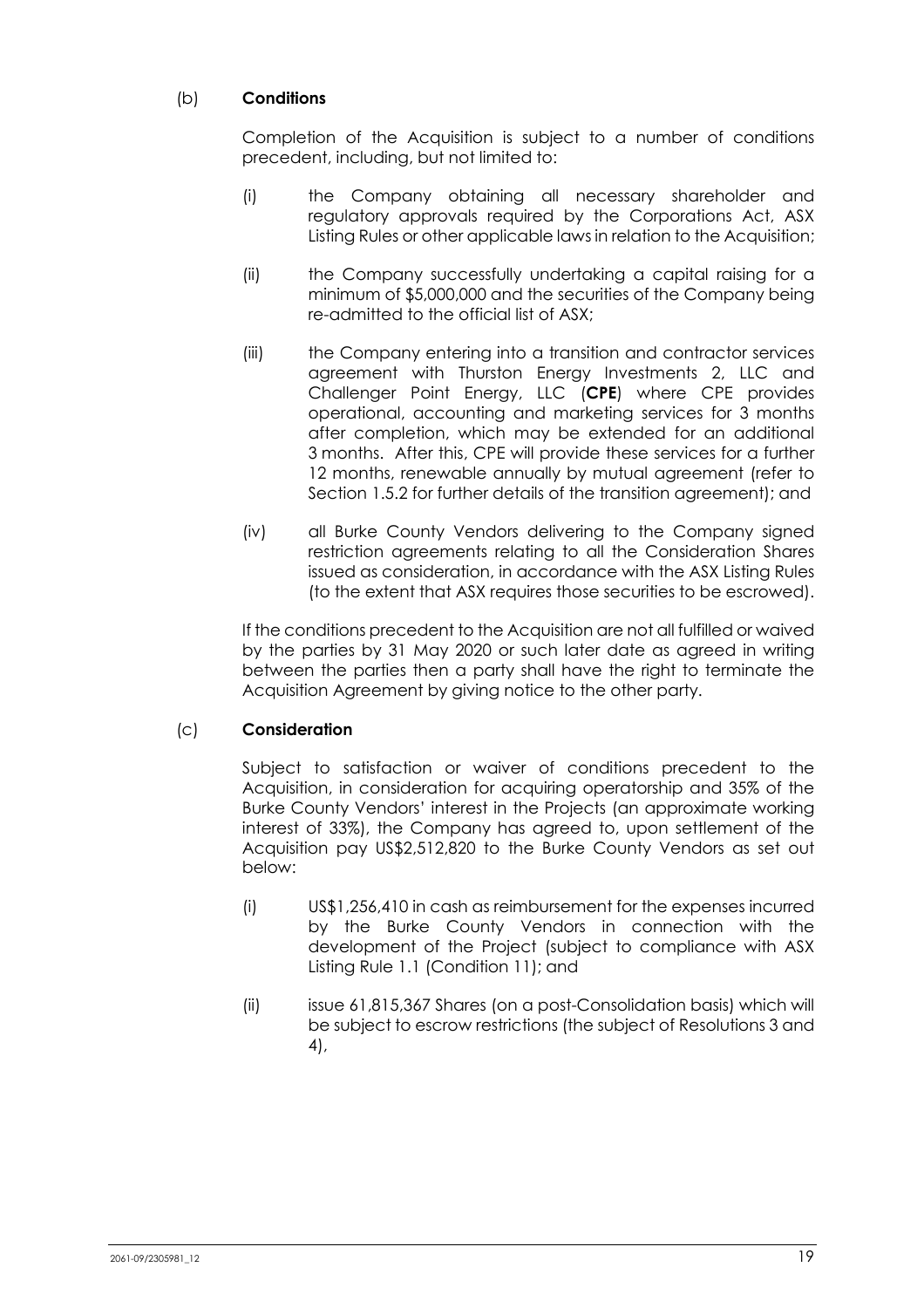(b) **Conditions**

Completion of the Acquisition is subject to a number of conditions precedent, including, but not limited to:

(i) the Company obtaining all necessary shareholder and regulatory approvals required by the Corporations Act, ASX Listing Rules or other applicable laws in relation to the Acquisition;

(ii) the Company successfully undertaking a capital raising for a minimum of $5,000,000 and the securities of the Company being re-admitted to the official list of ASX;

(iii) the Company entering into a transition and contractor services agreement with Thurston Energy Investments 2, LLC and Challenger Point Energy, LLC (**CPE**) where CPE provides operational, accounting and marketing services for 3 months after completion, which may be extended for an additional 3 months. After this, CPE will provide these services for a further 12 months, renewable annually by mutual agreement (refer to Section 1.5.2 for further details of the transition agreement); and

(iv) all Burke County Vendors delivering to the Company signed restriction agreements relating to all the Consideration Shares issued as consideration, in accordance with the ASX Listing Rules (to the extent that ASX requires those securities to be escrowed).

If the conditions precedent to the Acquisition are not all fulfilled or waived by the parties by 31 May 2020 or such later date as agreed in writing between the parties then a party shall have the right to terminate the Acquisition Agreement by giving notice to the other party.

(c) **Consideration**

Subject to satisfaction or waiver of conditions precedent to the Acquisition, in consideration for acquiring operatorship and 35% of the Burke County Vendors' interest in the Projects (an approximate working interest of 33%), the Company has agreed to, upon settlement of the Acquisition pay US$2,512,820 to the Burke County Vendors as set out below:

(i) US$1,256,410 in cash as reimbursement for the expenses incurred by the Burke County Vendors in connection with the development of the Project (subject to compliance with ASX Listing Rule 1.1 (Condition 11); and

(ii) issue 61,815,367 Shares (on a post-Consolidation basis) which will be subject to escrow restrictions (the subject of Resolutions 3 and 4),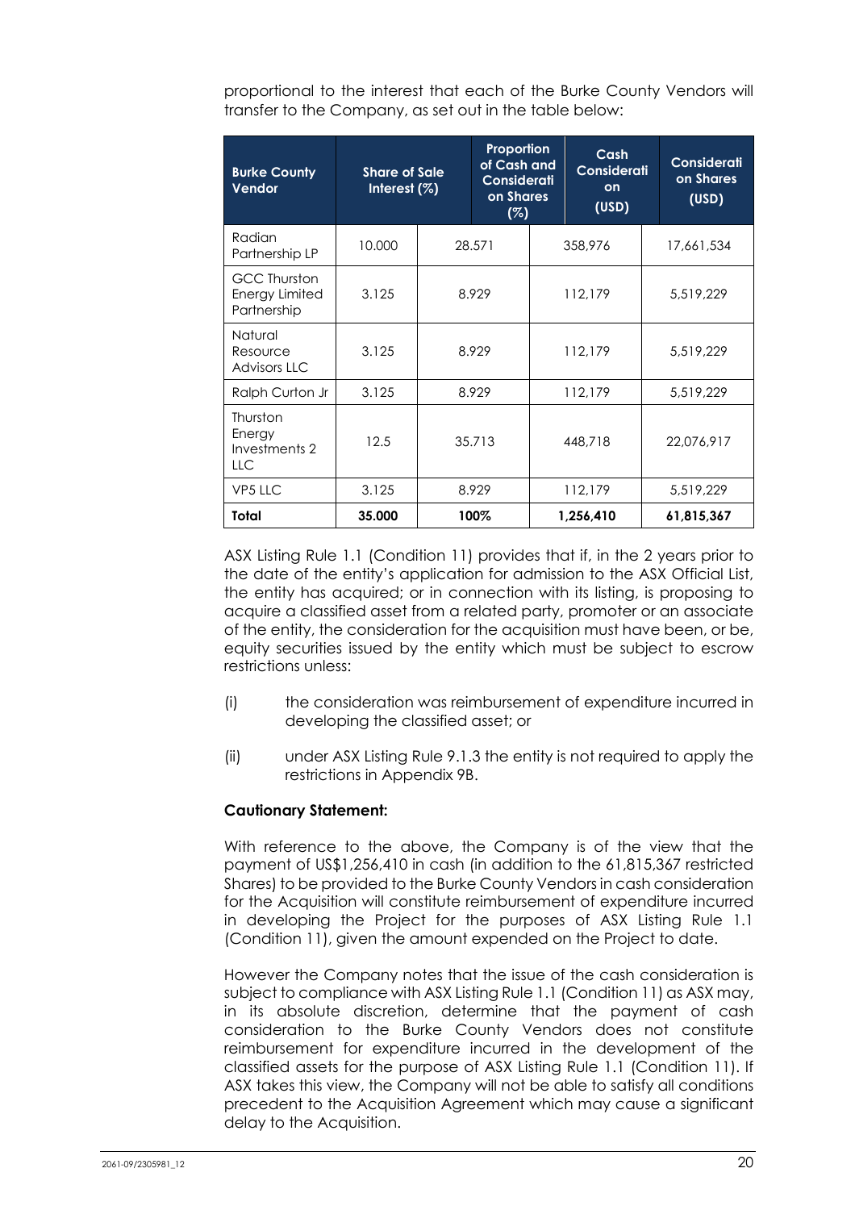proportional to the interest that each of the Burke County Vendors will transfer to the Company, as set out in the table below:

| Burke County Vendor | Share of Sale Interest (%) | Proportion of Cash and Consideration Shares (%) | Cash Consideration (USD) | Consideration Shares (USD) |
|---|---|---|---|---|
| Radian Partnership LP | 10.000 | 28.571 | 358,976 | 17,661,534 |
| GCC Thurston Energy Limited Partnership | 3.125 | 8.929 | 112,179 | 5,519,229 |
| Natural Resource Advisors LLC | 3.125 | 8.929 | 112,179 | 5,519,229 |
| Ralph Curton Jr | 3.125 | 8.929 | 112,179 | 5,519,229 |
| Thurston Energy Investments 2 LLC | 12.5 | 35.713 | 448,718 | 22,076,917 |
| VP5 LLC | 3.125 | 8.929 | 112,179 | 5,519,229 |
| **Total** | **35.000** | **100%** | **1,256,410** | **61,815,367** |

ASX Listing Rule 1.1 (Condition 11) provides that if, in the 2 years prior to the date of the entity's application for admission to the ASX Official List, the entity has acquired; or in connection with its listing, is proposing to acquire a classified asset from a related party, promoter or an associate of the entity, the consideration for the acquisition must have been, or be, equity securities issued by the entity which must be subject to escrow restrictions unless:

(i) the consideration was reimbursement of expenditure incurred in developing the classified asset; or

(ii) under ASX Listing Rule 9.1.3 the entity is not required to apply the restrictions in Appendix 9B.

**Cautionary Statement:**

With reference to the above, the Company is of the view that the payment of US$1,256,410 in cash (in addition to the 61,815,367 restricted Shares) to be provided to the Burke County Vendors in cash consideration for the Acquisition will constitute reimbursement of expenditure incurred in developing the Project for the purposes of ASX Listing Rule 1.1 (Condition 11), given the amount expended on the Project to date.

However the Company notes that the issue of the cash consideration is subject to compliance with ASX Listing Rule 1.1 (Condition 11) as ASX may, in its absolute discretion, determine that the payment of cash consideration to the Burke County Vendors does not constitute reimbursement for expenditure incurred in the development of the classified assets for the purpose of ASX Listing Rule 1.1 (Condition 11). If ASX takes this view, the Company will not be able to satisfy all conditions precedent to the Acquisition Agreement which may cause a significant delay to the Acquisition.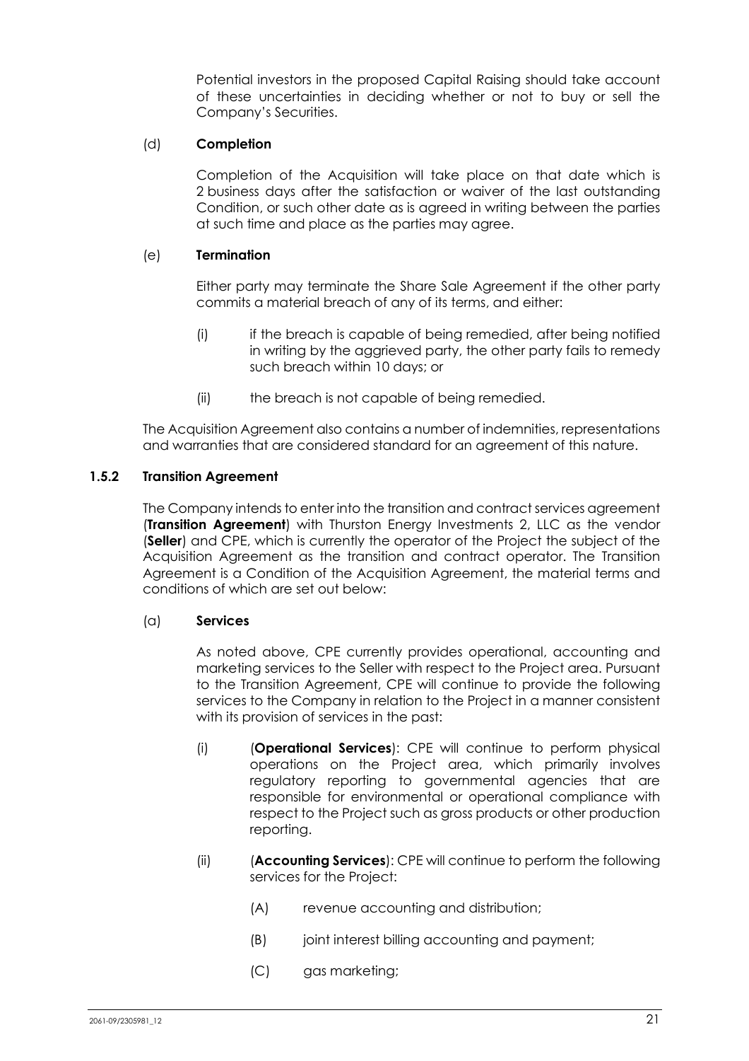Potential investors in the proposed Capital Raising should take account of these uncertainties in deciding whether or not to buy or sell the Company's Securities.

(d) **Completion**

Completion of the Acquisition will take place on that date which is 2 business days after the satisfaction or waiver of the last outstanding Condition, or such other date as is agreed in writing between the parties at such time and place as the parties may agree.

(e) **Termination**

Either party may terminate the Share Sale Agreement if the other party commits a material breach of any of its terms, and either:

(i) if the breach is capable of being remedied, after being notified in writing by the aggrieved party, the other party fails to remedy such breach within 10 days; or

(ii) the breach is not capable of being remedied.

The Acquisition Agreement also contains a number of indemnities, representations and warranties that are considered standard for an agreement of this nature.

### 1.5.2 Transition Agreement

The Company intends to enter into the transition and contract services agreement (**Transition Agreement**) with Thurston Energy Investments 2, LLC as the vendor (**Seller**) and CPE, which is currently the operator of the Project the subject of the Acquisition Agreement as the transition and contract operator. The Transition Agreement is a Condition of the Acquisition Agreement, the material terms and conditions of which are set out below:

(a) **Services**

As noted above, CPE currently provides operational, accounting and marketing services to the Seller with respect to the Project area. Pursuant to the Transition Agreement, CPE will continue to provide the following services to the Company in relation to the Project in a manner consistent with its provision of services in the past:

(i) (**Operational Services**): CPE will continue to perform physical operations on the Project area, which primarily involves regulatory reporting to governmental agencies that are responsible for environmental or operational compliance with respect to the Project such as gross products or other production reporting.

(ii) (**Accounting Services**): CPE will continue to perform the following services for the Project:

(A) revenue accounting and distribution;

(B) joint interest billing accounting and payment;

(C) gas marketing;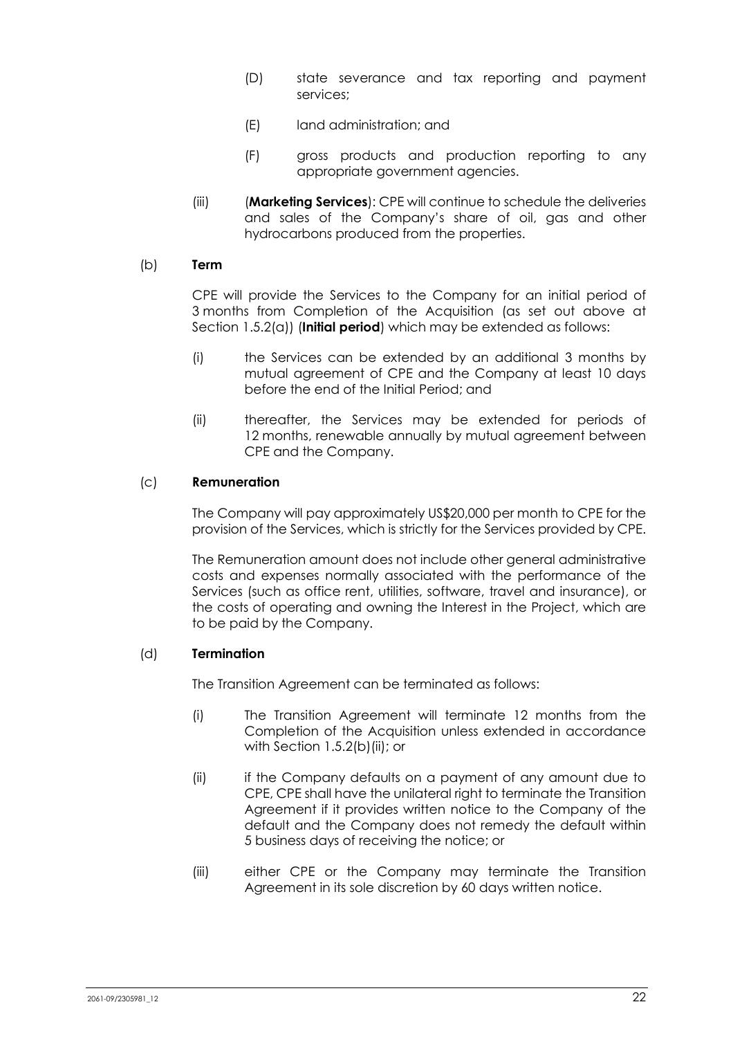(D) state severance and tax reporting and payment services;

(E) land administration; and

(F) gross products and production reporting to any appropriate government agencies.

(iii) (**Marketing Services**): CPE will continue to schedule the deliveries and sales of the Company's share of oil, gas and other hydrocarbons produced from the properties.

(b) **Term**

CPE will provide the Services to the Company for an initial period of 3 months from Completion of the Acquisition (as set out above at Section 1.5.2(a)) (**Initial period**) which may be extended as follows:

(i) the Services can be extended by an additional 3 months by mutual agreement of CPE and the Company at least 10 days before the end of the Initial Period; and

(ii) thereafter, the Services may be extended for periods of 12 months, renewable annually by mutual agreement between CPE and the Company.

(c) **Remuneration**

The Company will pay approximately US$20,000 per month to CPE for the provision of the Services, which is strictly for the Services provided by CPE.

The Remuneration amount does not include other general administrative costs and expenses normally associated with the performance of the Services (such as office rent, utilities, software, travel and insurance), or the costs of operating and owning the Interest in the Project, which are to be paid by the Company.

(d) **Termination**

The Transition Agreement can be terminated as follows:

(i) The Transition Agreement will terminate 12 months from the Completion of the Acquisition unless extended in accordance with Section 1.5.2(b)(ii); or

(ii) if the Company defaults on a payment of any amount due to CPE, CPE shall have the unilateral right to terminate the Transition Agreement if it provides written notice to the Company of the default and the Company does not remedy the default within 5 business days of receiving the notice; or

(iii) either CPE or the Company may terminate the Transition Agreement in its sole discretion by 60 days written notice.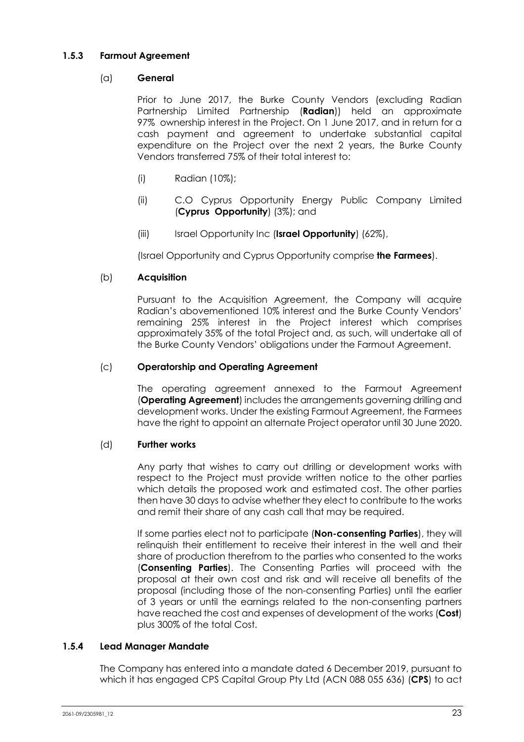### 1.5.3 Farmout Agreement

(a) **General**

Prior to June 2017, the Burke County Vendors (excluding Radian Partnership Limited Partnership (**Radian**)) held an approximate 97% ownership interest in the Project. On 1 June 2017, and in return for a cash payment and agreement to undertake substantial capital expenditure on the Project over the next 2 years, the Burke County Vendors transferred 75% of their total interest to:

(i) Radian (10%);

(ii) C.O Cyprus Opportunity Energy Public Company Limited (**Cyprus Opportunity**) (3%); and

(iii) Israel Opportunity Inc (**Israel Opportunity**) (62%),

(Israel Opportunity and Cyprus Opportunity comprise **the Farmees**).

(b) **Acquisition**

Pursuant to the Acquisition Agreement, the Company will acquire Radian's abovementioned 10% interest and the Burke County Vendors' remaining 25% interest in the Project interest which comprises approximately 35% of the total Project and, as such, will undertake all of the Burke County Vendors' obligations under the Farmout Agreement.

(c) **Operatorship and Operating Agreement**

The operating agreement annexed to the Farmout Agreement (**Operating Agreement**) includes the arrangements governing drilling and development works. Under the existing Farmout Agreement, the Farmees have the right to appoint an alternate Project operator until 30 June 2020.

(d) **Further works**

Any party that wishes to carry out drilling or development works with respect to the Project must provide written notice to the other parties which details the proposed work and estimated cost. The other parties then have 30 days to advise whether they elect to contribute to the works and remit their share of any cash call that may be required.

If some parties elect not to participate (**Non-consenting Parties**), they will relinquish their entitlement to receive their interest in the well and their share of production therefrom to the parties who consented to the works (**Consenting Parties**). The Consenting Parties will proceed with the proposal at their own cost and risk and will receive all benefits of the proposal (including those of the non-consenting Parties) until the earlier of 3 years or until the earnings related to the non-consenting partners have reached the cost and expenses of development of the works (**Cost**) plus 300% of the total Cost.

### 1.5.4 Lead Manager Mandate

The Company has entered into a mandate dated 6 December 2019, pursuant to which it has engaged CPS Capital Group Pty Ltd (ACN 088 055 636) (**CPS**) to act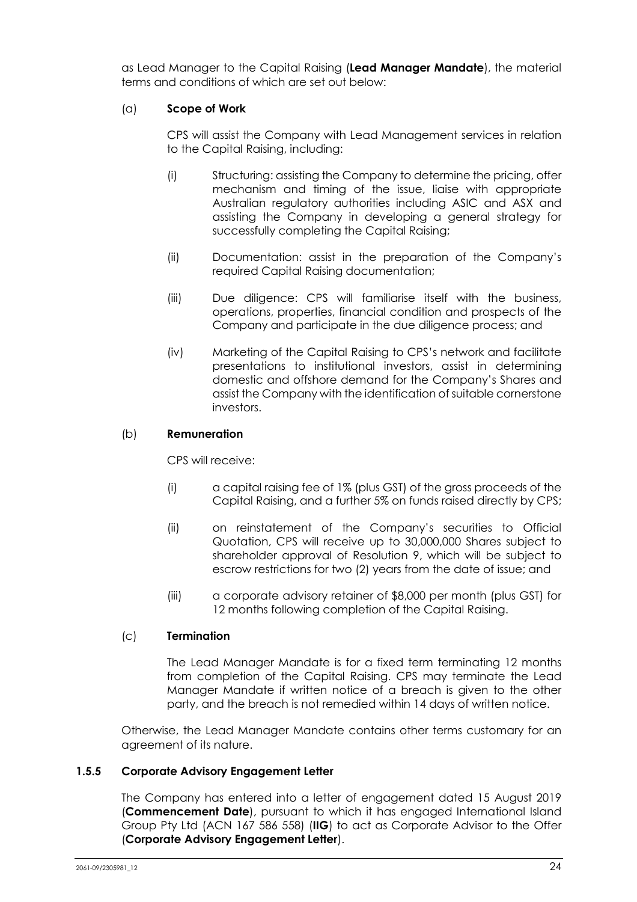as Lead Manager to the Capital Raising (**Lead Manager Mandate**), the material terms and conditions of which are set out below:

(a) **Scope of Work**

CPS will assist the Company with Lead Management services in relation to the Capital Raising, including:

(i) Structuring: assisting the Company to determine the pricing, offer mechanism and timing of the issue, liaise with appropriate Australian regulatory authorities including ASIC and ASX and assisting the Company in developing a general strategy for successfully completing the Capital Raising;

(ii) Documentation: assist in the preparation of the Company's required Capital Raising documentation;

(iii) Due diligence: CPS will familiarise itself with the business, operations, properties, financial condition and prospects of the Company and participate in the due diligence process; and

(iv) Marketing of the Capital Raising to CPS's network and facilitate presentations to institutional investors, assist in determining domestic and offshore demand for the Company's Shares and assist the Company with the identification of suitable cornerstone investors.

(b) **Remuneration**

CPS will receive:

(i) a capital raising fee of 1% (plus GST) of the gross proceeds of the Capital Raising, and a further 5% on funds raised directly by CPS;

(ii) on reinstatement of the Company's securities to Official Quotation, CPS will receive up to 30,000,000 Shares subject to shareholder approval of Resolution 9, which will be subject to escrow restrictions for two (2) years from the date of issue; and

(iii) a corporate advisory retainer of $8,000 per month (plus GST) for 12 months following completion of the Capital Raising.

(c) **Termination**

The Lead Manager Mandate is for a fixed term terminating 12 months from completion of the Capital Raising. CPS may terminate the Lead Manager Mandate if written notice of a breach is given to the other party, and the breach is not remedied within 14 days of written notice.

Otherwise, the Lead Manager Mandate contains other terms customary for an agreement of its nature.

### 1.5.5 Corporate Advisory Engagement Letter

The Company has entered into a letter of engagement dated 15 August 2019 (**Commencement Date**), pursuant to which it has engaged International Island Group Pty Ltd (ACN 167 586 558) (**IIG**) to act as Corporate Advisor to the Offer (**Corporate Advisory Engagement Letter**).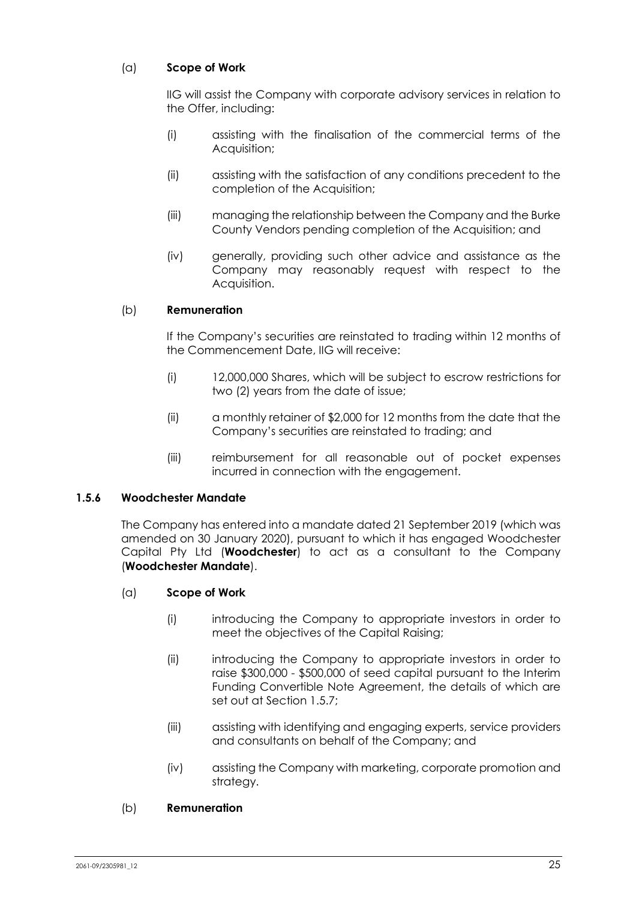(a) **Scope of Work**

IIG will assist the Company with corporate advisory services in relation to the Offer, including:

(i) assisting with the finalisation of the commercial terms of the Acquisition;

(ii) assisting with the satisfaction of any conditions precedent to the completion of the Acquisition;

(iii) managing the relationship between the Company and the Burke County Vendors pending completion of the Acquisition; and

(iv) generally, providing such other advice and assistance as the Company may reasonably request with respect to the Acquisition.

(b) **Remuneration**

If the Company's securities are reinstated to trading within 12 months of the Commencement Date, IIG will receive:

(i) 12,000,000 Shares, which will be subject to escrow restrictions for two (2) years from the date of issue;

(ii) a monthly retainer of $2,000 for 12 months from the date that the Company's securities are reinstated to trading; and

(iii) reimbursement for all reasonable out of pocket expenses incurred in connection with the engagement.

### 1.5.6 Woodchester Mandate

The Company has entered into a mandate dated 21 September 2019 (which was amended on 30 January 2020), pursuant to which it has engaged Woodchester Capital Pty Ltd (**Woodchester**) to act as a consultant to the Company (**Woodchester Mandate**).

(a) **Scope of Work**

(i) introducing the Company to appropriate investors in order to meet the objectives of the Capital Raising;

(ii) introducing the Company to appropriate investors in order to raise $300,000 - $500,000 of seed capital pursuant to the Interim Funding Convertible Note Agreement, the details of which are set out at Section 1.5.7;

(iii) assisting with identifying and engaging experts, service providers and consultants on behalf of the Company; and

(iv) assisting the Company with marketing, corporate promotion and strategy.

(b) **Remuneration**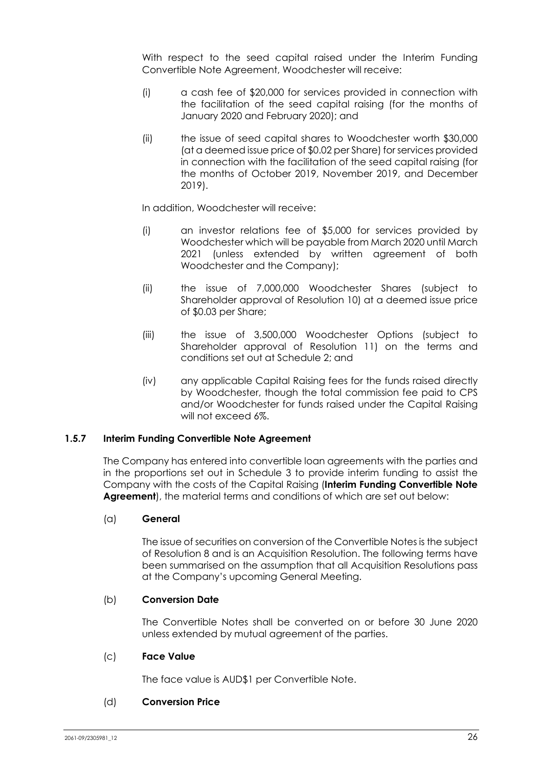With respect to the seed capital raised under the Interim Funding Convertible Note Agreement, Woodchester will receive:

(i) a cash fee of $20,000 for services provided in connection with the facilitation of the seed capital raising (for the months of January 2020 and February 2020); and

(ii) the issue of seed capital shares to Woodchester worth $30,000 (at a deemed issue price of $0.02 per Share) for services provided in connection with the facilitation of the seed capital raising (for the months of October 2019, November 2019, and December 2019).

In addition, Woodchester will receive:

(i) an investor relations fee of $5,000 for services provided by Woodchester which will be payable from March 2020 until March 2021 (unless extended by written agreement of both Woodchester and the Company);

(ii) the issue of 7,000,000 Woodchester Shares (subject to Shareholder approval of Resolution 10) at a deemed issue price of $0.03 per Share;

(iii) the issue of 3,500,000 Woodchester Options (subject to Shareholder approval of Resolution 11) on the terms and conditions set out at Schedule 2; and

(iv) any applicable Capital Raising fees for the funds raised directly by Woodchester, though the total commission fee paid to CPS and/or Woodchester for funds raised under the Capital Raising will not exceed 6%.

### 1.5.7 Interim Funding Convertible Note Agreement

The Company has entered into convertible loan agreements with the parties and in the proportions set out in Schedule 3 to provide interim funding to assist the Company with the costs of the Capital Raising (**Interim Funding Convertible Note Agreement**), the material terms and conditions of which are set out below:

(a) **General**

The issue of securities on conversion of the Convertible Notes is the subject of Resolution 8 and is an Acquisition Resolution. The following terms have been summarised on the assumption that all Acquisition Resolutions pass at the Company's upcoming General Meeting.

(b) **Conversion Date**

The Convertible Notes shall be converted on or before 30 June 2020 unless extended by mutual agreement of the parties.

(c) **Face Value**

The face value is AUD$1 per Convertible Note.

(d) **Conversion Price**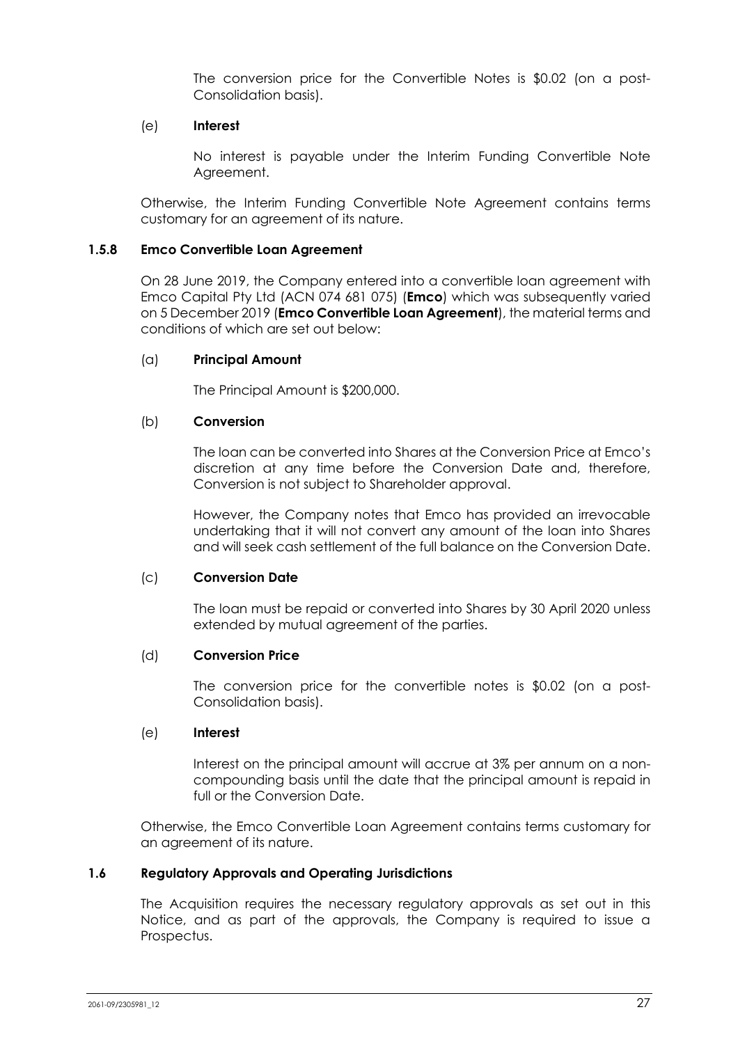The conversion price for the Convertible Notes is $0.02 (on a post-Consolidation basis).

(e) **Interest**

No interest is payable under the Interim Funding Convertible Note Agreement.

Otherwise, the Interim Funding Convertible Note Agreement contains terms customary for an agreement of its nature.

### 1.5.8 Emco Convertible Loan Agreement

On 28 June 2019, the Company entered into a convertible loan agreement with Emco Capital Pty Ltd (ACN 074 681 075) (**Emco**) which was subsequently varied on 5 December 2019 (**Emco Convertible Loan Agreement**), the material terms and conditions of which are set out below:

(a) **Principal Amount**

The Principal Amount is $200,000.

(b) **Conversion**

The loan can be converted into Shares at the Conversion Price at Emco's discretion at any time before the Conversion Date and, therefore, Conversion is not subject to Shareholder approval.

However, the Company notes that Emco has provided an irrevocable undertaking that it will not convert any amount of the loan into Shares and will seek cash settlement of the full balance on the Conversion Date.

(c) **Conversion Date**

The loan must be repaid or converted into Shares by 30 April 2020 unless extended by mutual agreement of the parties.

(d) **Conversion Price**

The conversion price for the convertible notes is $0.02 (on a post-Consolidation basis).

(e) **Interest**

Interest on the principal amount will accrue at 3% per annum on a non-compounding basis until the date that the principal amount is repaid in full or the Conversion Date.

Otherwise, the Emco Convertible Loan Agreement contains terms customary for an agreement of its nature.

### 1.6 Regulatory Approvals and Operating Jurisdictions

The Acquisition requires the necessary regulatory approvals as set out in this Notice, and as part of the approvals, the Company is required to issue a Prospectus.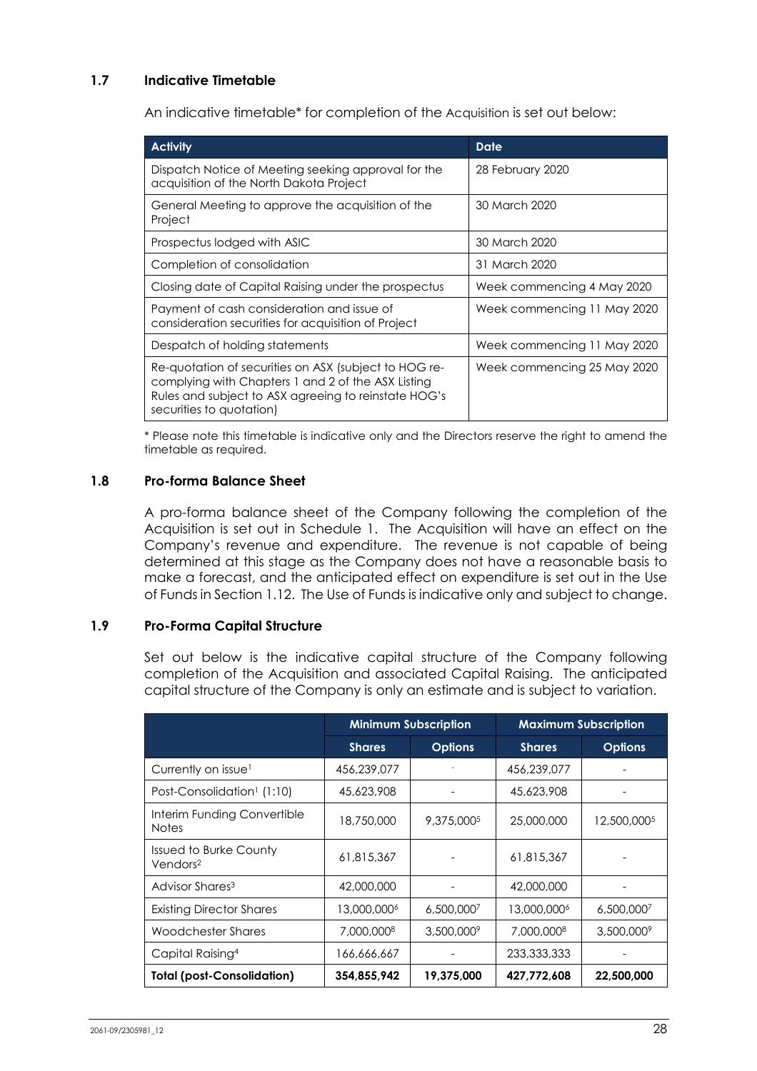### 1.7 Indicative Timetable

An indicative timetable* for completion of the Acquisition is set out below:

| Activity | Date |
|---|---|
| Dispatch Notice of Meeting seeking approval for the acquisition of the North Dakota Project | 28 February 2020 |
| General Meeting to approve the acquisition of the Project | 30 March 2020 |
| Prospectus lodged with ASIC | 30 March 2020 |
| Completion of consolidation | 31 March 2020 |
| Closing date of Capital Raising under the prospectus | Week commencing 4 May 2020 |
| Payment of cash consideration and issue of consideration securities for acquisition of Project | Week commencing 11 May 2020 |
| Despatch of holding statements | Week commencing 11 May 2020 |
| Re-quotation of securities on ASX (subject to HOG re-complying with Chapters 1 and 2 of the ASX Listing Rules and subject to ASX agreeing to reinstate HOG's securities to quotation) | Week commencing 25 May 2020 |

* Please note this timetable is indicative only and the Directors reserve the right to amend the timetable as required.

### 1.8 Pro-forma Balance Sheet

A pro-forma balance sheet of the Company following the completion of the Acquisition is set out in Schedule 1. The Acquisition will have an effect on the Company's revenue and expenditure. The revenue is not capable of being determined at this stage as the Company does not have a reasonable basis to make a forecast, and the anticipated effect on expenditure is set out in the Use of Funds in Section 1.12. The Use of Funds is indicative only and subject to change.

### 1.9 Pro-Forma Capital Structure

Set out below is the indicative capital structure of the Company following completion of the Acquisition and associated Capital Raising. The anticipated capital structure of the Company is only an estimate and is subject to variation.

| | Minimum Subscription | | Maximum Subscription | |
|---|---|---|---|---|
| | Shares | Options | Shares | Options |
| Currently on issue[1] | 456,239,077 | - | 456,239,077 | - |
| Post-Consolidation[1] (1:10) | 45,623,908 | - | 45,623,908 | - |
| Interim Funding Convertible Notes | 18,750,000 | 9,375,000[5] | 25,000,000 | 12,500,000[5] |
| Issued to Burke County Vendors[2] | 61,815,367 | - | 61,815,367 | - |
| Advisor Shares[3] | 42,000,000 | - | 42,000,000 | - |
| Existing Director Shares | 13,000,000[6] | 6,500,000[7] | 13,000,000[6] | 6,500,000[7] |
| Woodchester Shares | 7,000,000[8] | 3,500,000[9] | 7,000,000[8] | 3,500,000[9] |
| Capital Raising[4] | 166,666,667 | - | 233,333,333 | - |
| **Total (post-Consolidation)** | **354,855,942** | **19,375,000** | **427,772,608** | **22,500,000** |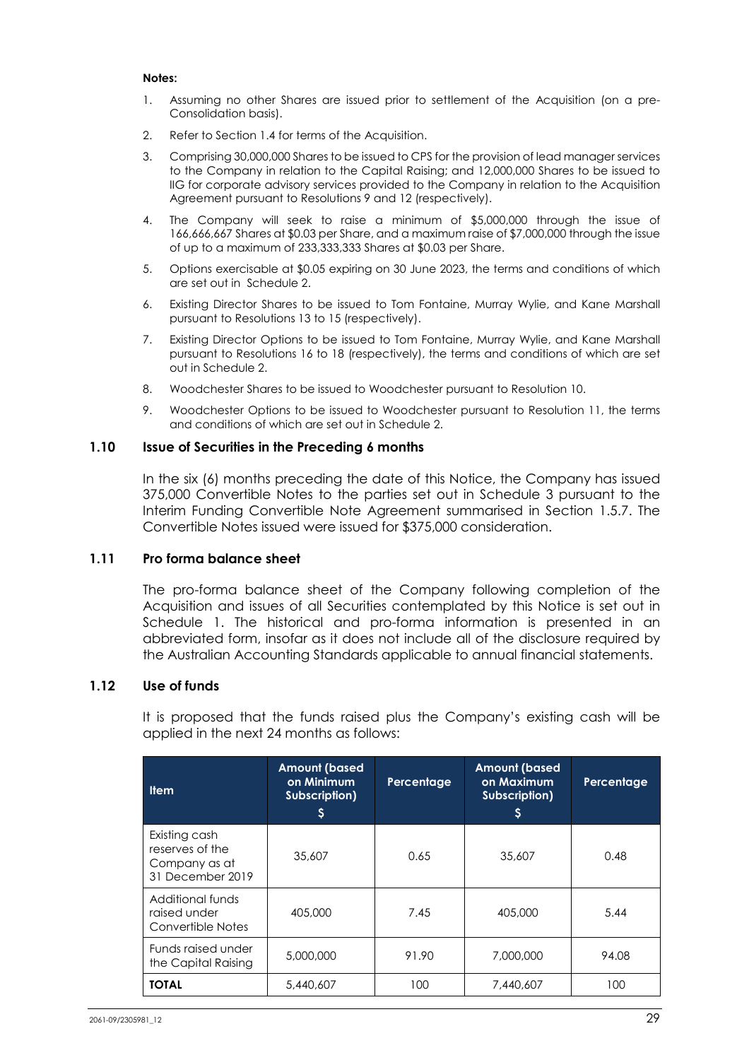**Notes:**

1. Assuming no other Shares are issued prior to settlement of the Acquisition (on a pre-Consolidation basis).
2. Refer to Section 1.4 for terms of the Acquisition.
3. Comprising 30,000,000 Shares to be issued to CPS for the provision of lead manager services to the Company in relation to the Capital Raising; and 12,000,000 Shares to be issued to IIG for corporate advisory services provided to the Company in relation to the Acquisition Agreement pursuant to Resolutions 9 and 12 (respectively).
4. The Company will seek to raise a minimum of $5,000,000 through the issue of 166,666,667 Shares at $0.03 per Share, and a maximum raise of $7,000,000 through the issue of up to a maximum of 233,333,333 Shares at $0.03 per Share.
5. Options exercisable at $0.05 expiring on 30 June 2023, the terms and conditions of which are set out in Schedule 2.
6. Existing Director Shares to be issued to Tom Fontaine, Murray Wylie, and Kane Marshall pursuant to Resolutions 13 to 15 (respectively).
7. Existing Director Options to be issued to Tom Fontaine, Murray Wylie, and Kane Marshall pursuant to Resolutions 16 to 18 (respectively), the terms and conditions of which are set out in Schedule 2.
8. Woodchester Shares to be issued to Woodchester pursuant to Resolution 10.
9. Woodchester Options to be issued to Woodchester pursuant to Resolution 11, the terms and conditions of which are set out in Schedule 2.

### 1.10 Issue of Securities in the Preceding 6 months

In the six (6) months preceding the date of this Notice, the Company has issued 375,000 Convertible Notes to the parties set out in Schedule 3 pursuant to the Interim Funding Convertible Note Agreement summarised in Section 1.5.7. The Convertible Notes issued were issued for $375,000 consideration.

### 1.11 Pro forma balance sheet

The pro-forma balance sheet of the Company following completion of the Acquisition and issues of all Securities contemplated by this Notice is set out in Schedule 1. The historical and pro-forma information is presented in an abbreviated form, insofar as it does not include all of the disclosure required by the Australian Accounting Standards applicable to annual financial statements.

### 1.12 Use of funds

It is proposed that the funds raised plus the Company's existing cash will be applied in the next 24 months as follows:

| Item | Amount (based on Minimum Subscription) $ | Percentage | Amount (based on Maximum Subscription) $ | Percentage |
|---|---|---|---|---|
| Existing cash reserves of the Company as at 31 December 2019 | 35,607 | 0.65 | 35,607 | 0.48 |
| Additional funds raised under Convertible Notes | 405,000 | 7.45 | 405,000 | 5.44 |
| Funds raised under the Capital Raising | 5,000,000 | 91.90 | 7,000,000 | 94.08 |
| **TOTAL** | 5,440,607 | 100 | 7,440,607 | 100 |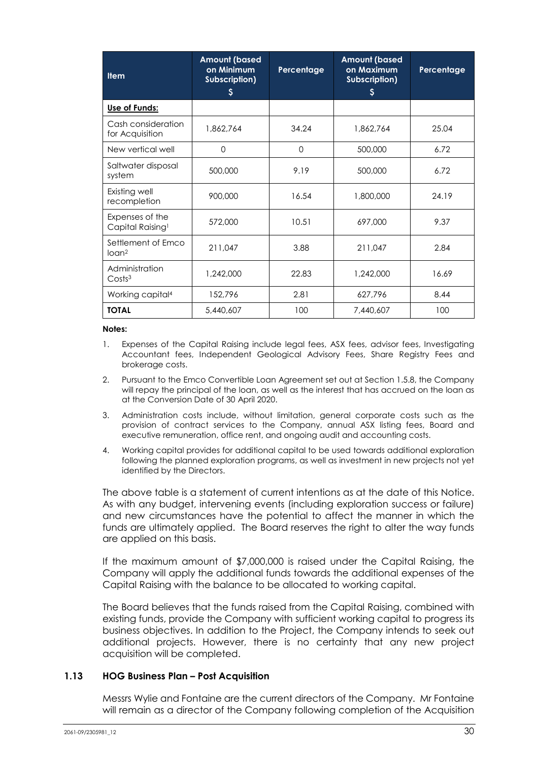| Item | Amount (based on Minimum Subscription) $ | Percentage | Amount (based on Maximum Subscription) $ | Percentage |
|---|---|---|---|---|
| **Use of Funds:** | | | | |
| Cash consideration for Acquisition | 1,862,764 | 34.24 | 1,862,764 | 25.04 |
| New vertical well | 0 | 0 | 500,000 | 6.72 |
| Saltwater disposal system | 500,000 | 9.19 | 500,000 | 6.72 |
| Existing well recompletion | 900,000 | 16.54 | 1,800,000 | 24.19 |
| Expenses of the Capital Raising[1] | 572,000 | 10.51 | 697,000 | 9.37 |
| Settlement of Emco loan[2] | 211,047 | 3.88 | 211,047 | 2.84 |
| Administration Costs[3] | 1,242,000 | 22.83 | 1,242,000 | 16.69 |
| Working capital[4] | 152,796 | 2.81 | 627,796 | 8.44 |
| **TOTAL** | 5,440,607 | 100 | 7,440,607 | 100 |

**Notes:**

1. Expenses of the Capital Raising include legal fees, ASX fees, advisor fees, Investigating Accountant fees, Independent Geological Advisory Fees, Share Registry Fees and brokerage costs.
2. Pursuant to the Emco Convertible Loan Agreement set out at Section 1.5.8, the Company will repay the principal of the loan, as well as the interest that has accrued on the loan as at the Conversion Date of 30 April 2020.
3. Administration costs include, without limitation, general corporate costs such as the provision of contract services to the Company, annual ASX listing fees, Board and executive remuneration, office rent, and ongoing audit and accounting costs.
4. Working capital provides for additional capital to be used towards additional exploration following the planned exploration programs, as well as investment in new projects not yet identified by the Directors.

The above table is a statement of current intentions as at the date of this Notice. As with any budget, intervening events (including exploration success or failure) and new circumstances have the potential to affect the manner in which the funds are ultimately applied. The Board reserves the right to alter the way funds are applied on this basis.

If the maximum amount of $7,000,000 is raised under the Capital Raising, the Company will apply the additional funds towards the additional expenses of the Capital Raising with the balance to be allocated to working capital.

The Board believes that the funds raised from the Capital Raising, combined with existing funds, provide the Company with sufficient working capital to progress its business objectives. In addition to the Project, the Company intends to seek out additional projects. However, there is no certainty that any new project acquisition will be completed.

### 1.13 HOG Business Plan – Post Acquisition

Messrs Wylie and Fontaine are the current directors of the Company. Mr Fontaine will remain as a director of the Company following completion of the Acquisition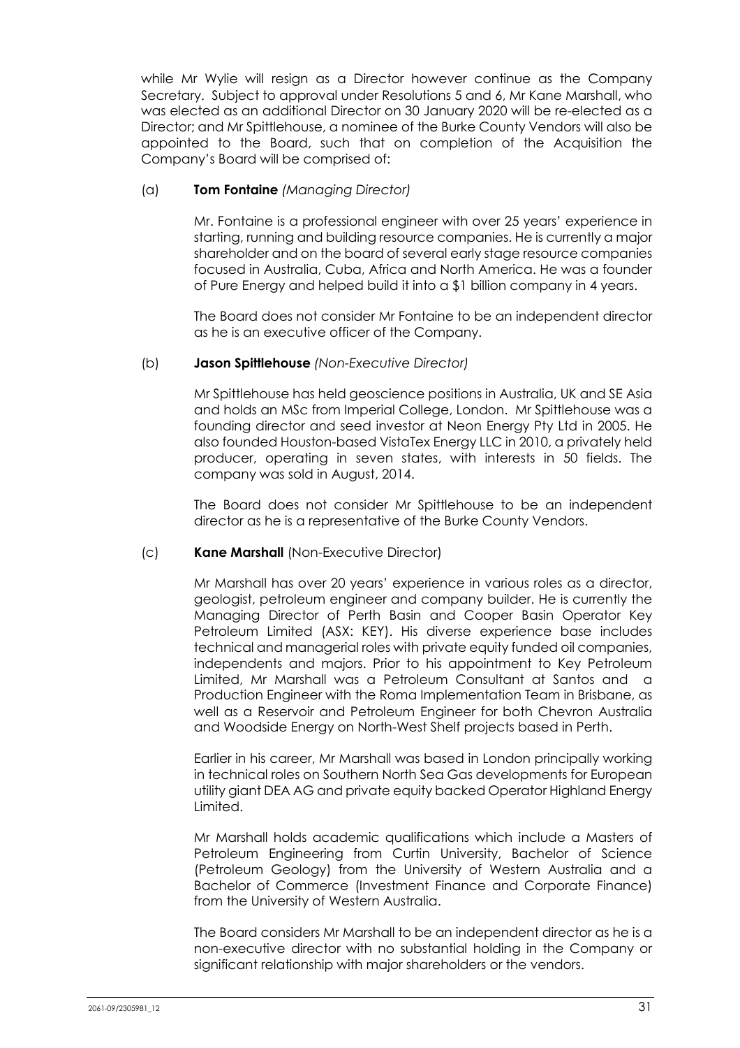while Mr Wylie will resign as a Director however continue as the Company Secretary. Subject to approval under Resolutions 5 and 6, Mr Kane Marshall, who was elected as an additional Director on 30 January 2020 will be re-elected as a Director; and Mr Spittlehouse, a nominee of the Burke County Vendors will also be appointed to the Board, such that on completion of the Acquisition the Company's Board will be comprised of:

(a) **Tom Fontaine** *(Managing Director)*

Mr. Fontaine is a professional engineer with over 25 years' experience in starting, running and building resource companies. He is currently a major shareholder and on the board of several early stage resource companies focused in Australia, Cuba, Africa and North America. He was a founder of Pure Energy and helped build it into a $1 billion company in 4 years.

The Board does not consider Mr Fontaine to be an independent director as he is an executive officer of the Company.

(b) **Jason Spittlehouse** *(Non-Executive Director)*

Mr Spittlehouse has held geoscience positions in Australia, UK and SE Asia and holds an MSc from Imperial College, London. Mr Spittlehouse was a founding director and seed investor at Neon Energy Pty Ltd in 2005. He also founded Houston-based VistaTex Energy LLC in 2010, a privately held producer, operating in seven states, with interests in 50 fields. The company was sold in August, 2014.

The Board does not consider Mr Spittlehouse to be an independent director as he is a representative of the Burke County Vendors.

(c) **Kane Marshall** (Non-Executive Director)

Mr Marshall has over 20 years' experience in various roles as a director, geologist, petroleum engineer and company builder. He is currently the Managing Director of Perth Basin and Cooper Basin Operator Key Petroleum Limited (ASX: KEY). His diverse experience base includes technical and managerial roles with private equity funded oil companies, independents and majors. Prior to his appointment to Key Petroleum Limited, Mr Marshall was a Petroleum Consultant at Santos and a Production Engineer with the Roma Implementation Team in Brisbane, as well as a Reservoir and Petroleum Engineer for both Chevron Australia and Woodside Energy on North-West Shelf projects based in Perth.

Earlier in his career, Mr Marshall was based in London principally working in technical roles on Southern North Sea Gas developments for European utility giant DEA AG and private equity backed Operator Highland Energy Limited.

Mr Marshall holds academic qualifications which include a Masters of Petroleum Engineering from Curtin University, Bachelor of Science (Petroleum Geology) from the University of Western Australia and a Bachelor of Commerce (Investment Finance and Corporate Finance) from the University of Western Australia.

The Board considers Mr Marshall to be an independent director as he is a non-executive director with no substantial holding in the Company or significant relationship with major shareholders or the vendors.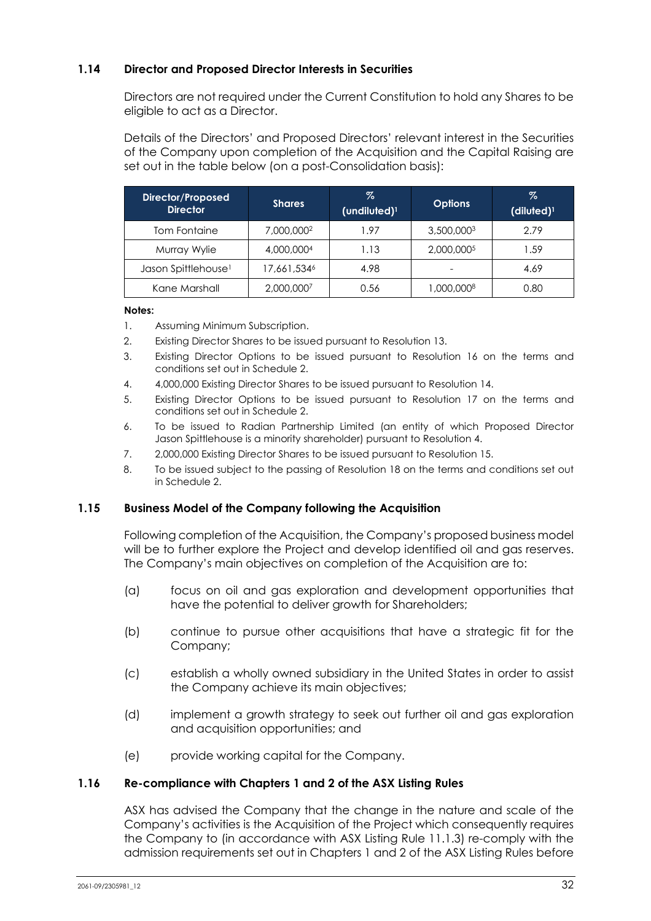### 1.14 Director and Proposed Director Interests in Securities

Directors are not required under the Current Constitution to hold any Shares to be eligible to act as a Director.

Details of the Directors' and Proposed Directors' relevant interest in the Securities of the Company upon completion of the Acquisition and the Capital Raising are set out in the table below (on a post-Consolidation basis):

| Director/Proposed Director | Shares | % (undiluted)[1] | Options | % (diluted)[1] |
|---|---|---|---|---|
| Tom Fontaine | 7,000,000[2] | 1.97 | 3,500,000[3] | 2.79 |
| Murray Wylie | 4,000,000[4] | 1.13 | 2,000,000[5] | 1.59 |
| Jason Spittlehouse[1] | 17,661,534[6] | 4.98 | - | 4.69 |
| Kane Marshall | 2,000,000[7] | 0.56 | 1,000,000[8] | 0.80 |

**Notes:**

1. Assuming Minimum Subscription.
2. Existing Director Shares to be issued pursuant to Resolution 13.
3. Existing Director Options to be issued pursuant to Resolution 16 on the terms and conditions set out in Schedule 2.
4. 4,000,000 Existing Director Shares to be issued pursuant to Resolution 14.
5. Existing Director Options to be issued pursuant to Resolution 17 on the terms and conditions set out in Schedule 2.
6. To be issued to Radian Partnership Limited (an entity of which Proposed Director Jason Spittlehouse is a minority shareholder) pursuant to Resolution 4.
7. 2,000,000 Existing Director Shares to be issued pursuant to Resolution 15.
8. To be issued subject to the passing of Resolution 18 on the terms and conditions set out in Schedule 2.

### 1.15 Business Model of the Company following the Acquisition

Following completion of the Acquisition, the Company's proposed business model will be to further explore the Project and develop identified oil and gas reserves. The Company's main objectives on completion of the Acquisition are to:

(a) focus on oil and gas exploration and development opportunities that have the potential to deliver growth for Shareholders;

(b) continue to pursue other acquisitions that have a strategic fit for the Company;

(c) establish a wholly owned subsidiary in the United States in order to assist the Company achieve its main objectives;

(d) implement a growth strategy to seek out further oil and gas exploration and acquisition opportunities; and

(e) provide working capital for the Company.

### 1.16 Re-compliance with Chapters 1 and 2 of the ASX Listing Rules

ASX has advised the Company that the change in the nature and scale of the Company's activities is the Acquisition of the Project which consequently requires the Company to (in accordance with ASX Listing Rule 11.1.3) re-comply with the admission requirements set out in Chapters 1 and 2 of the ASX Listing Rules before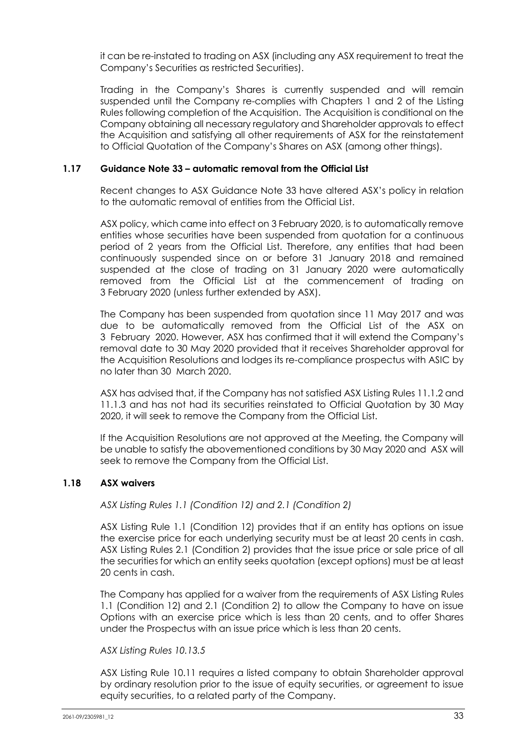it can be re-instated to trading on ASX (including any ASX requirement to treat the Company's Securities as restricted Securities).

Trading in the Company's Shares is currently suspended and will remain suspended until the Company re-complies with Chapters 1 and 2 of the Listing Rules following completion of the Acquisition. The Acquisition is conditional on the Company obtaining all necessary regulatory and Shareholder approvals to effect the Acquisition and satisfying all other requirements of ASX for the reinstatement to Official Quotation of the Company's Shares on ASX (among other things).

### 1.17 Guidance Note 33 – automatic removal from the Official List

Recent changes to ASX Guidance Note 33 have altered ASX's policy in relation to the automatic removal of entities from the Official List.

ASX policy, which came into effect on 3 February 2020, is to automatically remove entities whose securities have been suspended from quotation for a continuous period of 2 years from the Official List. Therefore, any entities that had been continuously suspended since on or before 31 January 2018 and remained suspended at the close of trading on 31 January 2020 were automatically removed from the Official List at the commencement of trading on 3 February 2020 (unless further extended by ASX).

The Company has been suspended from quotation since 11 May 2017 and was due to be automatically removed from the Official List of the ASX on 3 February 2020. However, ASX has confirmed that it will extend the Company's removal date to 30 May 2020 provided that it receives Shareholder approval for the Acquisition Resolutions and lodges its re-compliance prospectus with ASIC by no later than 30 March 2020.

ASX has advised that, if the Company has not satisfied ASX Listing Rules 11.1.2 and 11.1.3 and has not had its securities reinstated to Official Quotation by 30 May 2020, it will seek to remove the Company from the Official List.

If the Acquisition Resolutions are not approved at the Meeting, the Company will be unable to satisfy the abovementioned conditions by 30 May 2020 and ASX will seek to remove the Company from the Official List.

### 1.18 ASX waivers

*ASX Listing Rules 1.1 (Condition 12) and 2.1 (Condition 2)*

ASX Listing Rule 1.1 (Condition 12) provides that if an entity has options on issue the exercise price for each underlying security must be at least 20 cents in cash. ASX Listing Rules 2.1 (Condition 2) provides that the issue price or sale price of all the securities for which an entity seeks quotation (except options) must be at least 20 cents in cash.

The Company has applied for a waiver from the requirements of ASX Listing Rules 1.1 (Condition 12) and 2.1 (Condition 2) to allow the Company to have on issue Options with an exercise price which is less than 20 cents, and to offer Shares under the Prospectus with an issue price which is less than 20 cents.

*ASX Listing Rules 10.13.5*

ASX Listing Rule 10.11 requires a listed company to obtain Shareholder approval by ordinary resolution prior to the issue of equity securities, or agreement to issue equity securities, to a related party of the Company.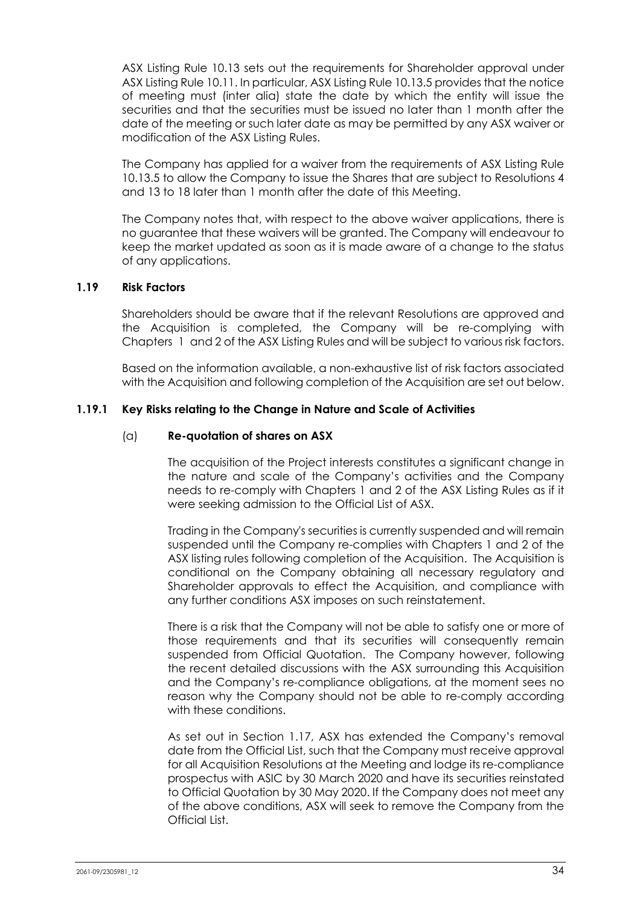ASX Listing Rule 10.13 sets out the requirements for Shareholder approval under ASX Listing Rule 10.11. In particular, ASX Listing Rule 10.13.5 provides that the notice of meeting must (inter alia) state the date by which the entity will issue the securities and that the securities must be issued no later than 1 month after the date of the meeting or such later date as may be permitted by any ASX waiver or modification of the ASX Listing Rules.

The Company has applied for a waiver from the requirements of ASX Listing Rule 10.13.5 to allow the Company to issue the Shares that are subject to Resolutions 4 and 13 to 18 later than 1 month after the date of this Meeting.

The Company notes that, with respect to the above waiver applications, there is no guarantee that these waivers will be granted. The Company will endeavour to keep the market updated as soon as it is made aware of a change to the status of any applications.

### 1.19 Risk Factors

Shareholders should be aware that if the relevant Resolutions are approved and the Acquisition is completed, the Company will be re-complying with Chapters 1 and 2 of the ASX Listing Rules and will be subject to various risk factors.

Based on the information available, a non-exhaustive list of risk factors associated with the Acquisition and following completion of the Acquisition are set out below.

#### 1.19.1 Key Risks relating to the Change in Nature and Scale of Activities

(a) **Re-quotation of shares on ASX**

The acquisition of the Project interests constitutes a significant change in the nature and scale of the Company's activities and the Company needs to re-comply with Chapters 1 and 2 of the ASX Listing Rules as if it were seeking admission to the Official List of ASX.

Trading in the Company's securities is currently suspended and will remain suspended until the Company re-complies with Chapters 1 and 2 of the ASX listing rules following completion of the Acquisition. The Acquisition is conditional on the Company obtaining all necessary regulatory and Shareholder approvals to effect the Acquisition, and compliance with any further conditions ASX imposes on such reinstatement.

There is a risk that the Company will not be able to satisfy one or more of those requirements and that its securities will consequently remain suspended from Official Quotation. The Company however, following the recent detailed discussions with the ASX surrounding this Acquisition and the Company's re-compliance obligations, at the moment sees no reason why the Company should not be able to re-comply according with these conditions.

As set out in Section 1.17, ASX has extended the Company's removal date from the Official List, such that the Company must receive approval for all Acquisition Resolutions at the Meeting and lodge its re-compliance prospectus with ASIC by 30 March 2020 and have its securities reinstated to Official Quotation by 30 May 2020. If the Company does not meet any of the above conditions, ASX will seek to remove the Company from the Official List.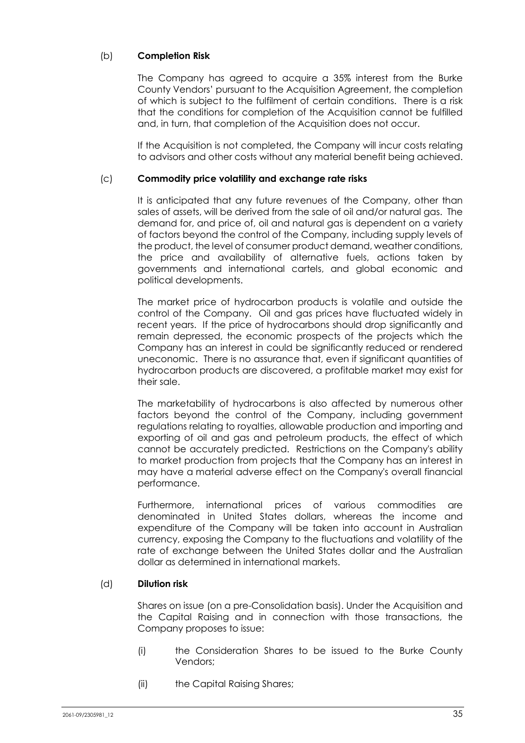(b) **Completion Risk**

The Company has agreed to acquire a 35% interest from the Burke County Vendors' pursuant to the Acquisition Agreement, the completion of which is subject to the fulfilment of certain conditions. There is a risk that the conditions for completion of the Acquisition cannot be fulfilled and, in turn, that completion of the Acquisition does not occur.

If the Acquisition is not completed, the Company will incur costs relating to advisors and other costs without any material benefit being achieved.

(c) **Commodity price volatility and exchange rate risks**

It is anticipated that any future revenues of the Company, other than sales of assets, will be derived from the sale of oil and/or natural gas. The demand for, and price of, oil and natural gas is dependent on a variety of factors beyond the control of the Company, including supply levels of the product, the level of consumer product demand, weather conditions, the price and availability of alternative fuels, actions taken by governments and international cartels, and global economic and political developments.

The market price of hydrocarbon products is volatile and outside the control of the Company. Oil and gas prices have fluctuated widely in recent years. If the price of hydrocarbons should drop significantly and remain depressed, the economic prospects of the projects which the Company has an interest in could be significantly reduced or rendered uneconomic. There is no assurance that, even if significant quantities of hydrocarbon products are discovered, a profitable market may exist for their sale.

The marketability of hydrocarbons is also affected by numerous other factors beyond the control of the Company, including government regulations relating to royalties, allowable production and importing and exporting of oil and gas and petroleum products, the effect of which cannot be accurately predicted. Restrictions on the Company's ability to market production from projects that the Company has an interest in may have a material adverse effect on the Company's overall financial performance.

Furthermore, international prices of various commodities are denominated in United States dollars, whereas the income and expenditure of the Company will be taken into account in Australian currency, exposing the Company to the fluctuations and volatility of the rate of exchange between the United States dollar and the Australian dollar as determined in international markets.

(d) **Dilution risk**

Shares on issue (on a pre-Consolidation basis). Under the Acquisition and the Capital Raising and in connection with those transactions, the Company proposes to issue:

(i) the Consideration Shares to be issued to the Burke County Vendors;

(ii) the Capital Raising Shares;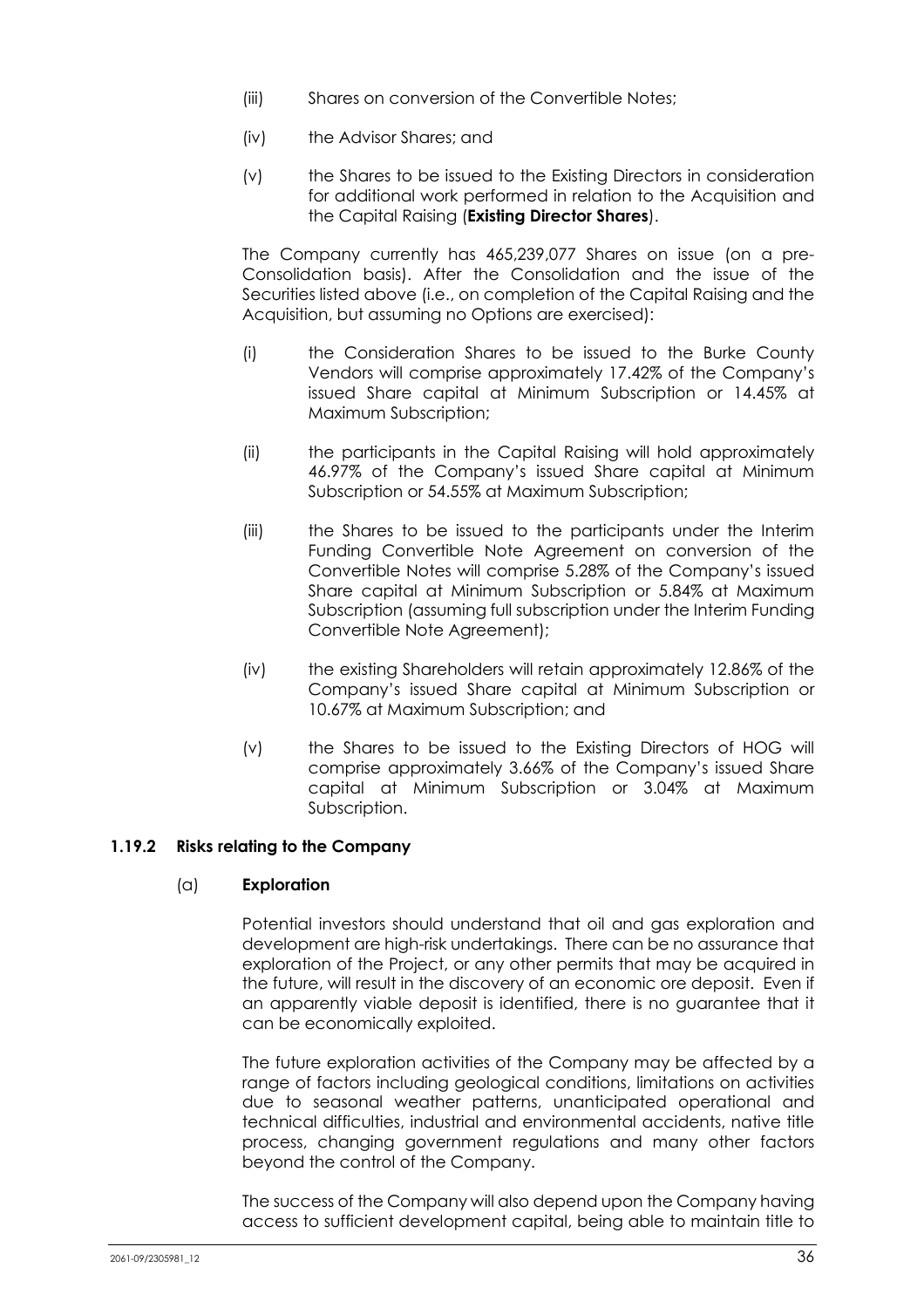(iii) Shares on conversion of the Convertible Notes;

(iv) the Advisor Shares; and

(v) the Shares to be issued to the Existing Directors in consideration for additional work performed in relation to the Acquisition and the Capital Raising (**Existing Director Shares**).

The Company currently has 465,239,077 Shares on issue (on a pre-Consolidation basis). After the Consolidation and the issue of the Securities listed above (i.e., on completion of the Capital Raising and the Acquisition, but assuming no Options are exercised):

(i) the Consideration Shares to be issued to the Burke County Vendors will comprise approximately 17.42% of the Company's issued Share capital at Minimum Subscription or 14.45% at Maximum Subscription;

(ii) the participants in the Capital Raising will hold approximately 46.97% of the Company's issued Share capital at Minimum Subscription or 54.55% at Maximum Subscription;

(iii) the Shares to be issued to the participants under the Interim Funding Convertible Note Agreement on conversion of the Convertible Notes will comprise 5.28% of the Company's issued Share capital at Minimum Subscription or 5.84% at Maximum Subscription (assuming full subscription under the Interim Funding Convertible Note Agreement);

(iv) the existing Shareholders will retain approximately 12.86% of the Company's issued Share capital at Minimum Subscription or 10.67% at Maximum Subscription; and

(v) the Shares to be issued to the Existing Directors of HOG will comprise approximately 3.66% of the Company's issued Share capital at Minimum Subscription or 3.04% at Maximum Subscription.

### 1.19.2 Risks relating to the Company

(a) **Exploration**

Potential investors should understand that oil and gas exploration and development are high-risk undertakings. There can be no assurance that exploration of the Project, or any other permits that may be acquired in the future, will result in the discovery of an economic ore deposit. Even if an apparently viable deposit is identified, there is no guarantee that it can be economically exploited.

The future exploration activities of the Company may be affected by a range of factors including geological conditions, limitations on activities due to seasonal weather patterns, unanticipated operational and technical difficulties, industrial and environmental accidents, native title process, changing government regulations and many other factors beyond the control of the Company.

The success of the Company will also depend upon the Company having access to sufficient development capital, being able to maintain title to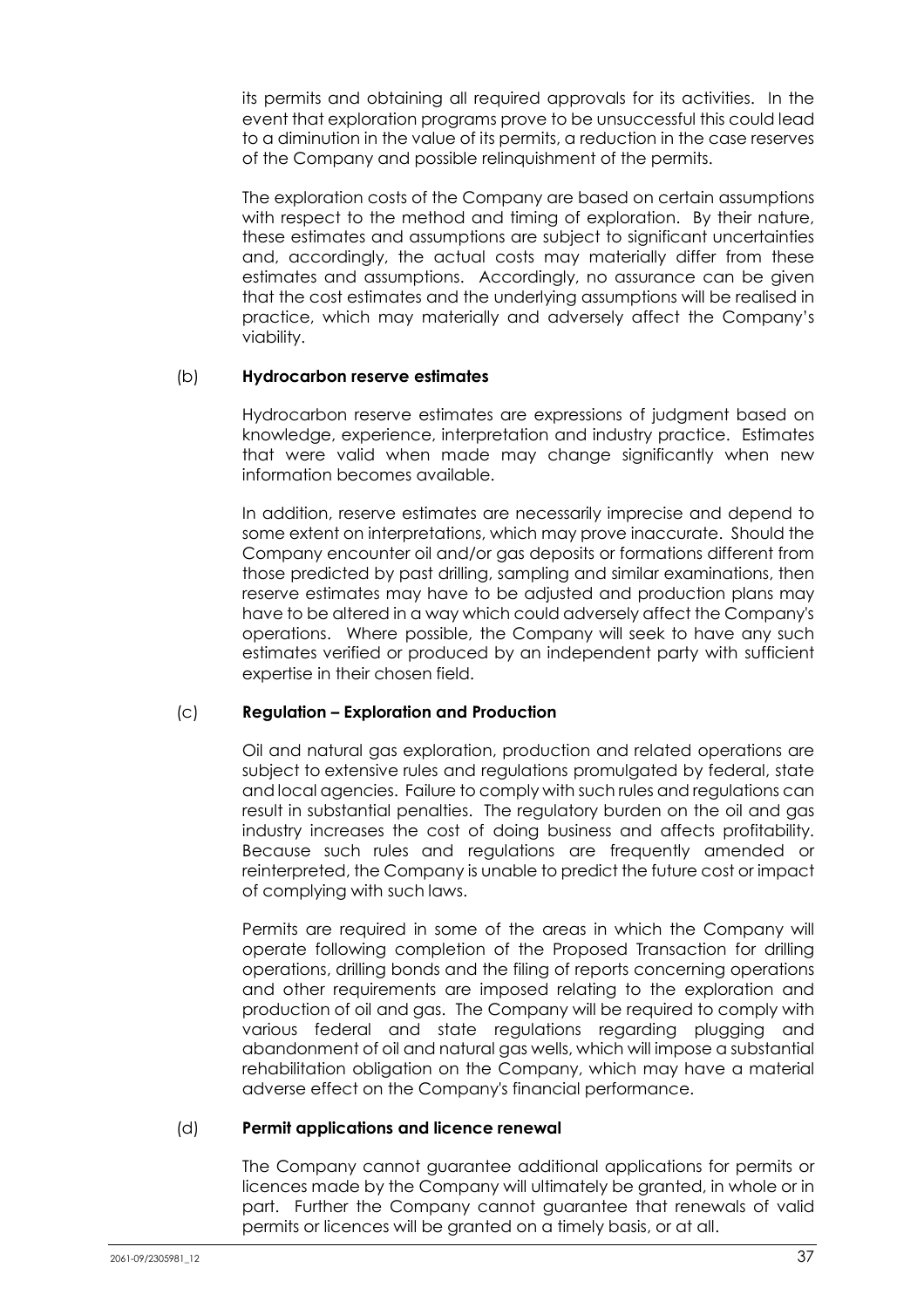its permits and obtaining all required approvals for its activities. In the event that exploration programs prove to be unsuccessful this could lead to a diminution in the value of its permits, a reduction in the case reserves of the Company and possible relinquishment of the permits.

The exploration costs of the Company are based on certain assumptions with respect to the method and timing of exploration. By their nature, these estimates and assumptions are subject to significant uncertainties and, accordingly, the actual costs may materially differ from these estimates and assumptions. Accordingly, no assurance can be given that the cost estimates and the underlying assumptions will be realised in practice, which may materially and adversely affect the Company's viability.

(b) **Hydrocarbon reserve estimates**

Hydrocarbon reserve estimates are expressions of judgment based on knowledge, experience, interpretation and industry practice. Estimates that were valid when made may change significantly when new information becomes available.

In addition, reserve estimates are necessarily imprecise and depend to some extent on interpretations, which may prove inaccurate. Should the Company encounter oil and/or gas deposits or formations different from those predicted by past drilling, sampling and similar examinations, then reserve estimates may have to be adjusted and production plans may have to be altered in a way which could adversely affect the Company's operations. Where possible, the Company will seek to have any such estimates verified or produced by an independent party with sufficient expertise in their chosen field.

(c) **Regulation – Exploration and Production**

Oil and natural gas exploration, production and related operations are subject to extensive rules and regulations promulgated by federal, state and local agencies. Failure to comply with such rules and regulations can result in substantial penalties. The regulatory burden on the oil and gas industry increases the cost of doing business and affects profitability. Because such rules and regulations are frequently amended or reinterpreted, the Company is unable to predict the future cost or impact of complying with such laws.

Permits are required in some of the areas in which the Company will operate following completion of the Proposed Transaction for drilling operations, drilling bonds and the filing of reports concerning operations and other requirements are imposed relating to the exploration and production of oil and gas. The Company will be required to comply with various federal and state regulations regarding plugging and abandonment of oil and natural gas wells, which will impose a substantial rehabilitation obligation on the Company, which may have a material adverse effect on the Company's financial performance.

(d) **Permit applications and licence renewal**

The Company cannot guarantee additional applications for permits or licences made by the Company will ultimately be granted, in whole or in part. Further the Company cannot guarantee that renewals of valid permits or licences will be granted on a timely basis, or at all.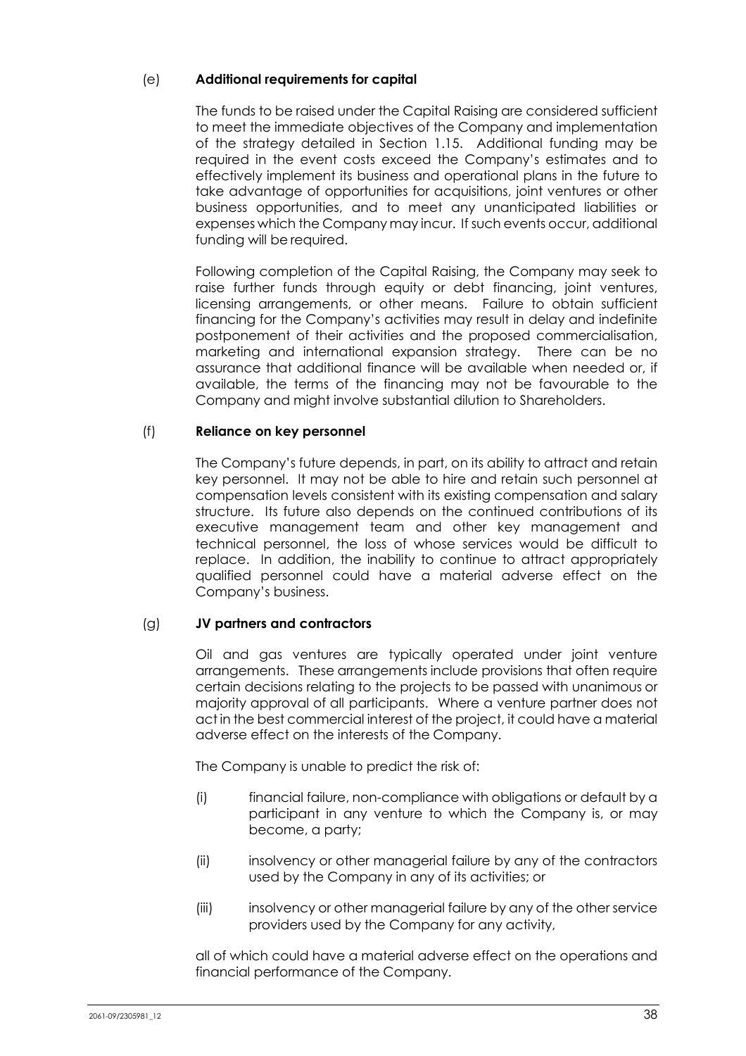(e) **Additional requirements for capital**

The funds to be raised under the Capital Raising are considered sufficient to meet the immediate objectives of the Company and implementation of the strategy detailed in Section 1.15. Additional funding may be required in the event costs exceed the Company's estimates and to effectively implement its business and operational plans in the future to take advantage of opportunities for acquisitions, joint ventures or other business opportunities, and to meet any unanticipated liabilities or expenses which the Company may incur. If such events occur, additional funding will be required.

Following completion of the Capital Raising, the Company may seek to raise further funds through equity or debt financing, joint ventures, licensing arrangements, or other means. Failure to obtain sufficient financing for the Company's activities may result in delay and indefinite postponement of their activities and the proposed commercialisation, marketing and international expansion strategy. There can be no assurance that additional finance will be available when needed or, if available, the terms of the financing may not be favourable to the Company and might involve substantial dilution to Shareholders.

(f) **Reliance on key personnel**

The Company's future depends, in part, on its ability to attract and retain key personnel. It may not be able to hire and retain such personnel at compensation levels consistent with its existing compensation and salary structure. Its future also depends on the continued contributions of its executive management team and other key management and technical personnel, the loss of whose services would be difficult to replace. In addition, the inability to continue to attract appropriately qualified personnel could have a material adverse effect on the Company's business.

(g) **JV partners and contractors**

Oil and gas ventures are typically operated under joint venture arrangements. These arrangements include provisions that often require certain decisions relating to the projects to be passed with unanimous or majority approval of all participants. Where a venture partner does not act in the best commercial interest of the project, it could have a material adverse effect on the interests of the Company.

The Company is unable to predict the risk of:

(i) financial failure, non-compliance with obligations or default by a participant in any venture to which the Company is, or may become, a party;

(ii) insolvency or other managerial failure by any of the contractors used by the Company in any of its activities; or

(iii) insolvency or other managerial failure by any of the other service providers used by the Company for any activity,

all of which could have a material adverse effect on the operations and financial performance of the Company.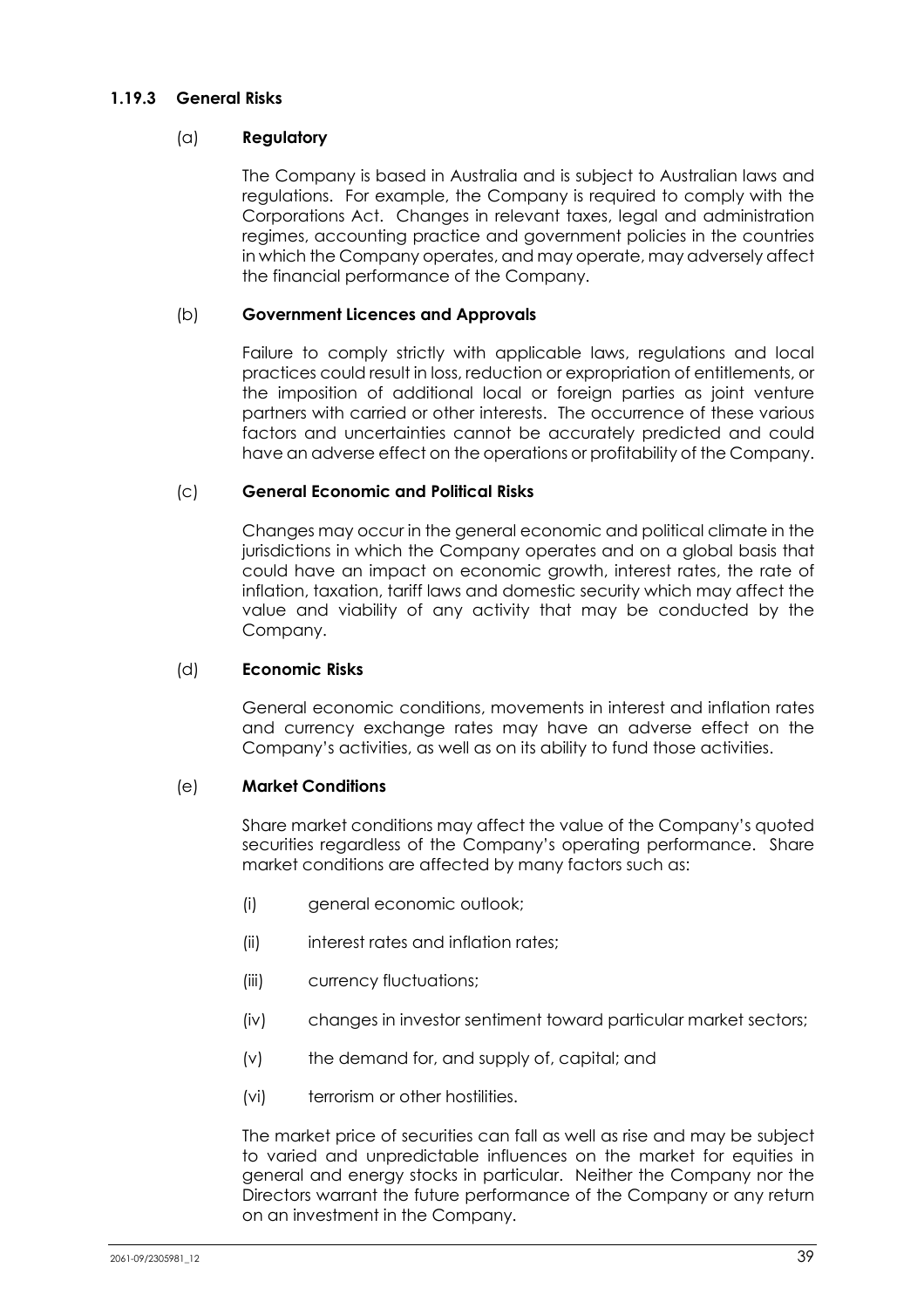### 1.19.3 General Risks

#### (a) Regulatory

The Company is based in Australia and is subject to Australian laws and regulations. For example, the Company is required to comply with the Corporations Act. Changes in relevant taxes, legal and administration regimes, accounting practice and government policies in the countries in which the Company operates, and may operate, may adversely affect the financial performance of the Company.

#### (b) Government Licences and Approvals

Failure to comply strictly with applicable laws, regulations and local practices could result in loss, reduction or expropriation of entitlements, or the imposition of additional local or foreign parties as joint venture partners with carried or other interests. The occurrence of these various factors and uncertainties cannot be accurately predicted and could have an adverse effect on the operations or profitability of the Company.

#### (c) General Economic and Political Risks

Changes may occur in the general economic and political climate in the jurisdictions in which the Company operates and on a global basis that could have an impact on economic growth, interest rates, the rate of inflation, taxation, tariff laws and domestic security which may affect the value and viability of any activity that may be conducted by the Company.

#### (d) Economic Risks

General economic conditions, movements in interest and inflation rates and currency exchange rates may have an adverse effect on the Company's activities, as well as on its ability to fund those activities.

#### (e) Market Conditions

Share market conditions may affect the value of the Company's quoted securities regardless of the Company's operating performance. Share market conditions are affected by many factors such as:

(i) general economic outlook;

(ii) interest rates and inflation rates;

(iii) currency fluctuations;

(iv) changes in investor sentiment toward particular market sectors;

(v) the demand for, and supply of, capital; and

(vi) terrorism or other hostilities.

The market price of securities can fall as well as rise and may be subject to varied and unpredictable influences on the market for equities in general and energy stocks in particular. Neither the Company nor the Directors warrant the future performance of the Company or any return on an investment in the Company.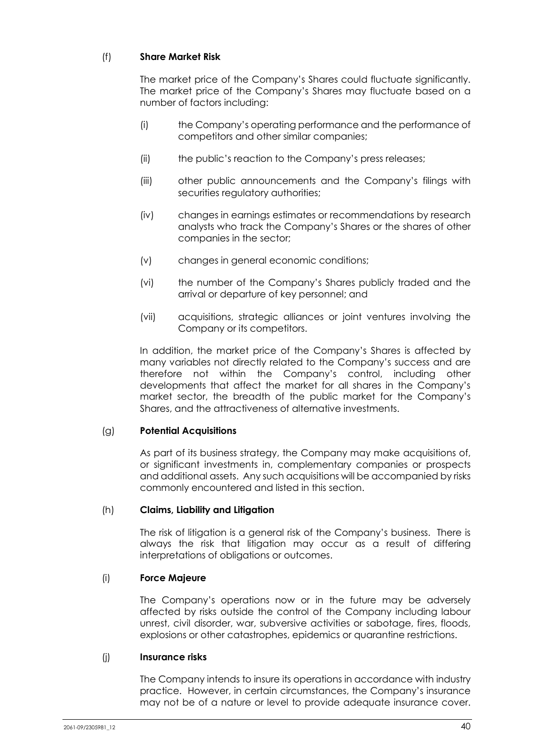(f) **Share Market Risk**

The market price of the Company's Shares could fluctuate significantly. The market price of the Company's Shares may fluctuate based on a number of factors including:

(i) the Company's operating performance and the performance of competitors and other similar companies;

(ii) the public's reaction to the Company's press releases;

(iii) other public announcements and the Company's filings with securities regulatory authorities;

(iv) changes in earnings estimates or recommendations by research analysts who track the Company's Shares or the shares of other companies in the sector;

(v) changes in general economic conditions;

(vi) the number of the Company's Shares publicly traded and the arrival or departure of key personnel; and

(vii) acquisitions, strategic alliances or joint ventures involving the Company or its competitors.

In addition, the market price of the Company's Shares is affected by many variables not directly related to the Company's success and are therefore not within the Company's control, including other developments that affect the market for all shares in the Company's market sector, the breadth of the public market for the Company's Shares, and the attractiveness of alternative investments.

(g) **Potential Acquisitions**

As part of its business strategy, the Company may make acquisitions of, or significant investments in, complementary companies or prospects and additional assets. Any such acquisitions will be accompanied by risks commonly encountered and listed in this section.

(h) **Claims, Liability and Litigation**

The risk of litigation is a general risk of the Company's business. There is always the risk that litigation may occur as a result of differing interpretations of obligations or outcomes.

(i) **Force Majeure**

The Company's operations now or in the future may be adversely affected by risks outside the control of the Company including labour unrest, civil disorder, war, subversive activities or sabotage, fires, floods, explosions or other catastrophes, epidemics or quarantine restrictions.

(j) **Insurance risks**

The Company intends to insure its operations in accordance with industry practice. However, in certain circumstances, the Company's insurance may not be of a nature or level to provide adequate insurance cover.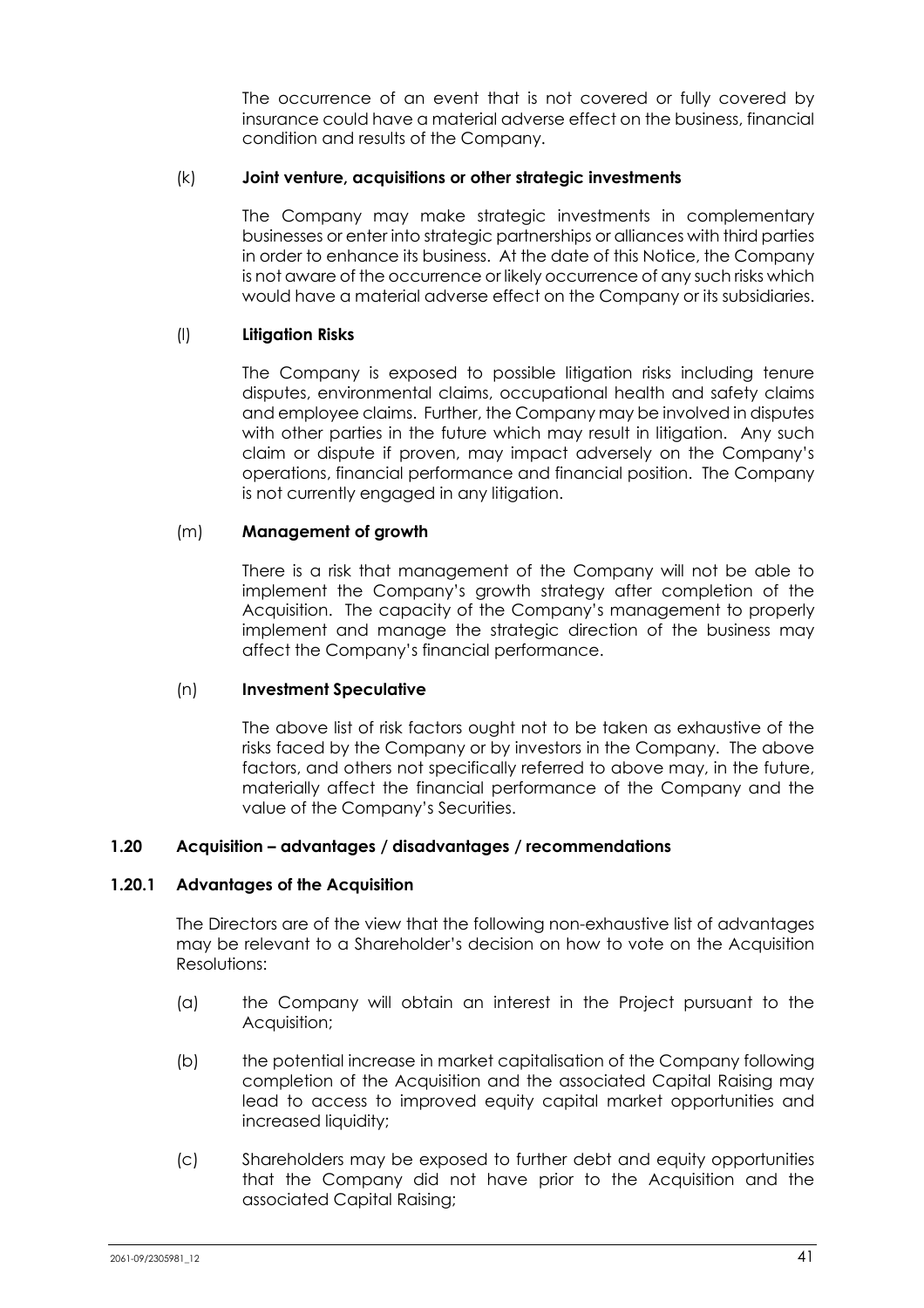The occurrence of an event that is not covered or fully covered by insurance could have a material adverse effect on the business, financial condition and results of the Company.

(k) **Joint venture, acquisitions or other strategic investments**

The Company may make strategic investments in complementary businesses or enter into strategic partnerships or alliances with third parties in order to enhance its business. At the date of this Notice, the Company is not aware of the occurrence or likely occurrence of any such risks which would have a material adverse effect on the Company or its subsidiaries.

(l) **Litigation Risks**

The Company is exposed to possible litigation risks including tenure disputes, environmental claims, occupational health and safety claims and employee claims. Further, the Company may be involved in disputes with other parties in the future which may result in litigation. Any such claim or dispute if proven, may impact adversely on the Company's operations, financial performance and financial position. The Company is not currently engaged in any litigation.

(m) **Management of growth**

There is a risk that management of the Company will not be able to implement the Company's growth strategy after completion of the Acquisition. The capacity of the Company's management to properly implement and manage the strategic direction of the business may affect the Company's financial performance.

(n) **Investment Speculative**

The above list of risk factors ought not to be taken as exhaustive of the risks faced by the Company or by investors in the Company. The above factors, and others not specifically referred to above may, in the future, materially affect the financial performance of the Company and the value of the Company's Securities.

### 1.20 Acquisition – advantages / disadvantages / recommendations

#### 1.20.1 Advantages of the Acquisition

The Directors are of the view that the following non-exhaustive list of advantages may be relevant to a Shareholder's decision on how to vote on the Acquisition Resolutions:

(a) the Company will obtain an interest in the Project pursuant to the Acquisition;

(b) the potential increase in market capitalisation of the Company following completion of the Acquisition and the associated Capital Raising may lead to access to improved equity capital market opportunities and increased liquidity;

(c) Shareholders may be exposed to further debt and equity opportunities that the Company did not have prior to the Acquisition and the associated Capital Raising;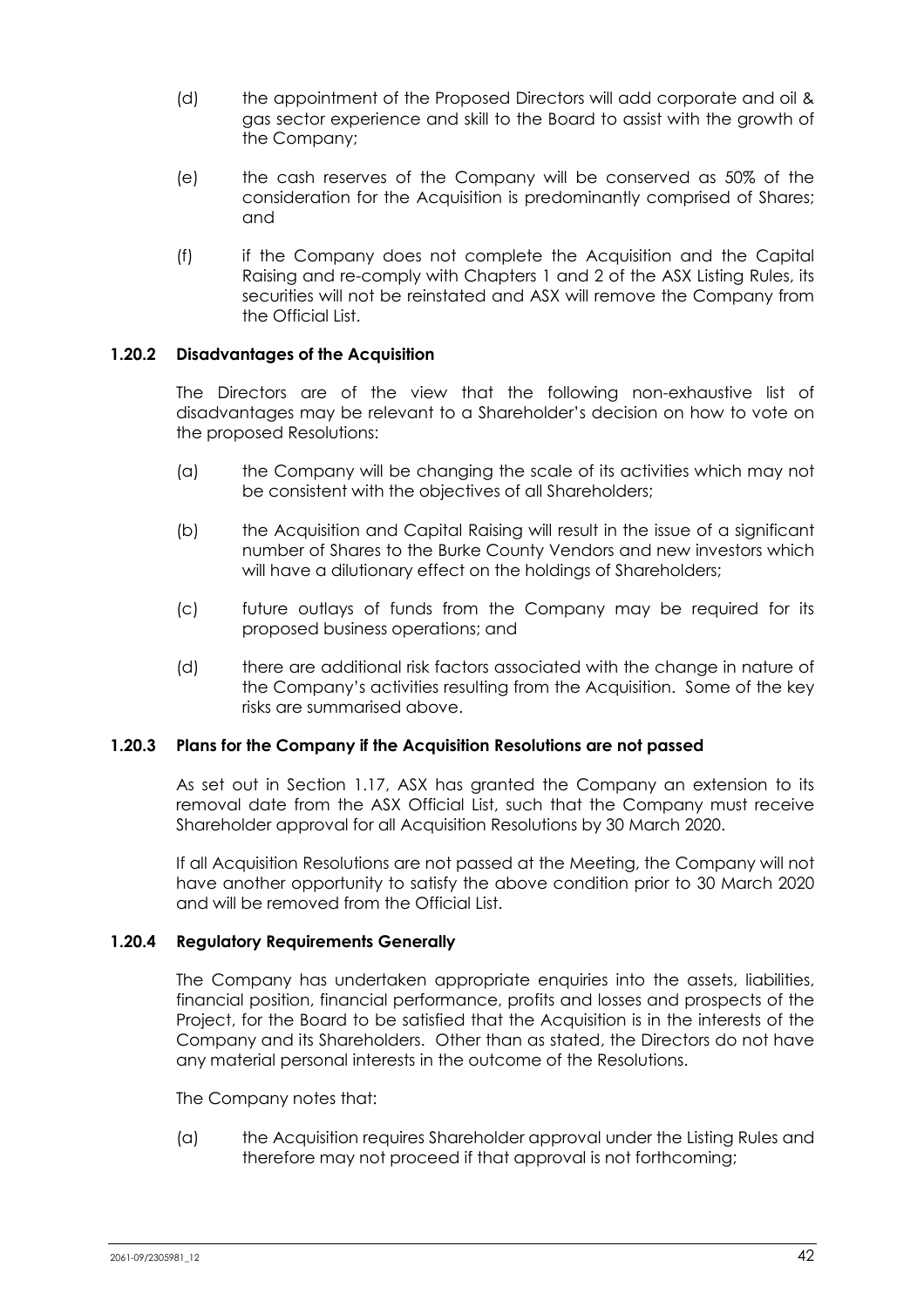(d) the appointment of the Proposed Directors will add corporate and oil & gas sector experience and skill to the Board to assist with the growth of the Company;

(e) the cash reserves of the Company will be conserved as 50% of the consideration for the Acquisition is predominantly comprised of Shares; and

(f) if the Company does not complete the Acquisition and the Capital Raising and re-comply with Chapters 1 and 2 of the ASX Listing Rules, its securities will not be reinstated and ASX will remove the Company from the Official List.

### 1.20.2 Disadvantages of the Acquisition

The Directors are of the view that the following non-exhaustive list of disadvantages may be relevant to a Shareholder's decision on how to vote on the proposed Resolutions:

(a) the Company will be changing the scale of its activities which may not be consistent with the objectives of all Shareholders;

(b) the Acquisition and Capital Raising will result in the issue of a significant number of Shares to the Burke County Vendors and new investors which will have a dilutionary effect on the holdings of Shareholders;

(c) future outlays of funds from the Company may be required for its proposed business operations; and

(d) there are additional risk factors associated with the change in nature of the Company's activities resulting from the Acquisition. Some of the key risks are summarised above.

### 1.20.3 Plans for the Company if the Acquisition Resolutions are not passed

As set out in Section 1.17, ASX has granted the Company an extension to its removal date from the ASX Official List, such that the Company must receive Shareholder approval for all Acquisition Resolutions by 30 March 2020.

If all Acquisition Resolutions are not passed at the Meeting, the Company will not have another opportunity to satisfy the above condition prior to 30 March 2020 and will be removed from the Official List.

### 1.20.4 Regulatory Requirements Generally

The Company has undertaken appropriate enquiries into the assets, liabilities, financial position, financial performance, profits and losses and prospects of the Project, for the Board to be satisfied that the Acquisition is in the interests of the Company and its Shareholders. Other than as stated, the Directors do not have any material personal interests in the outcome of the Resolutions.

The Company notes that:

(a) the Acquisition requires Shareholder approval under the Listing Rules and therefore may not proceed if that approval is not forthcoming;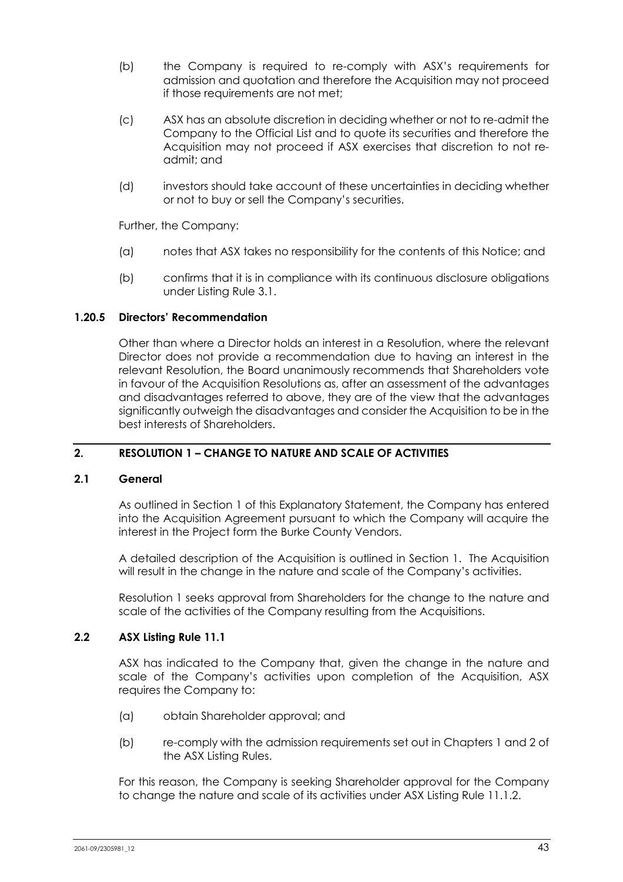(b) the Company is required to re-comply with ASX's requirements for admission and quotation and therefore the Acquisition may not proceed if those requirements are not met;

(c) ASX has an absolute discretion in deciding whether or not to re-admit the Company to the Official List and to quote its securities and therefore the Acquisition may not proceed if ASX exercises that discretion to not re-admit; and

(d) investors should take account of these uncertainties in deciding whether or not to buy or sell the Company's securities.

Further, the Company:

(a) notes that ASX takes no responsibility for the contents of this Notice; and

(b) confirms that it is in compliance with its continuous disclosure obligations under Listing Rule 3.1.

#### 1.20.5 Directors' Recommendation

Other than where a Director holds an interest in a Resolution, where the relevant Director does not provide a recommendation due to having an interest in the relevant Resolution, the Board unanimously recommends that Shareholders vote in favour of the Acquisition Resolutions as, after an assessment of the advantages and disadvantages referred to above, they are of the view that the advantages significantly outweigh the disadvantages and consider the Acquisition to be in the best interests of Shareholders.

## 2. RESOLUTION 1 – CHANGE TO NATURE AND SCALE OF ACTIVITIES

### 2.1 General

As outlined in Section 1 of this Explanatory Statement, the Company has entered into the Acquisition Agreement pursuant to which the Company will acquire the interest in the Project form the Burke County Vendors.

A detailed description of the Acquisition is outlined in Section 1. The Acquisition will result in the change in the nature and scale of the Company's activities.

Resolution 1 seeks approval from Shareholders for the change to the nature and scale of the activities of the Company resulting from the Acquisitions.

### 2.2 ASX Listing Rule 11.1

ASX has indicated to the Company that, given the change in the nature and scale of the Company's activities upon completion of the Acquisition, ASX requires the Company to:

(a) obtain Shareholder approval; and

(b) re-comply with the admission requirements set out in Chapters 1 and 2 of the ASX Listing Rules.

For this reason, the Company is seeking Shareholder approval for the Company to change the nature and scale of its activities under ASX Listing Rule 11.1.2.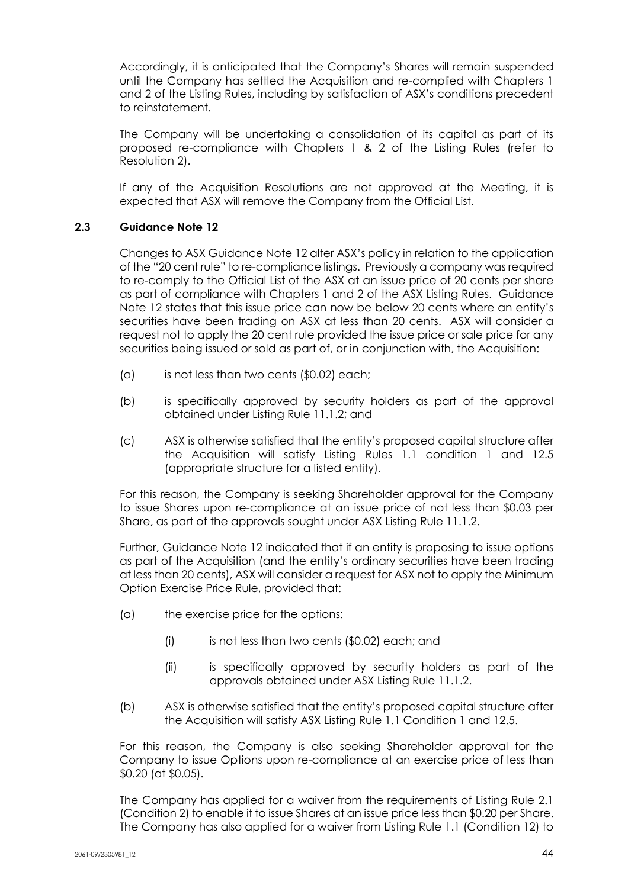Accordingly, it is anticipated that the Company's Shares will remain suspended until the Company has settled the Acquisition and re-complied with Chapters 1 and 2 of the Listing Rules, including by satisfaction of ASX's conditions precedent to reinstatement.

The Company will be undertaking a consolidation of its capital as part of its proposed re-compliance with Chapters 1 & 2 of the Listing Rules (refer to Resolution 2).

If any of the Acquisition Resolutions are not approved at the Meeting, it is expected that ASX will remove the Company from the Official List.

### 2.3 Guidance Note 12

Changes to ASX Guidance Note 12 alter ASX's policy in relation to the application of the "20 cent rule" to re-compliance listings. Previously a company was required to re-comply to the Official List of the ASX at an issue price of 20 cents per share as part of compliance with Chapters 1 and 2 of the ASX Listing Rules. Guidance Note 12 states that this issue price can now be below 20 cents where an entity's securities have been trading on ASX at less than 20 cents. ASX will consider a request not to apply the 20 cent rule provided the issue price or sale price for any securities being issued or sold as part of, or in conjunction with, the Acquisition:

(a) is not less than two cents ($0.02) each;

(b) is specifically approved by security holders as part of the approval obtained under Listing Rule 11.1.2; and

(c) ASX is otherwise satisfied that the entity's proposed capital structure after the Acquisition will satisfy Listing Rules 1.1 condition 1 and 12.5 (appropriate structure for a listed entity).

For this reason, the Company is seeking Shareholder approval for the Company to issue Shares upon re-compliance at an issue price of not less than $0.03 per Share, as part of the approvals sought under ASX Listing Rule 11.1.2.

Further, Guidance Note 12 indicated that if an entity is proposing to issue options as part of the Acquisition (and the entity's ordinary securities have been trading at less than 20 cents), ASX will consider a request for ASX not to apply the Minimum Option Exercise Price Rule, provided that:

(a) the exercise price for the options:

  (i) is not less than two cents ($0.02) each; and

  (ii) is specifically approved by security holders as part of the approvals obtained under ASX Listing Rule 11.1.2.

(b) ASX is otherwise satisfied that the entity's proposed capital structure after the Acquisition will satisfy ASX Listing Rule 1.1 Condition 1 and 12.5.

For this reason, the Company is also seeking Shareholder approval for the Company to issue Options upon re-compliance at an exercise price of less than $0.20 (at $0.05).

The Company has applied for a waiver from the requirements of Listing Rule 2.1 (Condition 2) to enable it to issue Shares at an issue price less than $0.20 per Share. The Company has also applied for a waiver from Listing Rule 1.1 (Condition 12) to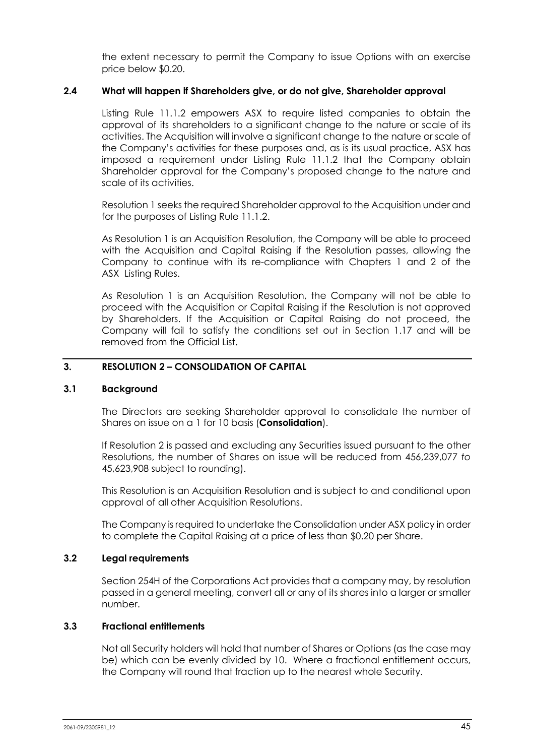the extent necessary to permit the Company to issue Options with an exercise price below $0.20.

### 2.4 What will happen if Shareholders give, or do not give, Shareholder approval

Listing Rule 11.1.2 empowers ASX to require listed companies to obtain the approval of its shareholders to a significant change to the nature or scale of its activities. The Acquisition will involve a significant change to the nature or scale of the Company's activities for these purposes and, as is its usual practice, ASX has imposed a requirement under Listing Rule 11.1.2 that the Company obtain Shareholder approval for the Company's proposed change to the nature and scale of its activities.

Resolution 1 seeks the required Shareholder approval to the Acquisition under and for the purposes of Listing Rule 11.1.2.

As Resolution 1 is an Acquisition Resolution, the Company will be able to proceed with the Acquisition and Capital Raising if the Resolution passes, allowing the Company to continue with its re-compliance with Chapters 1 and 2 of the ASX Listing Rules.

As Resolution 1 is an Acquisition Resolution, the Company will not be able to proceed with the Acquisition or Capital Raising if the Resolution is not approved by Shareholders. If the Acquisition or Capital Raising do not proceed, the Company will fail to satisfy the conditions set out in Section 1.17 and will be removed from the Official List.

## 3. RESOLUTION 2 – CONSOLIDATION OF CAPITAL

### 3.1 Background

The Directors are seeking Shareholder approval to consolidate the number of Shares on issue on a 1 for 10 basis (**Consolidation**).

If Resolution 2 is passed and excluding any Securities issued pursuant to the other Resolutions, the number of Shares on issue will be reduced from 456,239,077 *to* 45,623,908 subject to rounding).

This Resolution is an Acquisition Resolution and is subject to and conditional upon approval of all other Acquisition Resolutions.

The Company is required to undertake the Consolidation under ASX policy in order to complete the Capital Raising at a price of less than $0.20 per Share.

### 3.2 Legal requirements

Section 254H of the Corporations Act provides that a company may, by resolution passed in a general meeting, convert all or any of its shares into a larger or smaller number.

### 3.3 Fractional entitlements

Not all Security holders will hold that number of Shares or Options (as the case may be) which can be evenly divided by 10. Where a fractional entitlement occurs, the Company will round that fraction up to the nearest whole Security.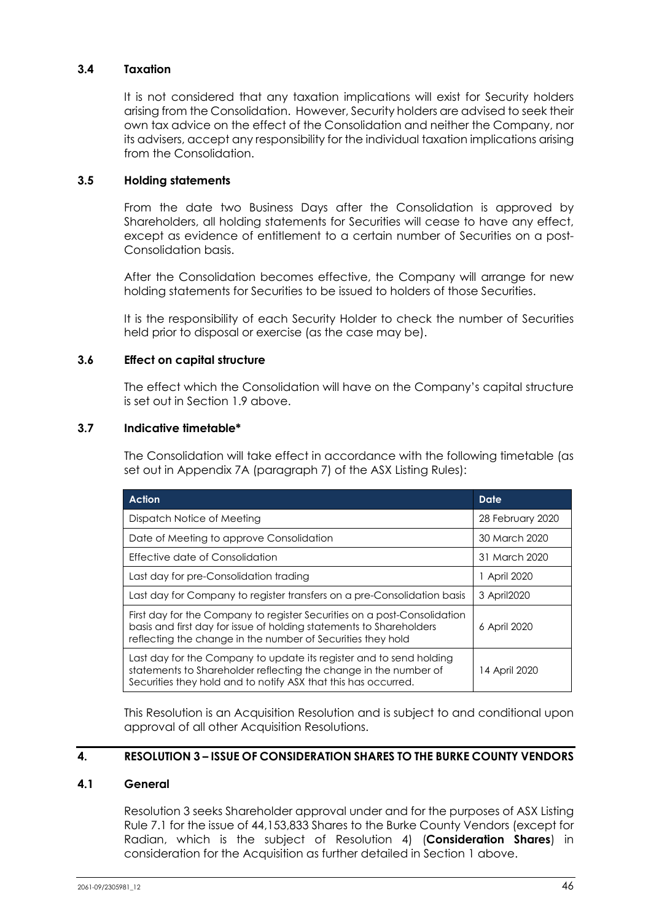### 3.4 Taxation

It is not considered that any taxation implications will exist for Security holders arising from the Consolidation. However, Security holders are advised to seek their own tax advice on the effect of the Consolidation and neither the Company, nor its advisers, accept any responsibility for the individual taxation implications arising from the Consolidation.

### 3.5 Holding statements

From the date two Business Days after the Consolidation is approved by Shareholders, all holding statements for Securities will cease to have any effect, except as evidence of entitlement to a certain number of Securities on a post-Consolidation basis.

After the Consolidation becomes effective, the Company will arrange for new holding statements for Securities to be issued to holders of those Securities.

It is the responsibility of each Security Holder to check the number of Securities held prior to disposal or exercise (as the case may be).

### 3.6 Effect on capital structure

The effect which the Consolidation will have on the Company's capital structure is set out in Section 1.9 above.

### 3.7 Indicative timetable*

The Consolidation will take effect in accordance with the following timetable (as set out in Appendix 7A (paragraph 7) of the ASX Listing Rules):

| Action | Date |
|---|---|
| Dispatch Notice of Meeting | 28 February 2020 |
| Date of Meeting to approve Consolidation | 30 March 2020 |
| Effective date of Consolidation | 31 March 2020 |
| Last day for pre-Consolidation trading | 1 April 2020 |
| Last day for Company to register transfers on a pre-Consolidation basis | 3 April2020 |
| First day for the Company to register Securities on a post-Consolidation basis and first day for issue of holding statements to Shareholders reflecting the change in the number of Securities they hold | 6 April 2020 |
| Last day for the Company to update its register and to send holding statements to Shareholder reflecting the change in the number of Securities they hold and to notify ASX that this has occurred. | 14 April 2020 |

This Resolution is an Acquisition Resolution and is subject to and conditional upon approval of all other Acquisition Resolutions.

## 4. RESOLUTION 3 – ISSUE OF CONSIDERATION SHARES TO THE BURKE COUNTY VENDORS

### 4.1 General

Resolution 3 seeks Shareholder approval under and for the purposes of ASX Listing Rule 7.1 for the issue of 44,153,833 Shares to the Burke County Vendors (except for Radian, which is the subject of Resolution 4) (**Consideration Shares**) in consideration for the Acquisition as further detailed in Section 1 above.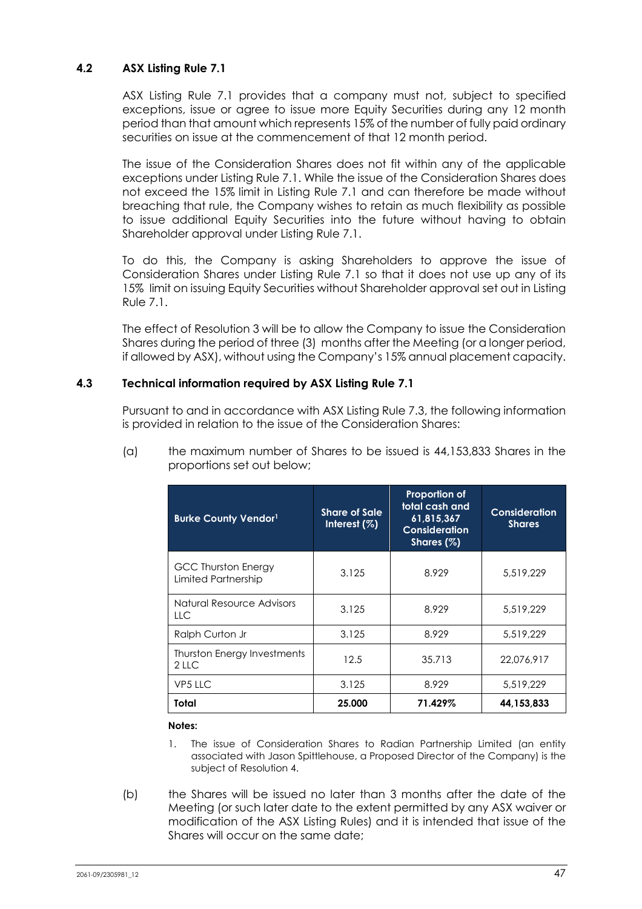### 4.2 ASX Listing Rule 7.1

ASX Listing Rule 7.1 provides that a company must not, subject to specified exceptions, issue or agree to issue more Equity Securities during any 12 month period than that amount which represents 15% of the number of fully paid ordinary securities on issue at the commencement of that 12 month period.

The issue of the Consideration Shares does not fit within any of the applicable exceptions under Listing Rule 7.1. While the issue of the Consideration Shares does not exceed the 15% limit in Listing Rule 7.1 and can therefore be made without breaching that rule, the Company wishes to retain as much flexibility as possible to issue additional Equity Securities into the future without having to obtain Shareholder approval under Listing Rule 7.1.

To do this, the Company is asking Shareholders to approve the issue of Consideration Shares under Listing Rule 7.1 so that it does not use up any of its 15% limit on issuing Equity Securities without Shareholder approval set out in Listing Rule 7.1.

The effect of Resolution 3 will be to allow the Company to issue the Consideration Shares during the period of three (3) months after the Meeting (or a longer period, if allowed by ASX), without using the Company's 15% annual placement capacity.

### 4.3 Technical information required by ASX Listing Rule 7.1

Pursuant to and in accordance with ASX Listing Rule 7.3, the following information is provided in relation to the issue of the Consideration Shares:

(a) the maximum number of Shares to be issued is 44,153,833 Shares in the proportions set out below;

| Burke County Vendor[1] | Share of Sale Interest (%) | Proportion of total cash and 61,815,367 Consideration Shares (%) | Consideration Shares |
|---|---|---|---|
| GCC Thurston Energy Limited Partnership | 3.125 | 8.929 | 5,519,229 |
| Natural Resource Advisors LLC | 3.125 | 8.929 | 5,519,229 |
| Ralph Curton Jr | 3.125 | 8.929 | 5,519,229 |
| Thurston Energy Investments 2 LLC | 12.5 | 35.713 | 22,076,917 |
| VP5 LLC | 3.125 | 8.929 | 5,519,229 |
| **Total** | **25.000** | **71.429%** | **44,153,833** |

**Notes:**

1. The issue of Consideration Shares to Radian Partnership Limited (an entity associated with Jason Spittlehouse, a Proposed Director of the Company) is the subject of Resolution 4.

(b) the Shares will be issued no later than 3 months after the date of the Meeting (or such later date to the extent permitted by any ASX waiver or modification of the ASX Listing Rules) and it is intended that issue of the Shares will occur on the same date;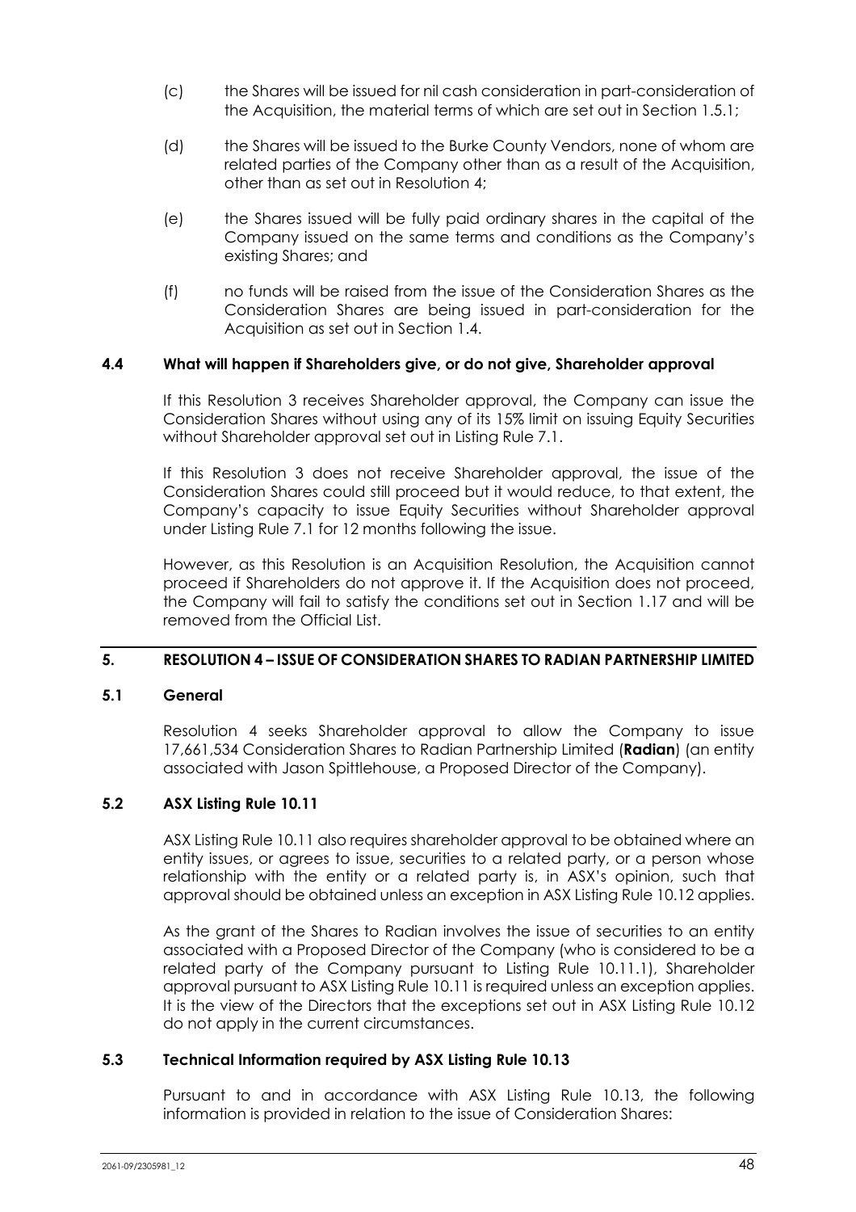(c) the Shares will be issued for nil cash consideration in part-consideration of the Acquisition, the material terms of which are set out in Section 1.5.1;

(d) the Shares will be issued to the Burke County Vendors, none of whom are related parties of the Company other than as a result of the Acquisition, other than as set out in Resolution 4;

(e) the Shares issued will be fully paid ordinary shares in the capital of the Company issued on the same terms and conditions as the Company's existing Shares; and

(f) no funds will be raised from the issue of the Consideration Shares as the Consideration Shares are being issued in part-consideration for the Acquisition as set out in Section 1.4.

### 4.4 What will happen if Shareholders give, or do not give, Shareholder approval

If this Resolution 3 receives Shareholder approval, the Company can issue the Consideration Shares without using any of its 15% limit on issuing Equity Securities without Shareholder approval set out in Listing Rule 7.1.

If this Resolution 3 does not receive Shareholder approval, the issue of the Consideration Shares could still proceed but it would reduce, to that extent, the Company's capacity to issue Equity Securities without Shareholder approval under Listing Rule 7.1 for 12 months following the issue.

However, as this Resolution is an Acquisition Resolution, the Acquisition cannot proceed if Shareholders do not approve it. If the Acquisition does not proceed, the Company will fail to satisfy the conditions set out in Section 1.17 and will be removed from the Official List.

## 5. RESOLUTION 4 – ISSUE OF CONSIDERATION SHARES TO RADIAN PARTNERSHIP LIMITED

### 5.1 General

Resolution 4 seeks Shareholder approval to allow the Company to issue 17,661,534 Consideration Shares to Radian Partnership Limited (**Radian**) (an entity associated with Jason Spittlehouse, a Proposed Director of the Company).

### 5.2 ASX Listing Rule 10.11

ASX Listing Rule 10.11 also requires shareholder approval to be obtained where an entity issues, or agrees to issue, securities to a related party, or a person whose relationship with the entity or a related party is, in ASX's opinion, such that approval should be obtained unless an exception in ASX Listing Rule 10.12 applies.

As the grant of the Shares to Radian involves the issue of securities to an entity associated with a Proposed Director of the Company (who is considered to be a related party of the Company pursuant to Listing Rule 10.11.1), Shareholder approval pursuant to ASX Listing Rule 10.11 is required unless an exception applies. It is the view of the Directors that the exceptions set out in ASX Listing Rule 10.12 do not apply in the current circumstances.

### 5.3 Technical Information required by ASX Listing Rule 10.13

Pursuant to and in accordance with ASX Listing Rule 10.13, the following information is provided in relation to the issue of Consideration Shares: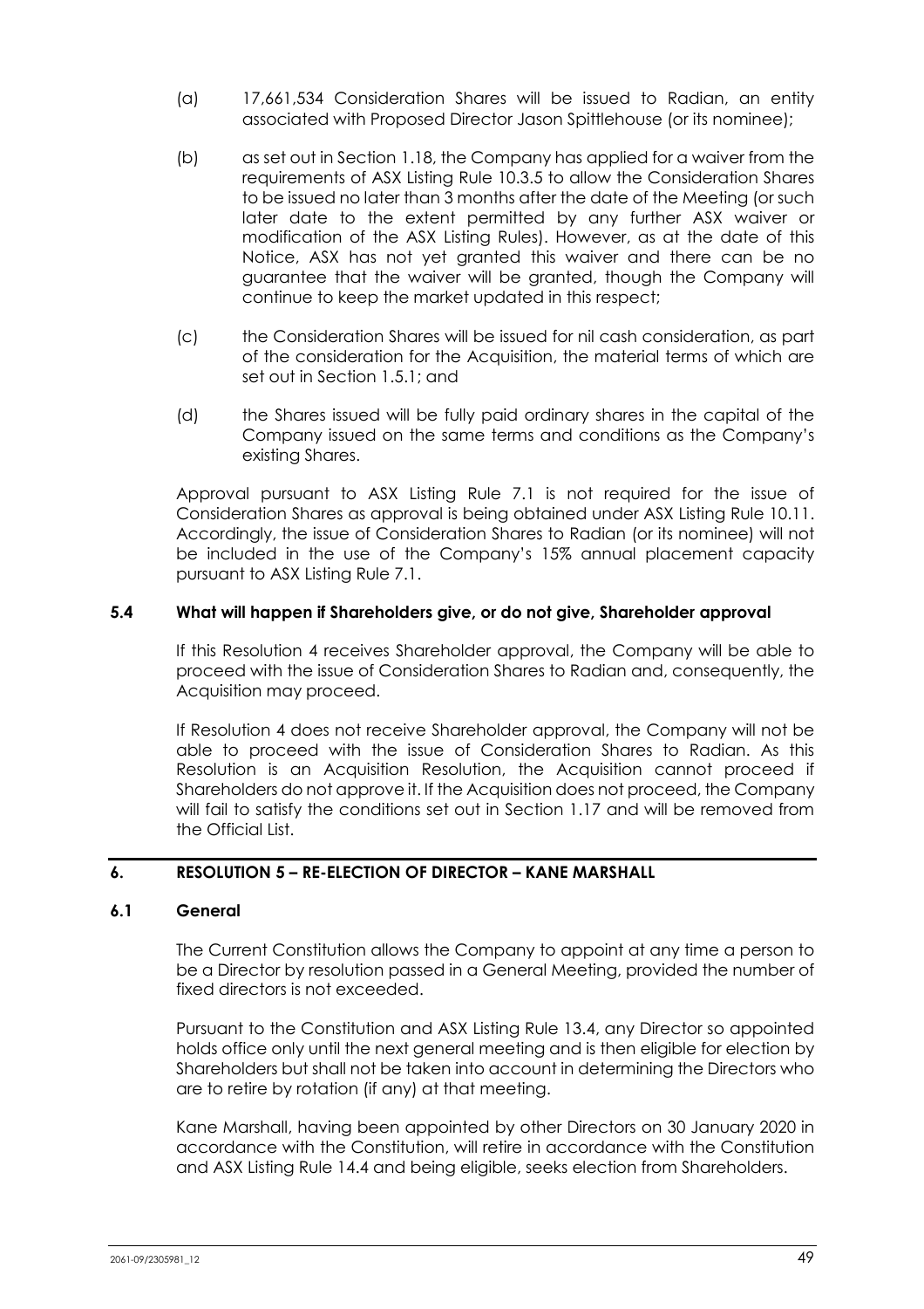(a) 17,661,534 Consideration Shares will be issued to Radian, an entity associated with Proposed Director Jason Spittlehouse (or its nominee);

(b) as set out in Section 1.18, the Company has applied for a waiver from the requirements of ASX Listing Rule 10.3.5 to allow the Consideration Shares to be issued no later than 3 months after the date of the Meeting (or such later date to the extent permitted by any further ASX waiver or modification of the ASX Listing Rules). However, as at the date of this Notice, ASX has not yet granted this waiver and there can be no guarantee that the waiver will be granted, though the Company will continue to keep the market updated in this respect;

(c) the Consideration Shares will be issued for nil cash consideration, as part of the consideration for the Acquisition, the material terms of which are set out in Section 1.5.1; and

(d) the Shares issued will be fully paid ordinary shares in the capital of the Company issued on the same terms and conditions as the Company's existing Shares.

Approval pursuant to ASX Listing Rule 7.1 is not required for the issue of Consideration Shares as approval is being obtained under ASX Listing Rule 10.11. Accordingly, the issue of Consideration Shares to Radian (or its nominee) will not be included in the use of the Company's 15% annual placement capacity pursuant to ASX Listing Rule 7.1.

### 5.4 What will happen if Shareholders give, or do not give, Shareholder approval

If this Resolution 4 receives Shareholder approval, the Company will be able to proceed with the issue of Consideration Shares to Radian and, consequently, the Acquisition may proceed.

If Resolution 4 does not receive Shareholder approval, the Company will not be able to proceed with the issue of Consideration Shares to Radian. As this Resolution is an Acquisition Resolution, the Acquisition cannot proceed if Shareholders do not approve it. If the Acquisition does not proceed, the Company will fail to satisfy the conditions set out in Section 1.17 and will be removed from the Official List.

## 6. RESOLUTION 5 – RE-ELECTION OF DIRECTOR – KANE MARSHALL

### 6.1 General

The Current Constitution allows the Company to appoint at any time a person to be a Director by resolution passed in a General Meeting, provided the number of fixed directors is not exceeded.

Pursuant to the Constitution and ASX Listing Rule 13.4, any Director so appointed holds office only until the next general meeting and is then eligible for election by Shareholders but shall not be taken into account in determining the Directors who are to retire by rotation (if any) at that meeting.

Kane Marshall, having been appointed by other Directors on 30 January 2020 in accordance with the Constitution, will retire in accordance with the Constitution and ASX Listing Rule 14.4 and being eligible, seeks election from Shareholders.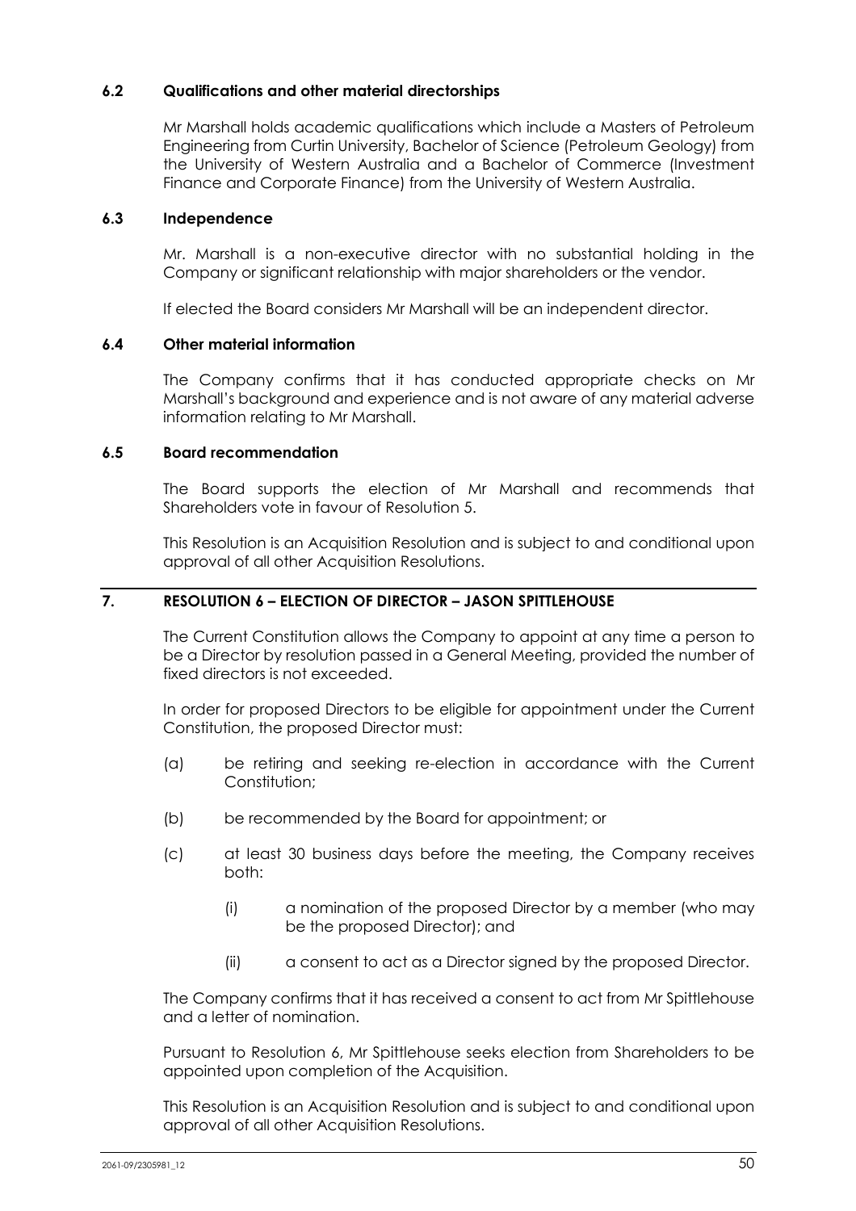### 6.2 Qualifications and other material directorships

Mr Marshall holds academic qualifications which include a Masters of Petroleum Engineering from Curtin University, Bachelor of Science (Petroleum Geology) from the University of Western Australia and a Bachelor of Commerce (Investment Finance and Corporate Finance) from the University of Western Australia.

### 6.3 Independence

Mr. Marshall is a non-executive director with no substantial holding in the Company or significant relationship with major shareholders or the vendor.

If elected the Board considers Mr Marshall will be an independent director.

### 6.4 Other material information

The Company confirms that it has conducted appropriate checks on Mr Marshall's background and experience and is not aware of any material adverse information relating to Mr Marshall.

### 6.5 Board recommendation

The Board supports the election of Mr Marshall and recommends that Shareholders vote in favour of Resolution 5.

This Resolution is an Acquisition Resolution and is subject to and conditional upon approval of all other Acquisition Resolutions.

## 7. RESOLUTION 6 – ELECTION OF DIRECTOR – JASON SPITTLEHOUSE

The Current Constitution allows the Company to appoint at any time a person to be a Director by resolution passed in a General Meeting, provided the number of fixed directors is not exceeded.

In order for proposed Directors to be eligible for appointment under the Current Constitution, the proposed Director must:

(a) be retiring and seeking re-election in accordance with the Current Constitution;

(b) be recommended by the Board for appointment; or

(c) at least 30 business days before the meeting, the Company receives both:

  (i) a nomination of the proposed Director by a member (who may be the proposed Director); and

  (ii) a consent to act as a Director signed by the proposed Director.

The Company confirms that it has received a consent to act from Mr Spittlehouse and a letter of nomination.

Pursuant to Resolution 6, Mr Spittlehouse seeks election from Shareholders to be appointed upon completion of the Acquisition.

This Resolution is an Acquisition Resolution and is subject to and conditional upon approval of all other Acquisition Resolutions.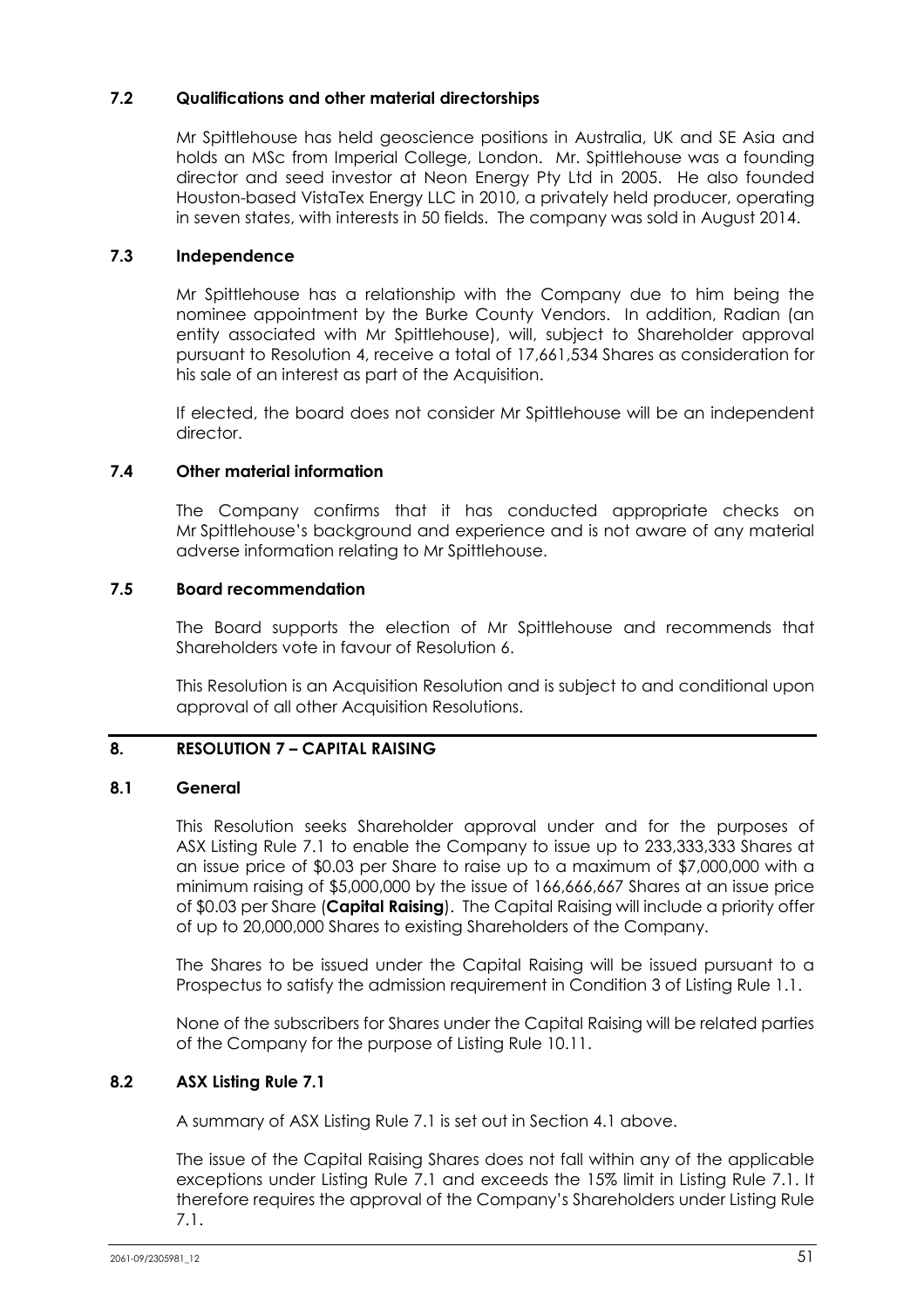### 7.2 Qualifications and other material directorships

Mr Spittlehouse has held geoscience positions in Australia, UK and SE Asia and holds an MSc from Imperial College, London. Mr. Spittlehouse was a founding director and seed investor at Neon Energy Pty Ltd in 2005. He also founded Houston-based VistaTex Energy LLC in 2010, a privately held producer, operating in seven states, with interests in 50 fields. The company was sold in August 2014.

### 7.3 Independence

Mr Spittlehouse has a relationship with the Company due to him being the nominee appointment by the Burke County Vendors. In addition, Radian (an entity associated with Mr Spittlehouse), will, subject to Shareholder approval pursuant to Resolution 4, receive a total of 17,661,534 Shares as consideration for his sale of an interest as part of the Acquisition.

If elected, the board does not consider Mr Spittlehouse will be an independent director.

### 7.4 Other material information

The Company confirms that it has conducted appropriate checks on Mr Spittlehouse's background and experience and is not aware of any material adverse information relating to Mr Spittlehouse.

### 7.5 Board recommendation

The Board supports the election of Mr Spittlehouse and recommends that Shareholders vote in favour of Resolution 6.

This Resolution is an Acquisition Resolution and is subject to and conditional upon approval of all other Acquisition Resolutions.

## 8. RESOLUTION 7 – CAPITAL RAISING

### 8.1 General

This Resolution seeks Shareholder approval under and for the purposes of ASX Listing Rule 7.1 to enable the Company to issue up to 233,333,333 Shares at an issue price of $0.03 per Share to raise up to a maximum of $7,000,000 with a minimum raising of $5,000,000 by the issue of 166,666,667 Shares at an issue price of $0.03 per Share (**Capital Raising**). The Capital Raising will include a priority offer of up to 20,000,000 Shares to existing Shareholders of the Company.

The Shares to be issued under the Capital Raising will be issued pursuant to a Prospectus to satisfy the admission requirement in Condition 3 of Listing Rule 1.1.

None of the subscribers for Shares under the Capital Raising will be related parties of the Company for the purpose of Listing Rule 10.11.

### 8.2 ASX Listing Rule 7.1

A summary of ASX Listing Rule 7.1 is set out in Section 4.1 above.

The issue of the Capital Raising Shares does not fall within any of the applicable exceptions under Listing Rule 7.1 and exceeds the 15% limit in Listing Rule 7.1. It therefore requires the approval of the Company's Shareholders under Listing Rule 7.1.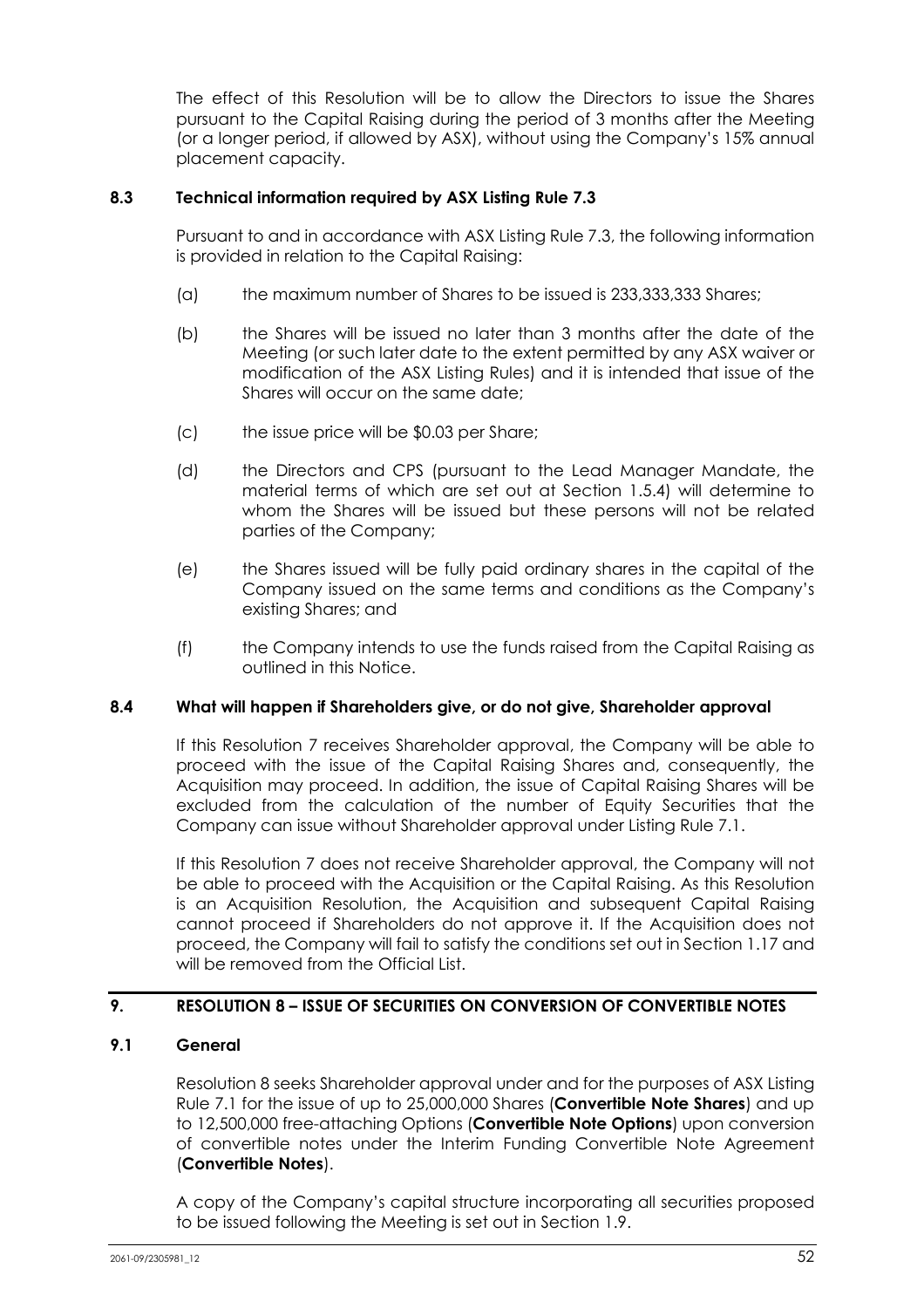The effect of this Resolution will be to allow the Directors to issue the Shares pursuant to the Capital Raising during the period of 3 months after the Meeting (or a longer period, if allowed by ASX), without using the Company's 15% annual placement capacity.

### 8.3 Technical information required by ASX Listing Rule 7.3

Pursuant to and in accordance with ASX Listing Rule 7.3, the following information is provided in relation to the Capital Raising:

(a) the maximum number of Shares to be issued is 233,333,333 Shares;

(b) the Shares will be issued no later than 3 months after the date of the Meeting (or such later date to the extent permitted by any ASX waiver or modification of the ASX Listing Rules) and it is intended that issue of the Shares will occur on the same date;

(c) the issue price will be $0.03 per Share;

(d) the Directors and CPS (pursuant to the Lead Manager Mandate, the material terms of which are set out at Section 1.5.4) will determine to whom the Shares will be issued but these persons will not be related parties of the Company;

(e) the Shares issued will be fully paid ordinary shares in the capital of the Company issued on the same terms and conditions as the Company's existing Shares; and

(f) the Company intends to use the funds raised from the Capital Raising as outlined in this Notice.

### 8.4 What will happen if Shareholders give, or do not give, Shareholder approval

If this Resolution 7 receives Shareholder approval, the Company will be able to proceed with the issue of the Capital Raising Shares and, consequently, the Acquisition may proceed. In addition, the issue of Capital Raising Shares will be excluded from the calculation of the number of Equity Securities that the Company can issue without Shareholder approval under Listing Rule 7.1.

If this Resolution 7 does not receive Shareholder approval, the Company will not be able to proceed with the Acquisition or the Capital Raising. As this Resolution is an Acquisition Resolution, the Acquisition and subsequent Capital Raising cannot proceed if Shareholders do not approve it. If the Acquisition does not proceed, the Company will fail to satisfy the conditions set out in Section 1.17 and will be removed from the Official List.

## 9. RESOLUTION 8 – ISSUE OF SECURITIES ON CONVERSION OF CONVERTIBLE NOTES

### 9.1 General

Resolution 8 seeks Shareholder approval under and for the purposes of ASX Listing Rule 7.1 for the issue of up to 25,000,000 Shares (**Convertible Note Shares**) and up to 12,500,000 free-attaching Options (**Convertible Note Options**) upon conversion of convertible notes under the Interim Funding Convertible Note Agreement (**Convertible Notes**).

A copy of the Company's capital structure incorporating all securities proposed to be issued following the Meeting is set out in Section 1.9.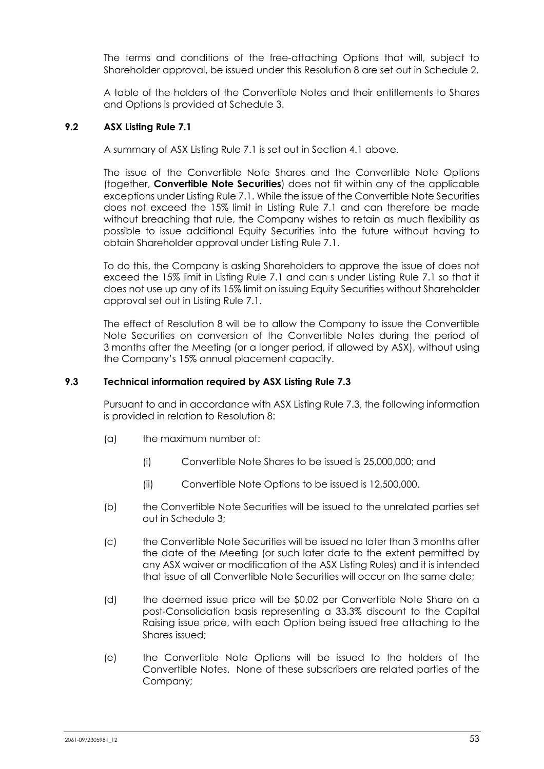The terms and conditions of the free-attaching Options that will, subject to Shareholder approval, be issued under this Resolution 8 are set out in Schedule 2.

A table of the holders of the Convertible Notes and their entitlements to Shares and Options is provided at Schedule 3.

### 9.2 ASX Listing Rule 7.1

A summary of ASX Listing Rule 7.1 is set out in Section 4.1 above.

The issue of the Convertible Note Shares and the Convertible Note Options (together, **Convertible Note Securities**) does not fit within any of the applicable exceptions under Listing Rule 7.1. While the issue of the Convertible Note Securities does not exceed the 15% limit in Listing Rule 7.1 and can therefore be made without breaching that rule, the Company wishes to retain as much flexibility as possible to issue additional Equity Securities into the future without having to obtain Shareholder approval under Listing Rule 7.1.

To do this, the Company is asking Shareholders to approve the issue of does not exceed the 15% limit in Listing Rule 7.1 and can s under Listing Rule 7.1 so that it does not use up any of its 15% limit on issuing Equity Securities without Shareholder approval set out in Listing Rule 7.1.

The effect of Resolution 8 will be to allow the Company to issue the Convertible Note Securities on conversion of the Convertible Notes during the period of 3 months after the Meeting (or a longer period, if allowed by ASX), without using the Company's 15% annual placement capacity.

### 9.3 Technical information required by ASX Listing Rule 7.3

Pursuant to and in accordance with ASX Listing Rule 7.3, the following information is provided in relation to Resolution 8:

(a) the maximum number of:

   (i) Convertible Note Shares to be issued is 25,000,000; and

   (ii) Convertible Note Options to be issued is 12,500,000.

(b) the Convertible Note Securities will be issued to the unrelated parties set out in Schedule 3;

(c) the Convertible Note Securities will be issued no later than 3 months after the date of the Meeting (or such later date to the extent permitted by any ASX waiver or modification of the ASX Listing Rules) and it is intended that issue of all Convertible Note Securities will occur on the same date;

(d) the deemed issue price will be $0.02 per Convertible Note Share on a post-Consolidation basis representing a 33.3% discount to the Capital Raising issue price, with each Option being issued free attaching to the Shares issued;

(e) the Convertible Note Options will be issued to the holders of the Convertible Notes. None of these subscribers are related parties of the Company;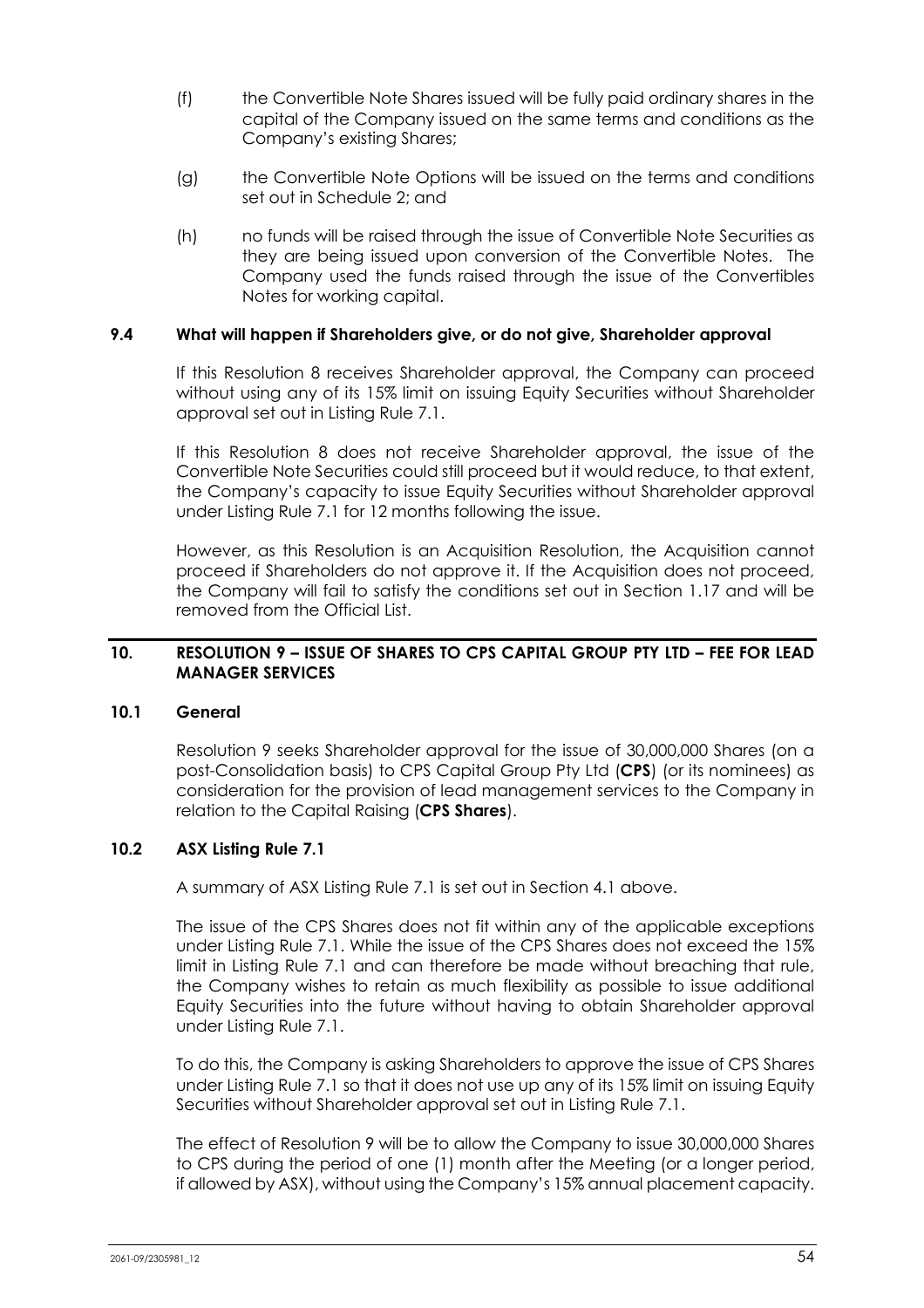(f) the Convertible Note Shares issued will be fully paid ordinary shares in the capital of the Company issued on the same terms and conditions as the Company's existing Shares;

(g) the Convertible Note Options will be issued on the terms and conditions set out in Schedule 2; and

(h) no funds will be raised through the issue of Convertible Note Securities as they are being issued upon conversion of the Convertible Notes. The Company used the funds raised through the issue of the Convertibles Notes for working capital.

### 9.4 What will happen if Shareholders give, or do not give, Shareholder approval

If this Resolution 8 receives Shareholder approval, the Company can proceed without using any of its 15% limit on issuing Equity Securities without Shareholder approval set out in Listing Rule 7.1.

If this Resolution 8 does not receive Shareholder approval, the issue of the Convertible Note Securities could still proceed but it would reduce, to that extent, the Company's capacity to issue Equity Securities without Shareholder approval under Listing Rule 7.1 for 12 months following the issue.

However, as this Resolution is an Acquisition Resolution, the Acquisition cannot proceed if Shareholders do not approve it. If the Acquisition does not proceed, the Company will fail to satisfy the conditions set out in Section 1.17 and will be removed from the Official List.

## 10. RESOLUTION 9 – ISSUE OF SHARES TO CPS CAPITAL GROUP PTY LTD – FEE FOR LEAD MANAGER SERVICES

### 10.1 General

Resolution 9 seeks Shareholder approval for the issue of 30,000,000 Shares (on a post-Consolidation basis) to CPS Capital Group Pty Ltd (**CPS**) (or its nominees) as consideration for the provision of lead management services to the Company in relation to the Capital Raising (**CPS Shares**).

### 10.2 ASX Listing Rule 7.1

A summary of ASX Listing Rule 7.1 is set out in Section 4.1 above.

The issue of the CPS Shares does not fit within any of the applicable exceptions under Listing Rule 7.1. While the issue of the CPS Shares does not exceed the 15% limit in Listing Rule 7.1 and can therefore be made without breaching that rule, the Company wishes to retain as much flexibility as possible to issue additional Equity Securities into the future without having to obtain Shareholder approval under Listing Rule 7.1.

To do this, the Company is asking Shareholders to approve the issue of CPS Shares under Listing Rule 7.1 so that it does not use up any of its 15% limit on issuing Equity Securities without Shareholder approval set out in Listing Rule 7.1.

The effect of Resolution 9 will be to allow the Company to issue 30,000,000 Shares to CPS during the period of one (1) month after the Meeting (or a longer period, if allowed by ASX), without using the Company's 15% annual placement capacity.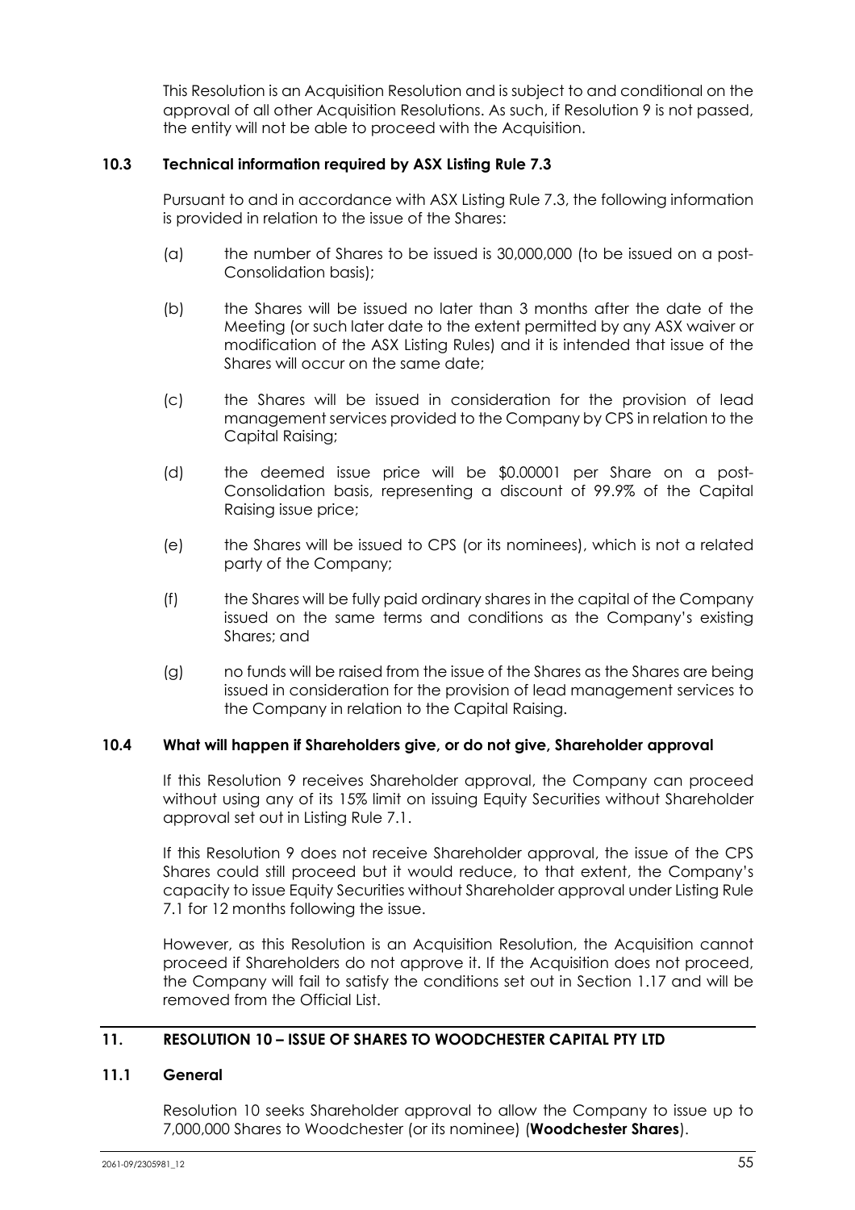This Resolution is an Acquisition Resolution and is subject to and conditional on the approval of all other Acquisition Resolutions. As such, if Resolution 9 is not passed, the entity will not be able to proceed with the Acquisition.

### 10.3 Technical information required by ASX Listing Rule 7.3

Pursuant to and in accordance with ASX Listing Rule 7.3, the following information is provided in relation to the issue of the Shares:

(a) the number of Shares to be issued is 30,000,000 (to be issued on a post-Consolidation basis);

(b) the Shares will be issued no later than 3 months after the date of the Meeting (or such later date to the extent permitted by any ASX waiver or modification of the ASX Listing Rules) and it is intended that issue of the Shares will occur on the same date;

(c) the Shares will be issued in consideration for the provision of lead management services provided to the Company by CPS in relation to the Capital Raising;

(d) the deemed issue price will be \$0.00001 per Share on a post-Consolidation basis, representing a discount of 99.9% of the Capital Raising issue price;

(e) the Shares will be issued to CPS (or its nominees), which is not a related party of the Company;

(f) the Shares will be fully paid ordinary shares in the capital of the Company issued on the same terms and conditions as the Company's existing Shares; and

(g) no funds will be raised from the issue of the Shares as the Shares are being issued in consideration for the provision of lead management services to the Company in relation to the Capital Raising.

### 10.4 What will happen if Shareholders give, or do not give, Shareholder approval

If this Resolution 9 receives Shareholder approval, the Company can proceed without using any of its 15% limit on issuing Equity Securities without Shareholder approval set out in Listing Rule 7.1.

If this Resolution 9 does not receive Shareholder approval, the issue of the CPS Shares could still proceed but it would reduce, to that extent, the Company's capacity to issue Equity Securities without Shareholder approval under Listing Rule 7.1 for 12 months following the issue.

However, as this Resolution is an Acquisition Resolution, the Acquisition cannot proceed if Shareholders do not approve it. If the Acquisition does not proceed, the Company will fail to satisfy the conditions set out in Section 1.17 and will be removed from the Official List.

## 11. RESOLUTION 10 – ISSUE OF SHARES TO WOODCHESTER CAPITAL PTY LTD

### 11.1 General

Resolution 10 seeks Shareholder approval to allow the Company to issue up to 7,000,000 Shares to Woodchester (or its nominee) (**Woodchester Shares**).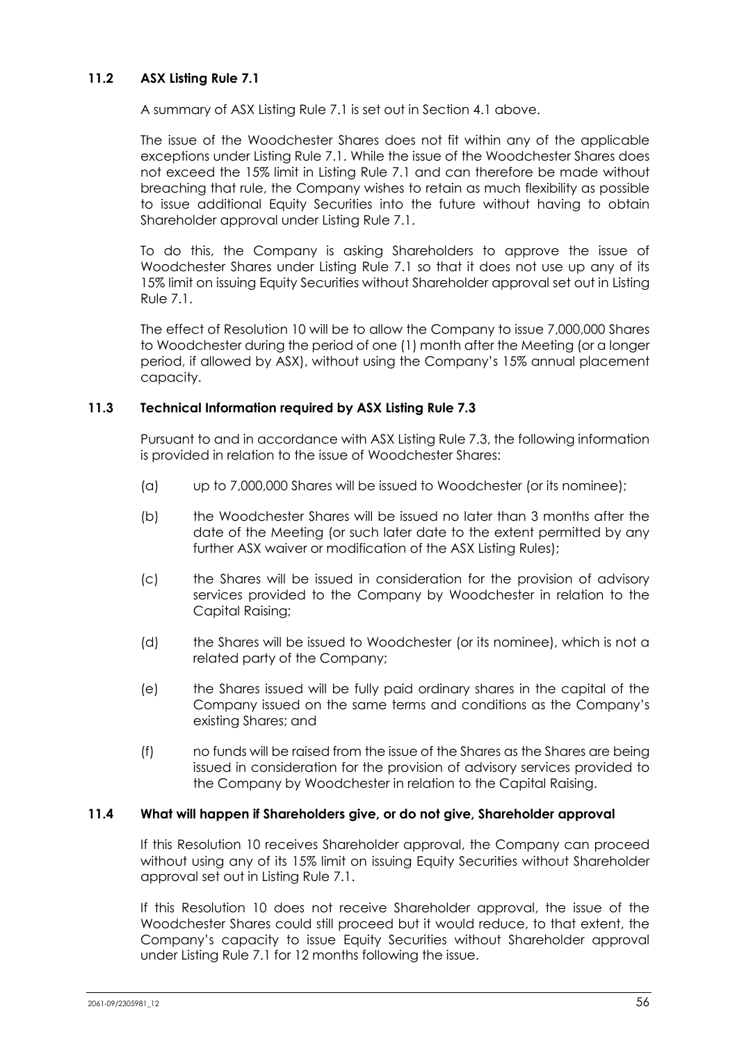### 11.2 ASX Listing Rule 7.1

A summary of ASX Listing Rule 7.1 is set out in Section 4.1 above.

The issue of the Woodchester Shares does not fit within any of the applicable exceptions under Listing Rule 7.1. While the issue of the Woodchester Shares does not exceed the 15% limit in Listing Rule 7.1 and can therefore be made without breaching that rule, the Company wishes to retain as much flexibility as possible to issue additional Equity Securities into the future without having to obtain Shareholder approval under Listing Rule 7.1.

To do this, the Company is asking Shareholders to approve the issue of Woodchester Shares under Listing Rule 7.1 so that it does not use up any of its 15% limit on issuing Equity Securities without Shareholder approval set out in Listing Rule 7.1.

The effect of Resolution 10 will be to allow the Company to issue 7,000,000 Shares to Woodchester during the period of one (1) month after the Meeting (or a longer period, if allowed by ASX), without using the Company's 15% annual placement capacity.

### 11.3 Technical Information required by ASX Listing Rule 7.3

Pursuant to and in accordance with ASX Listing Rule 7.3, the following information is provided in relation to the issue of Woodchester Shares:

(a) up to 7,000,000 Shares will be issued to Woodchester (or its nominee);

(b) the Woodchester Shares will be issued no later than 3 months after the date of the Meeting (or such later date to the extent permitted by any further ASX waiver or modification of the ASX Listing Rules);

(c) the Shares will be issued in consideration for the provision of advisory services provided to the Company by Woodchester in relation to the Capital Raising;

(d) the Shares will be issued to Woodchester (or its nominee), which is not a related party of the Company;

(e) the Shares issued will be fully paid ordinary shares in the capital of the Company issued on the same terms and conditions as the Company's existing Shares; and

(f) no funds will be raised from the issue of the Shares as the Shares are being issued in consideration for the provision of advisory services provided to the Company by Woodchester in relation to the Capital Raising.

### 11.4 What will happen if Shareholders give, or do not give, Shareholder approval

If this Resolution 10 receives Shareholder approval, the Company can proceed without using any of its 15% limit on issuing Equity Securities without Shareholder approval set out in Listing Rule 7.1.

If this Resolution 10 does not receive Shareholder approval, the issue of the Woodchester Shares could still proceed but it would reduce, to that extent, the Company's capacity to issue Equity Securities without Shareholder approval under Listing Rule 7.1 for 12 months following the issue.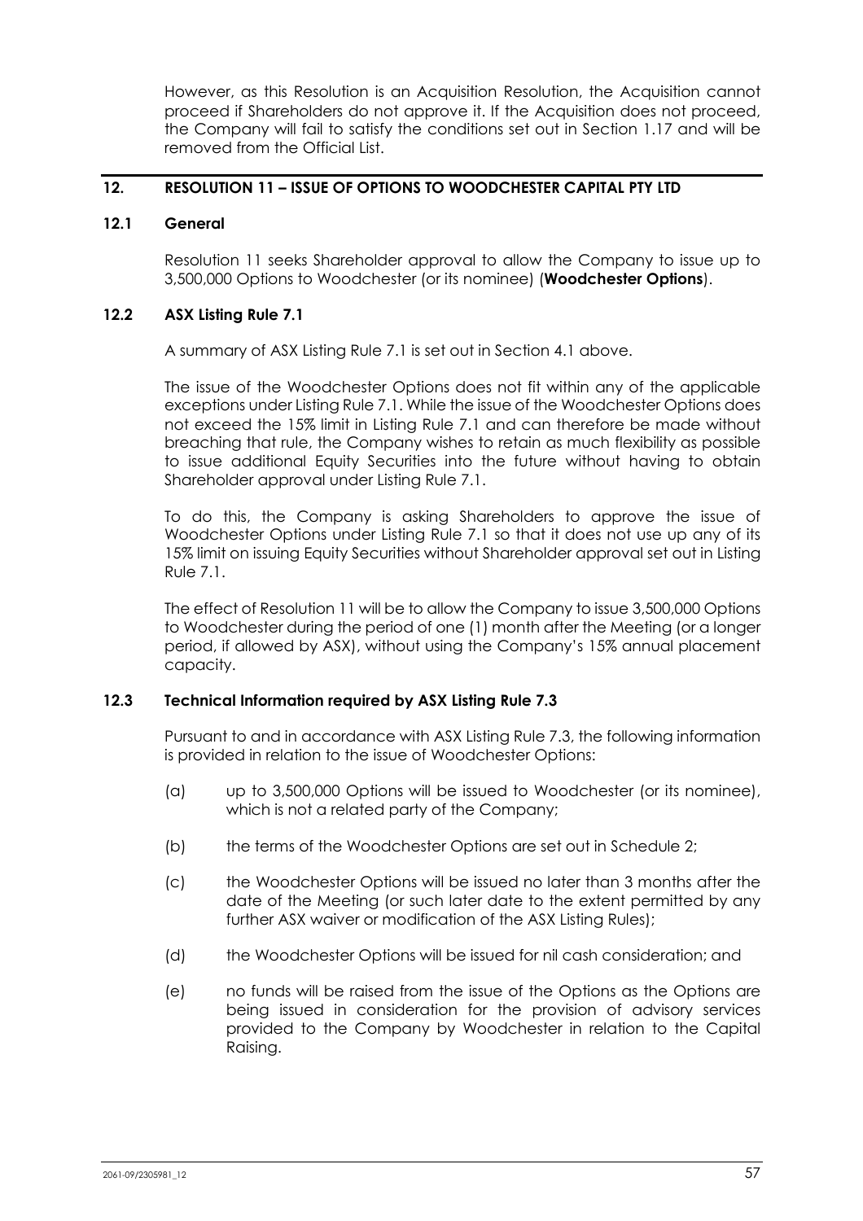However, as this Resolution is an Acquisition Resolution, the Acquisition cannot proceed if Shareholders do not approve it. If the Acquisition does not proceed, the Company will fail to satisfy the conditions set out in Section 1.17 and will be removed from the Official List.

## 12. RESOLUTION 11 – ISSUE OF OPTIONS TO WOODCHESTER CAPITAL PTY LTD

### 12.1 General

Resolution 11 seeks Shareholder approval to allow the Company to issue up to 3,500,000 Options to Woodchester (or its nominee) (**Woodchester Options**).

### 12.2 ASX Listing Rule 7.1

A summary of ASX Listing Rule 7.1 is set out in Section 4.1 above.

The issue of the Woodchester Options does not fit within any of the applicable exceptions under Listing Rule 7.1. While the issue of the Woodchester Options does not exceed the 15% limit in Listing Rule 7.1 and can therefore be made without breaching that rule, the Company wishes to retain as much flexibility as possible to issue additional Equity Securities into the future without having to obtain Shareholder approval under Listing Rule 7.1.

To do this, the Company is asking Shareholders to approve the issue of Woodchester Options under Listing Rule 7.1 so that it does not use up any of its 15% limit on issuing Equity Securities without Shareholder approval set out in Listing Rule 7.1.

The effect of Resolution 11 will be to allow the Company to issue 3,500,000 Options to Woodchester during the period of one (1) month after the Meeting (or a longer period, if allowed by ASX), without using the Company's 15% annual placement capacity.

### 12.3 Technical Information required by ASX Listing Rule 7.3

Pursuant to and in accordance with ASX Listing Rule 7.3, the following information is provided in relation to the issue of Woodchester Options:

(a) up to 3,500,000 Options will be issued to Woodchester (or its nominee), which is not a related party of the Company;

(b) the terms of the Woodchester Options are set out in Schedule 2;

(c) the Woodchester Options will be issued no later than 3 months after the date of the Meeting (or such later date to the extent permitted by any further ASX waiver or modification of the ASX Listing Rules);

(d) the Woodchester Options will be issued for nil cash consideration; and

(e) no funds will be raised from the issue of the Options as the Options are being issued in consideration for the provision of advisory services provided to the Company by Woodchester in relation to the Capital Raising.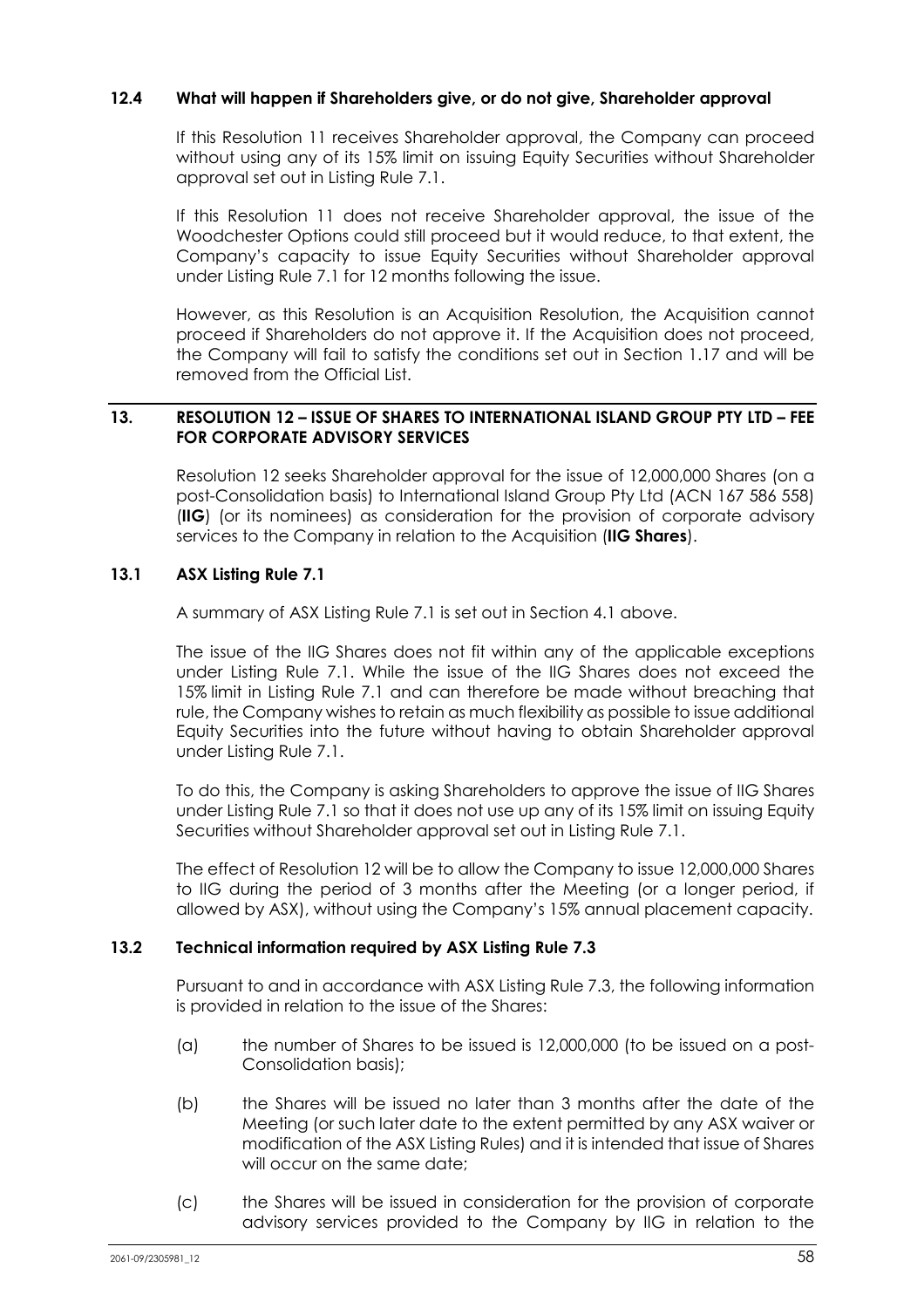### 12.4 What will happen if Shareholders give, or do not give, Shareholder approval

If this Resolution 11 receives Shareholder approval, the Company can proceed without using any of its 15% limit on issuing Equity Securities without Shareholder approval set out in Listing Rule 7.1.

If this Resolution 11 does not receive Shareholder approval, the issue of the Woodchester Options could still proceed but it would reduce, to that extent, the Company's capacity to issue Equity Securities without Shareholder approval under Listing Rule 7.1 for 12 months following the issue.

However, as this Resolution is an Acquisition Resolution, the Acquisition cannot proceed if Shareholders do not approve it. If the Acquisition does not proceed, the Company will fail to satisfy the conditions set out in Section 1.17 and will be removed from the Official List.

## 13. RESOLUTION 12 – ISSUE OF SHARES TO INTERNATIONAL ISLAND GROUP PTY LTD – FEE FOR CORPORATE ADVISORY SERVICES

Resolution 12 seeks Shareholder approval for the issue of 12,000,000 Shares (on a post-Consolidation basis) to International Island Group Pty Ltd (ACN 167 586 558) (**IIG**) (or its nominees) as consideration for the provision of corporate advisory services to the Company in relation to the Acquisition (**IIG Shares**).

### 13.1 ASX Listing Rule 7.1

A summary of ASX Listing Rule 7.1 is set out in Section 4.1 above.

The issue of the IIG Shares does not fit within any of the applicable exceptions under Listing Rule 7.1. While the issue of the IIG Shares does not exceed the 15% limit in Listing Rule 7.1 and can therefore be made without breaching that rule, the Company wishes to retain as much flexibility as possible to issue additional Equity Securities into the future without having to obtain Shareholder approval under Listing Rule 7.1.

To do this, the Company is asking Shareholders to approve the issue of IIG Shares under Listing Rule 7.1 so that it does not use up any of its 15% limit on issuing Equity Securities without Shareholder approval set out in Listing Rule 7.1.

The effect of Resolution 12 will be to allow the Company to issue 12,000,000 Shares to IIG during the period of 3 months after the Meeting (or a longer period, if allowed by ASX), without using the Company's 15% annual placement capacity.

### 13.2 Technical information required by ASX Listing Rule 7.3

Pursuant to and in accordance with ASX Listing Rule 7.3, the following information is provided in relation to the issue of the Shares:

(a) the number of Shares to be issued is 12,000,000 (to be issued on a post-Consolidation basis);

(b) the Shares will be issued no later than 3 months after the date of the Meeting (or such later date to the extent permitted by any ASX waiver or modification of the ASX Listing Rules) and it is intended that issue of Shares will occur on the same date;

(c) the Shares will be issued in consideration for the provision of corporate advisory services provided to the Company by IIG in relation to the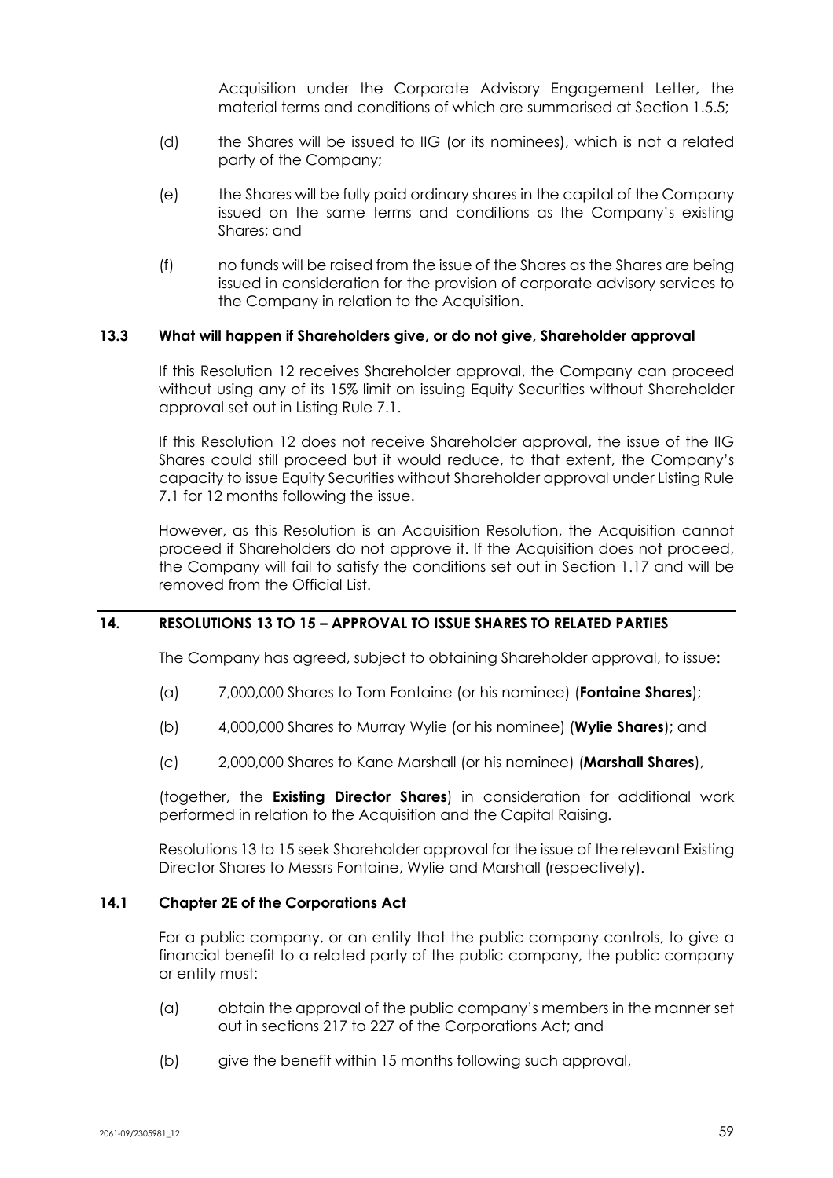Acquisition under the Corporate Advisory Engagement Letter, the material terms and conditions of which are summarised at Section 1.5.5;

(d) the Shares will be issued to IIG (or its nominees), which is not a related party of the Company;

(e) the Shares will be fully paid ordinary shares in the capital of the Company issued on the same terms and conditions as the Company's existing Shares; and

(f) no funds will be raised from the issue of the Shares as the Shares are being issued in consideration for the provision of corporate advisory services to the Company in relation to the Acquisition.

### 13.3 What will happen if Shareholders give, or do not give, Shareholder approval

If this Resolution 12 receives Shareholder approval, the Company can proceed without using any of its 15% limit on issuing Equity Securities without Shareholder approval set out in Listing Rule 7.1.

If this Resolution 12 does not receive Shareholder approval, the issue of the IIG Shares could still proceed but it would reduce, to that extent, the Company's capacity to issue Equity Securities without Shareholder approval under Listing Rule 7.1 for 12 months following the issue.

However, as this Resolution is an Acquisition Resolution, the Acquisition cannot proceed if Shareholders do not approve it. If the Acquisition does not proceed, the Company will fail to satisfy the conditions set out in Section 1.17 and will be removed from the Official List.

## 14. RESOLUTIONS 13 TO 15 – APPROVAL TO ISSUE SHARES TO RELATED PARTIES

The Company has agreed, subject to obtaining Shareholder approval, to issue:

(a) 7,000,000 Shares to Tom Fontaine (or his nominee) (**Fontaine Shares**);

(b) 4,000,000 Shares to Murray Wylie (or his nominee) (**Wylie Shares**); and

(c) 2,000,000 Shares to Kane Marshall (or his nominee) (**Marshall Shares**),

(together, the **Existing Director Shares**) in consideration for additional work performed in relation to the Acquisition and the Capital Raising.

Resolutions 13 to 15 seek Shareholder approval for the issue of the relevant Existing Director Shares to Messrs Fontaine, Wylie and Marshall (respectively).

### 14.1 Chapter 2E of the Corporations Act

For a public company, or an entity that the public company controls, to give a financial benefit to a related party of the public company, the public company or entity must:

(a) obtain the approval of the public company's members in the manner set out in sections 217 to 227 of the Corporations Act; and

(b) give the benefit within 15 months following such approval,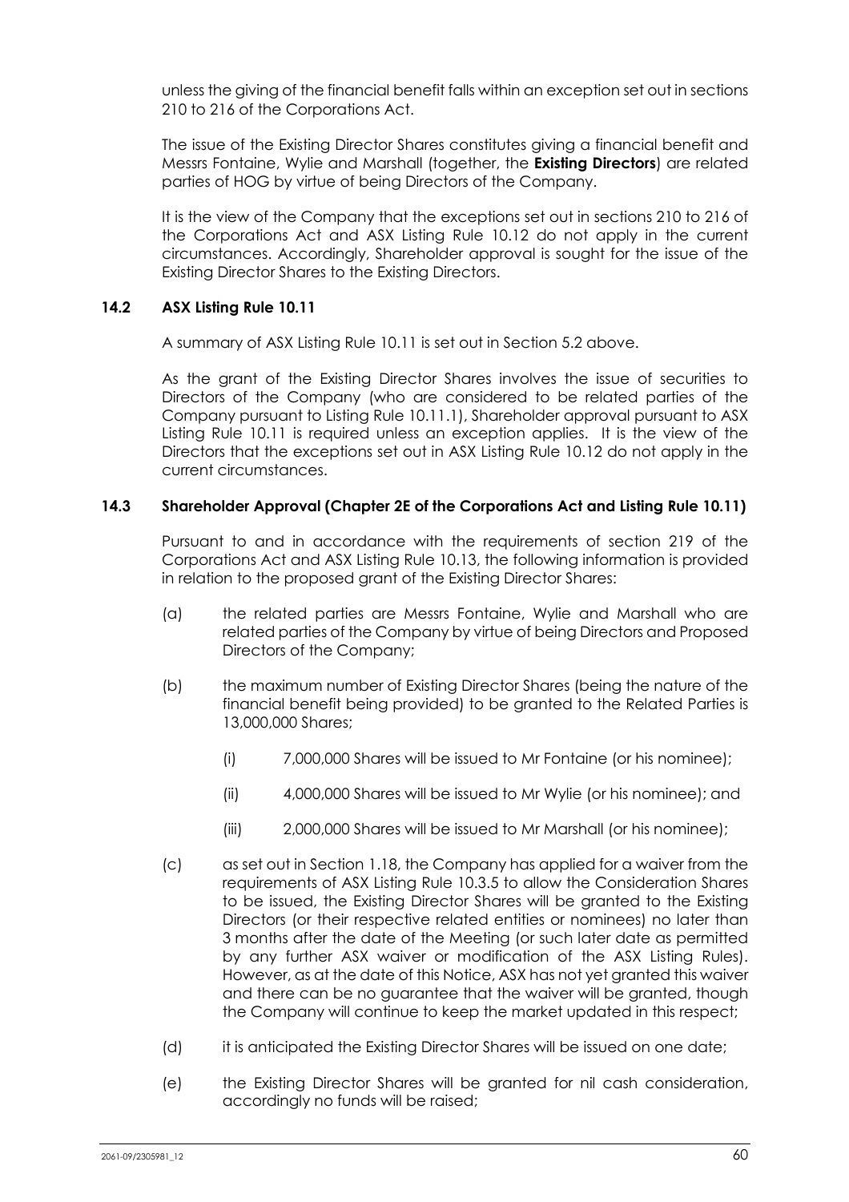unless the giving of the financial benefit falls within an exception set out in sections 210 to 216 of the Corporations Act.

The issue of the Existing Director Shares constitutes giving a financial benefit and Messrs Fontaine, Wylie and Marshall (together, the **Existing Directors**) are related parties of HOG by virtue of being Directors of the Company.

It is the view of the Company that the exceptions set out in sections 210 to 216 of the Corporations Act and ASX Listing Rule 10.12 do not apply in the current circumstances. Accordingly, Shareholder approval is sought for the issue of the Existing Director Shares to the Existing Directors.

### 14.2 ASX Listing Rule 10.11

A summary of ASX Listing Rule 10.11 is set out in Section 5.2 above.

As the grant of the Existing Director Shares involves the issue of securities to Directors of the Company (who are considered to be related parties of the Company pursuant to Listing Rule 10.11.1), Shareholder approval pursuant to ASX Listing Rule 10.11 is required unless an exception applies. It is the view of the Directors that the exceptions set out in ASX Listing Rule 10.12 do not apply in the current circumstances.

### 14.3 Shareholder Approval (Chapter 2E of the Corporations Act and Listing Rule 10.11)

Pursuant to and in accordance with the requirements of section 219 of the Corporations Act and ASX Listing Rule 10.13, the following information is provided in relation to the proposed grant of the Existing Director Shares:

(a) the related parties are Messrs Fontaine, Wylie and Marshall who are related parties of the Company by virtue of being Directors and Proposed Directors of the Company;

(b) the maximum number of Existing Director Shares (being the nature of the financial benefit being provided) to be granted to the Related Parties is 13,000,000 Shares;

  (i) 7,000,000 Shares will be issued to Mr Fontaine (or his nominee);

  (ii) 4,000,000 Shares will be issued to Mr Wylie (or his nominee); and

  (iii) 2,000,000 Shares will be issued to Mr Marshall (or his nominee);

(c) as set out in Section 1.18, the Company has applied for a waiver from the requirements of ASX Listing Rule 10.3.5 to allow the Consideration Shares to be issued, the Existing Director Shares will be granted to the Existing Directors (or their respective related entities or nominees) no later than 3 months after the date of the Meeting (or such later date as permitted by any further ASX waiver or modification of the ASX Listing Rules). However, as at the date of this Notice, ASX has not yet granted this waiver and there can be no guarantee that the waiver will be granted, though the Company will continue to keep the market updated in this respect;

(d) it is anticipated the Existing Director Shares will be issued on one date;

(e) the Existing Director Shares will be granted for nil cash consideration, accordingly no funds will be raised;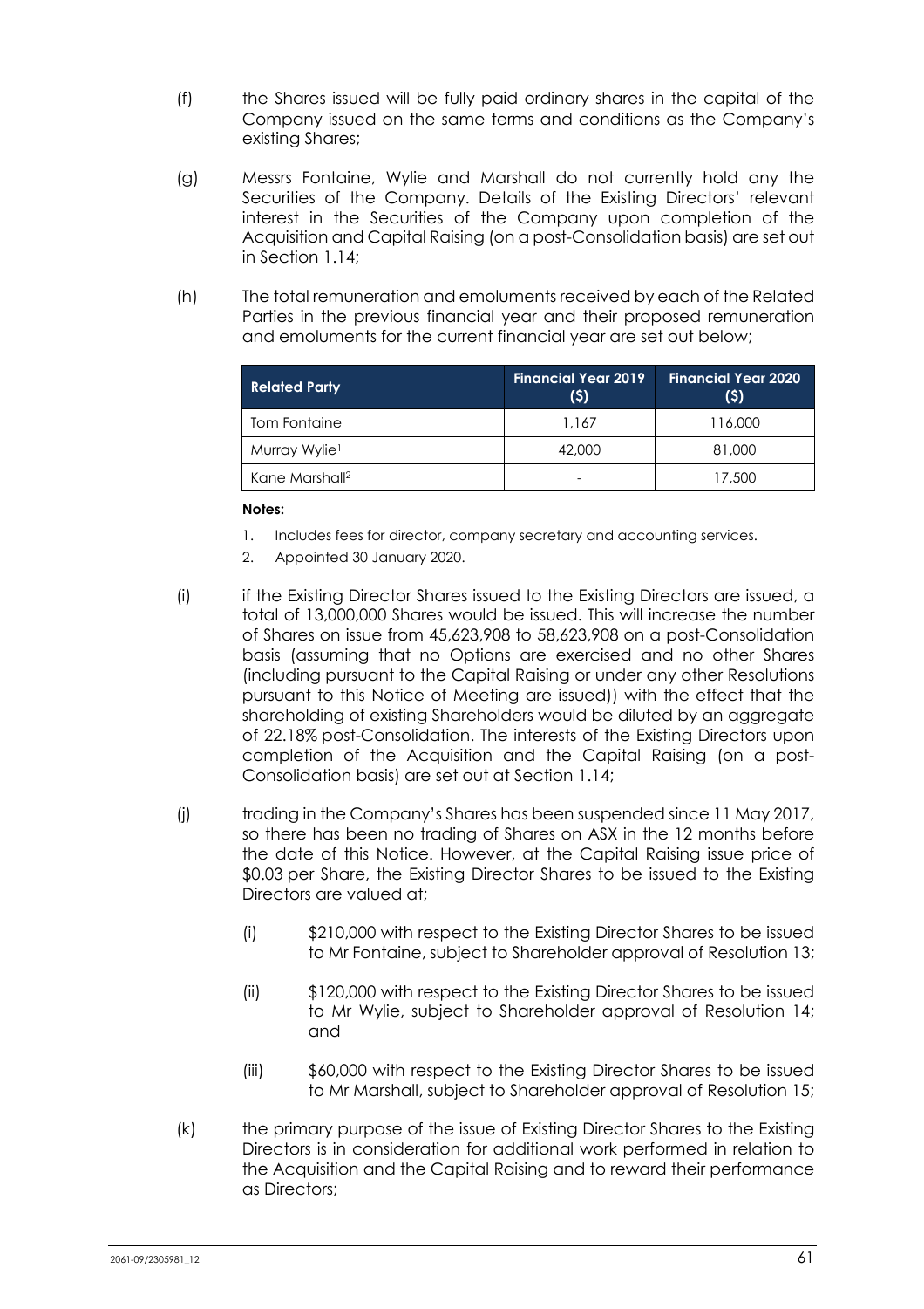(f) the Shares issued will be fully paid ordinary shares in the capital of the Company issued on the same terms and conditions as the Company's existing Shares;

(g) Messrs Fontaine, Wylie and Marshall do not currently hold any the Securities of the Company. Details of the Existing Directors' relevant interest in the Securities of the Company upon completion of the Acquisition and Capital Raising (on a post-Consolidation basis) are set out in Section 1.14;

(h) The total remuneration and emoluments received by each of the Related Parties in the previous financial year and their proposed remuneration and emoluments for the current financial year are set out below;

| Related Party | Financial Year 2019 ($) | Financial Year 2020 ($) |
|---|---|---|
| Tom Fontaine | 1,167 | 116,000 |
| Murray Wylie[1] | 42,000 | 81,000 |
| Kane Marshall[2] | - | 17,500 |

**Notes:**

1. Includes fees for director, company secretary and accounting services.
2. Appointed 30 January 2020.

(i) if the Existing Director Shares issued to the Existing Directors are issued, a total of 13,000,000 Shares would be issued. This will increase the number of Shares on issue from 45,623,908 to 58,623,908 on a post-Consolidation basis (assuming that no Options are exercised and no other Shares (including pursuant to the Capital Raising or under any other Resolutions pursuant to this Notice of Meeting are issued)) with the effect that the shareholding of existing Shareholders would be diluted by an aggregate of 22.18% post-Consolidation. The interests of the Existing Directors upon completion of the Acquisition and the Capital Raising (on a post-Consolidation basis) are set out at Section 1.14;

(j) trading in the Company's Shares has been suspended since 11 May 2017, so there has been no trading of Shares on ASX in the 12 months before the date of this Notice. However, at the Capital Raising issue price of $0.03 per Share, the Existing Director Shares to be issued to the Existing Directors are valued at;

   (i) $210,000 with respect to the Existing Director Shares to be issued to Mr Fontaine, subject to Shareholder approval of Resolution 13;

   (ii) $120,000 with respect to the Existing Director Shares to be issued to Mr Wylie, subject to Shareholder approval of Resolution 14; and

   (iii) $60,000 with respect to the Existing Director Shares to be issued to Mr Marshall, subject to Shareholder approval of Resolution 15;

(k) the primary purpose of the issue of Existing Director Shares to the Existing Directors is in consideration for additional work performed in relation to the Acquisition and the Capital Raising and to reward their performance as Directors;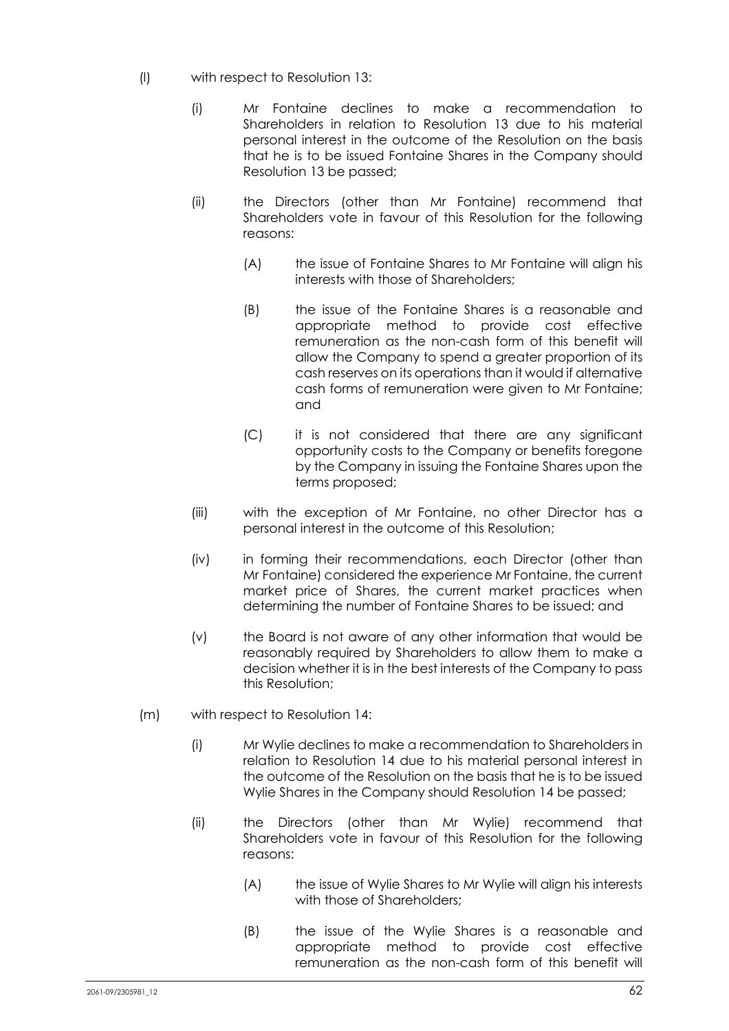(l) with respect to Resolution 13:

   (i) Mr Fontaine declines to make a recommendation to Shareholders in relation to Resolution 13 due to his material personal interest in the outcome of the Resolution on the basis that he is to be issued Fontaine Shares in the Company should Resolution 13 be passed;

   (ii) the Directors (other than Mr Fontaine) recommend that Shareholders vote in favour of this Resolution for the following reasons:

      (A) the issue of Fontaine Shares to Mr Fontaine will align his interests with those of Shareholders;

      (B) the issue of the Fontaine Shares is a reasonable and appropriate method to provide cost effective remuneration as the non-cash form of this benefit will allow the Company to spend a greater proportion of its cash reserves on its operations than it would if alternative cash forms of remuneration were given to Mr Fontaine; and

      (C) it is not considered that there are any significant opportunity costs to the Company or benefits foregone by the Company in issuing the Fontaine Shares upon the terms proposed;

   (iii) with the exception of Mr Fontaine, no other Director has a personal interest in the outcome of this Resolution;

   (iv) in forming their recommendations, each Director (other than Mr Fontaine) considered the experience Mr Fontaine, the current market price of Shares, the current market practices when determining the number of Fontaine Shares to be issued; and

   (v) the Board is not aware of any other information that would be reasonably required by Shareholders to allow them to make a decision whether it is in the best interests of the Company to pass this Resolution;

(m) with respect to Resolution 14:

   (i) Mr Wylie declines to make a recommendation to Shareholders in relation to Resolution 14 due to his material personal interest in the outcome of the Resolution on the basis that he is to be issued Wylie Shares in the Company should Resolution 14 be passed;

   (ii) the Directors (other than Mr Wylie) recommend that Shareholders vote in favour of this Resolution for the following reasons:

      (A) the issue of Wylie Shares to Mr Wylie will align his interests with those of Shareholders;

      (B) the issue of the Wylie Shares is a reasonable and appropriate method to provide cost effective remuneration as the non-cash form of this benefit will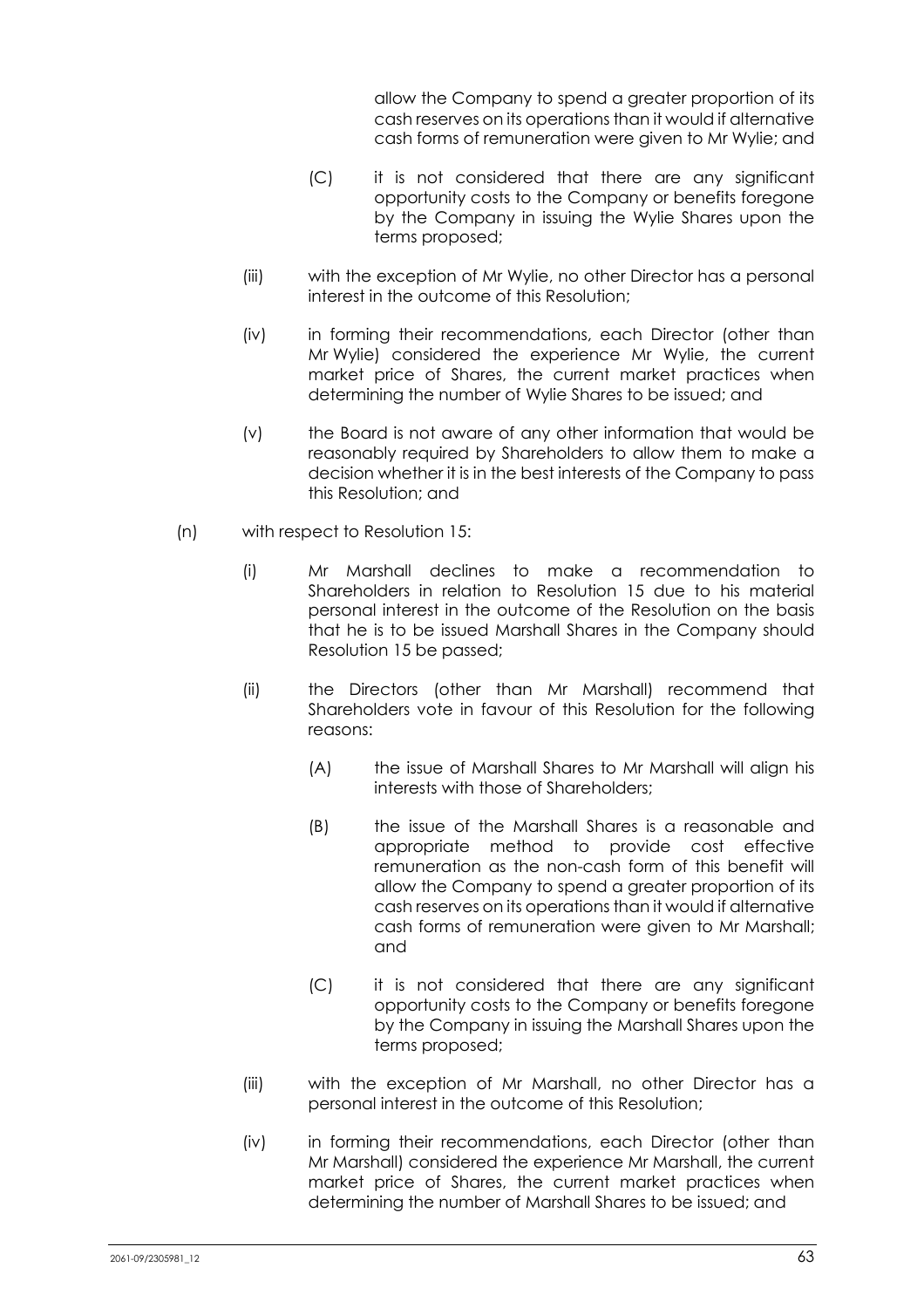allow the Company to spend a greater proportion of its cash reserves on its operations than it would if alternative cash forms of remuneration were given to Mr Wylie; and

(C) it is not considered that there are any significant opportunity costs to the Company or benefits foregone by the Company in issuing the Wylie Shares upon the terms proposed;

(iii) with the exception of Mr Wylie, no other Director has a personal interest in the outcome of this Resolution;

(iv) in forming their recommendations, each Director (other than Mr Wylie) considered the experience Mr Wylie, the current market price of Shares, the current market practices when determining the number of Wylie Shares to be issued; and

(v) the Board is not aware of any other information that would be reasonably required by Shareholders to allow them to make a decision whether it is in the best interests of the Company to pass this Resolution; and

(n) with respect to Resolution 15:

(i) Mr Marshall declines to make a recommendation to Shareholders in relation to Resolution 15 due to his material personal interest in the outcome of the Resolution on the basis that he is to be issued Marshall Shares in the Company should Resolution 15 be passed;

(ii) the Directors (other than Mr Marshall) recommend that Shareholders vote in favour of this Resolution for the following reasons:

(A) the issue of Marshall Shares to Mr Marshall will align his interests with those of Shareholders;

(B) the issue of the Marshall Shares is a reasonable and appropriate method to provide cost effective remuneration as the non-cash form of this benefit will allow the Company to spend a greater proportion of its cash reserves on its operations than it would if alternative cash forms of remuneration were given to Mr Marshall; and

(C) it is not considered that there are any significant opportunity costs to the Company or benefits foregone by the Company in issuing the Marshall Shares upon the terms proposed;

(iii) with the exception of Mr Marshall, no other Director has a personal interest in the outcome of this Resolution;

(iv) in forming their recommendations, each Director (other than Mr Marshall) considered the experience Mr Marshall, the current market price of Shares, the current market practices when determining the number of Marshall Shares to be issued; and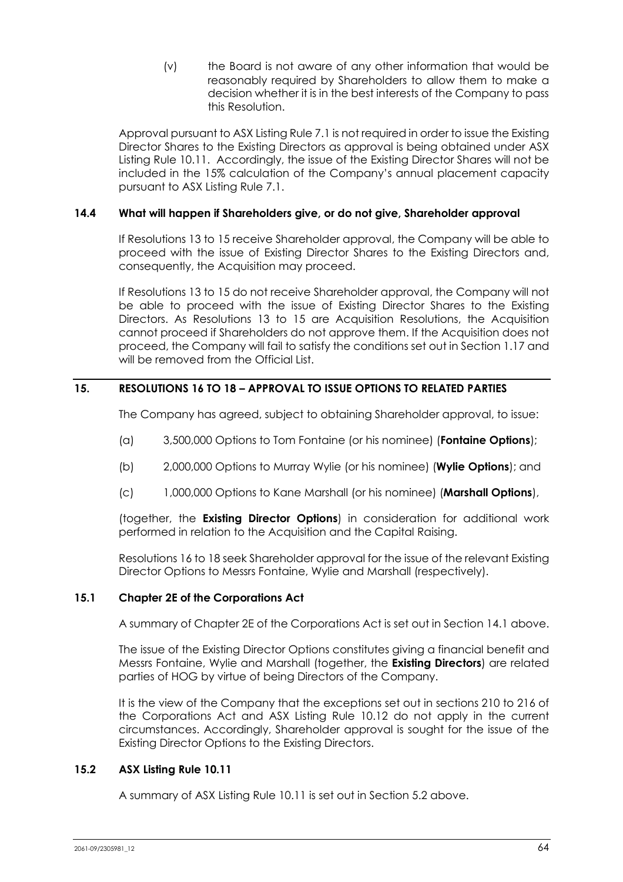(v) the Board is not aware of any other information that would be reasonably required by Shareholders to allow them to make a decision whether it is in the best interests of the Company to pass this Resolution.

Approval pursuant to ASX Listing Rule 7.1 is not required in order to issue the Existing Director Shares to the Existing Directors as approval is being obtained under ASX Listing Rule 10.11. Accordingly, the issue of the Existing Director Shares will not be included in the 15% calculation of the Company's annual placement capacity pursuant to ASX Listing Rule 7.1.

### 14.4 What will happen if Shareholders give, or do not give, Shareholder approval

If Resolutions 13 to 15 receive Shareholder approval, the Company will be able to proceed with the issue of Existing Director Shares to the Existing Directors and, consequently, the Acquisition may proceed.

If Resolutions 13 to 15 do not receive Shareholder approval, the Company will not be able to proceed with the issue of Existing Director Shares to the Existing Directors. As Resolutions 13 to 15 are Acquisition Resolutions, the Acquisition cannot proceed if Shareholders do not approve them. If the Acquisition does not proceed, the Company will fail to satisfy the conditions set out in Section 1.17 and will be removed from the Official List.

## 15. RESOLUTIONS 16 TO 18 – APPROVAL TO ISSUE OPTIONS TO RELATED PARTIES

The Company has agreed, subject to obtaining Shareholder approval, to issue:

(a) 3,500,000 Options to Tom Fontaine (or his nominee) (**Fontaine Options**);

(b) 2,000,000 Options to Murray Wylie (or his nominee) (**Wylie Options**); and

(c) 1,000,000 Options to Kane Marshall (or his nominee) (**Marshall Options**),

(together, the **Existing Director Options**) in consideration for additional work performed in relation to the Acquisition and the Capital Raising.

Resolutions 16 to 18 seek Shareholder approval for the issue of the relevant Existing Director Options to Messrs Fontaine, Wylie and Marshall (respectively).

### 15.1 Chapter 2E of the Corporations Act

A summary of Chapter 2E of the Corporations Act is set out in Section 14.1 above.

The issue of the Existing Director Options constitutes giving a financial benefit and Messrs Fontaine, Wylie and Marshall (together, the **Existing Directors**) are related parties of HOG by virtue of being Directors of the Company.

It is the view of the Company that the exceptions set out in sections 210 to 216 of the Corporations Act and ASX Listing Rule 10.12 do not apply in the current circumstances. Accordingly, Shareholder approval is sought for the issue of the Existing Director Options to the Existing Directors.

### 15.2 ASX Listing Rule 10.11

A summary of ASX Listing Rule 10.11 is set out in Section 5.2 above.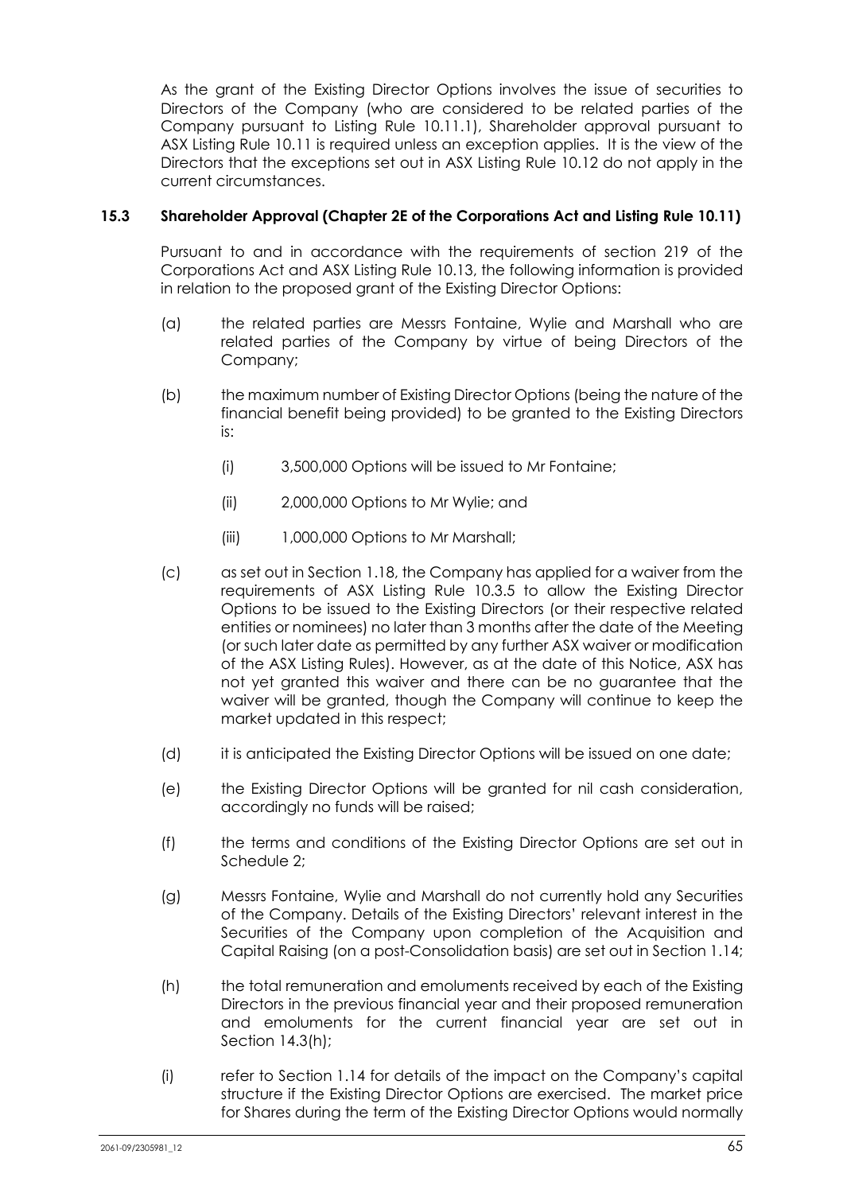As the grant of the Existing Director Options involves the issue of securities to Directors of the Company (who are considered to be related parties of the Company pursuant to Listing Rule 10.11.1), Shareholder approval pursuant to ASX Listing Rule 10.11 is required unless an exception applies. It is the view of the Directors that the exceptions set out in ASX Listing Rule 10.12 do not apply in the current circumstances.

### 15.3 Shareholder Approval (Chapter 2E of the Corporations Act and Listing Rule 10.11)

Pursuant to and in accordance with the requirements of section 219 of the Corporations Act and ASX Listing Rule 10.13, the following information is provided in relation to the proposed grant of the Existing Director Options:

(a) the related parties are Messrs Fontaine, Wylie and Marshall who are related parties of the Company by virtue of being Directors of the Company;

(b) the maximum number of Existing Director Options (being the nature of the financial benefit being provided) to be granted to the Existing Directors is:

  (i) 3,500,000 Options will be issued to Mr Fontaine;

  (ii) 2,000,000 Options to Mr Wylie; and

  (iii) 1,000,000 Options to Mr Marshall;

(c) as set out in Section 1.18, the Company has applied for a waiver from the requirements of ASX Listing Rule 10.3.5 to allow the Existing Director Options to be issued to the Existing Directors (or their respective related entities or nominees) no later than 3 months after the date of the Meeting (or such later date as permitted by any further ASX waiver or modification of the ASX Listing Rules). However, as at the date of this Notice, ASX has not yet granted this waiver and there can be no guarantee that the waiver will be granted, though the Company will continue to keep the market updated in this respect;

(d) it is anticipated the Existing Director Options will be issued on one date;

(e) the Existing Director Options will be granted for nil cash consideration, accordingly no funds will be raised;

(f) the terms and conditions of the Existing Director Options are set out in Schedule 2;

(g) Messrs Fontaine, Wylie and Marshall do not currently hold any Securities of the Company. Details of the Existing Directors' relevant interest in the Securities of the Company upon completion of the Acquisition and Capital Raising (on a post-Consolidation basis) are set out in Section 1.14;

(h) the total remuneration and emoluments received by each of the Existing Directors in the previous financial year and their proposed remuneration and emoluments for the current financial year are set out in Section 14.3(h);

(i) refer to Section 1.14 for details of the impact on the Company's capital structure if the Existing Director Options are exercised. The market price for Shares during the term of the Existing Director Options would normally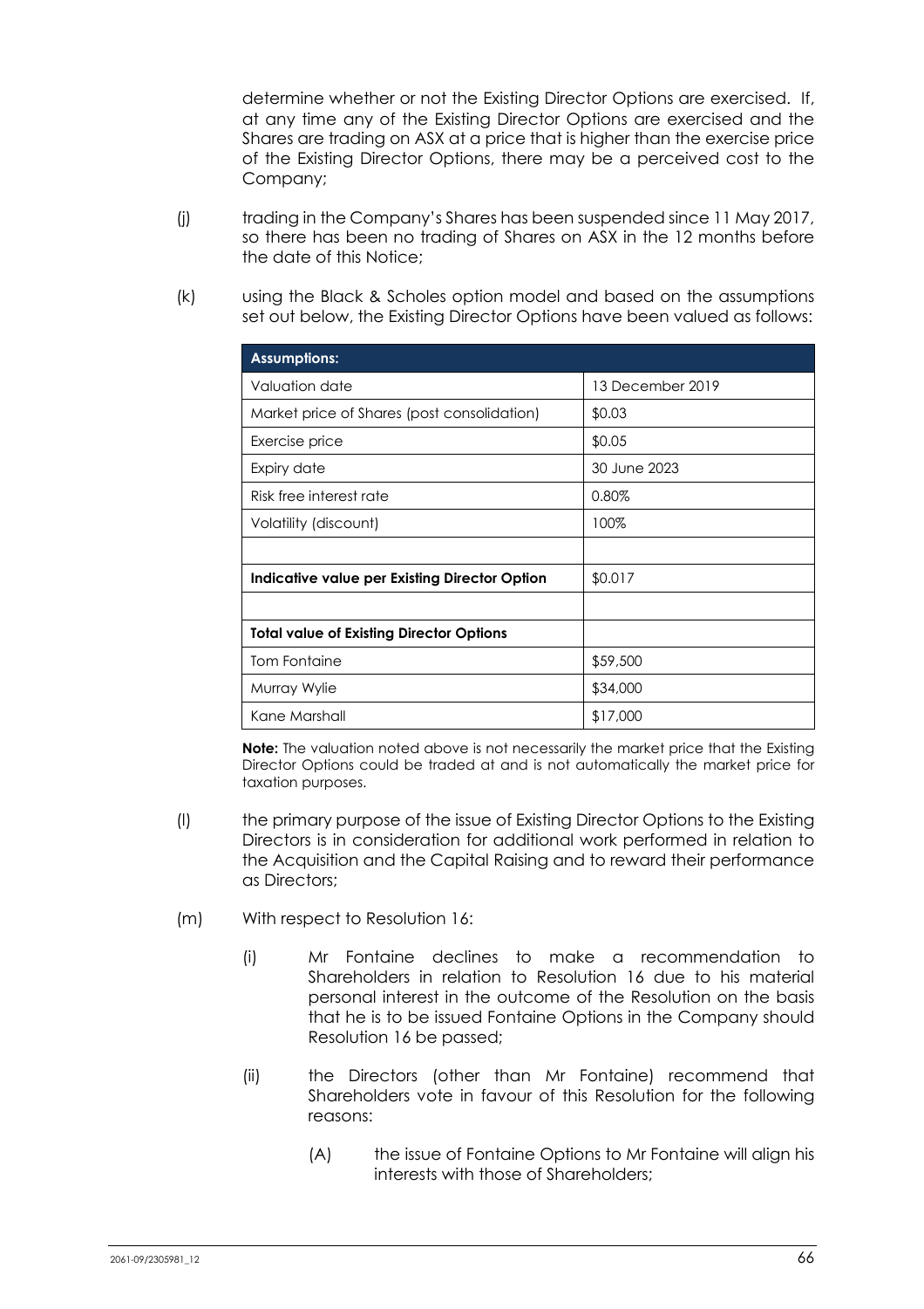determine whether or not the Existing Director Options are exercised. If, at any time any of the Existing Director Options are exercised and the Shares are trading on ASX at a price that is higher than the exercise price of the Existing Director Options, there may be a perceived cost to the Company;

(j) trading in the Company's Shares has been suspended since 11 May 2017, so there has been no trading of Shares on ASX in the 12 months before the date of this Notice;

(k) using the Black & Scholes option model and based on the assumptions set out below, the Existing Director Options have been valued as follows:

| **Assumptions:** | |
|---|---|
| Valuation date | 13 December 2019 |
| Market price of Shares (post consolidation) | $0.03 |
| Exercise price | $0.05 |
| Expiry date | 30 June 2023 |
| Risk free interest rate | 0.80% |
| Volatility (discount) | 100% |
| | |
| **Indicative value per Existing Director Option** | $0.017 |
| | |
| **Total value of Existing Director Options** | |
| Tom Fontaine | $59,500 |
| Murray Wylie | $34,000 |
| Kane Marshall | $17,000 |

**Note:** The valuation noted above is not necessarily the market price that the Existing Director Options could be traded at and is not automatically the market price for taxation purposes.

(l) the primary purpose of the issue of Existing Director Options to the Existing Directors is in consideration for additional work performed in relation to the Acquisition and the Capital Raising and to reward their performance as Directors;

(m) With respect to Resolution 16:

  (i) Mr Fontaine declines to make a recommendation to Shareholders in relation to Resolution 16 due to his material personal interest in the outcome of the Resolution on the basis that he is to be issued Fontaine Options in the Company should Resolution 16 be passed;

  (ii) the Directors (other than Mr Fontaine) recommend that Shareholders vote in favour of this Resolution for the following reasons:

    (A) the issue of Fontaine Options to Mr Fontaine will align his interests with those of Shareholders;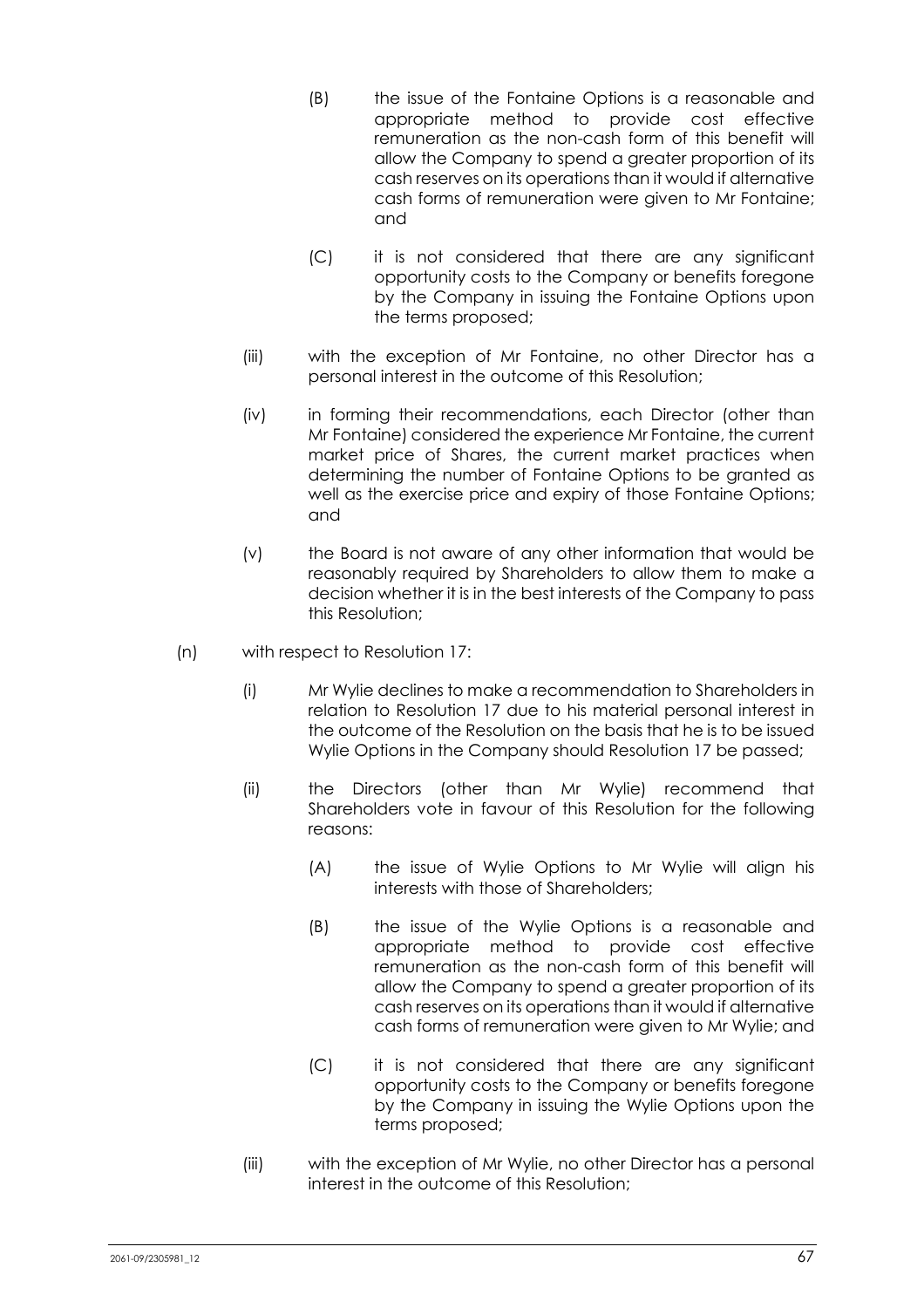(B) the issue of the Fontaine Options is a reasonable and appropriate method to provide cost effective remuneration as the non-cash form of this benefit will allow the Company to spend a greater proportion of its cash reserves on its operations than it would if alternative cash forms of remuneration were given to Mr Fontaine; and

(C) it is not considered that there are any significant opportunity costs to the Company or benefits foregone by the Company in issuing the Fontaine Options upon the terms proposed;

(iii) with the exception of Mr Fontaine, no other Director has a personal interest in the outcome of this Resolution;

(iv) in forming their recommendations, each Director (other than Mr Fontaine) considered the experience Mr Fontaine, the current market price of Shares, the current market practices when determining the number of Fontaine Options to be granted as well as the exercise price and expiry of those Fontaine Options; and

(v) the Board is not aware of any other information that would be reasonably required by Shareholders to allow them to make a decision whether it is in the best interests of the Company to pass this Resolution;

(n) with respect to Resolution 17:

(i) Mr Wylie declines to make a recommendation to Shareholders in relation to Resolution 17 due to his material personal interest in the outcome of the Resolution on the basis that he is to be issued Wylie Options in the Company should Resolution 17 be passed;

(ii) the Directors (other than Mr Wylie) recommend that Shareholders vote in favour of this Resolution for the following reasons:

(A) the issue of Wylie Options to Mr Wylie will align his interests with those of Shareholders;

(B) the issue of the Wylie Options is a reasonable and appropriate method to provide cost effective remuneration as the non-cash form of this benefit will allow the Company to spend a greater proportion of its cash reserves on its operations than it would if alternative cash forms of remuneration were given to Mr Wylie; and

(C) it is not considered that there are any significant opportunity costs to the Company or benefits foregone by the Company in issuing the Wylie Options upon the terms proposed;

(iii) with the exception of Mr Wylie, no other Director has a personal interest in the outcome of this Resolution;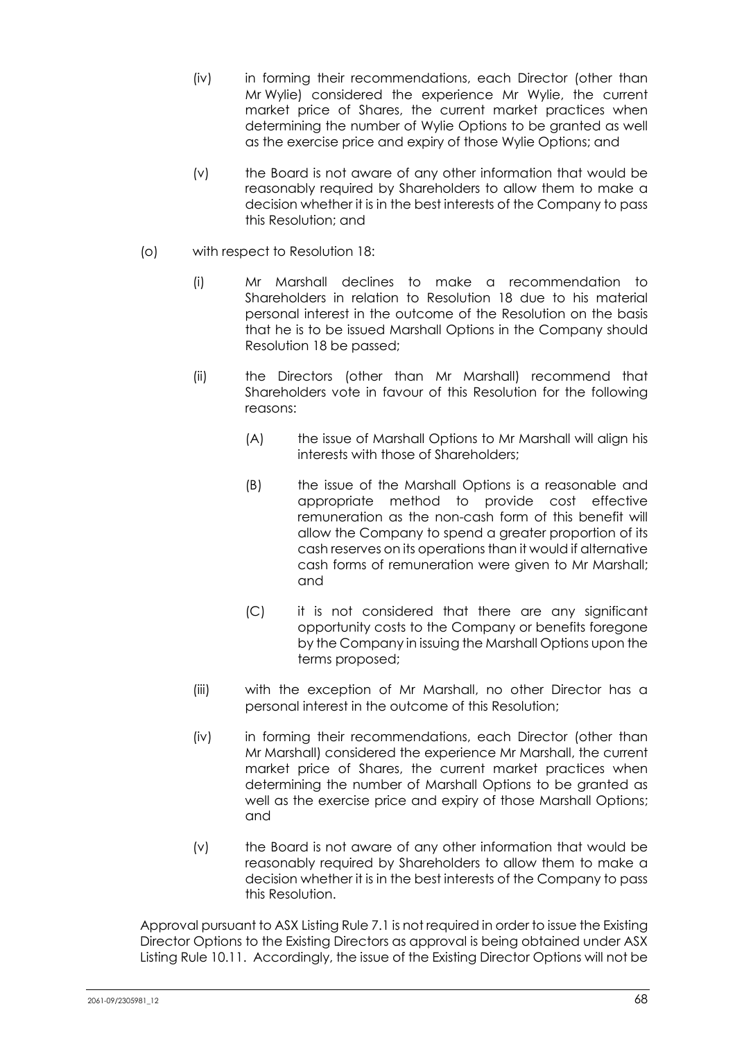(iv) in forming their recommendations, each Director (other than Mr Wylie) considered the experience Mr Wylie, the current market price of Shares, the current market practices when determining the number of Wylie Options to be granted as well as the exercise price and expiry of those Wylie Options; and

(v) the Board is not aware of any other information that would be reasonably required by Shareholders to allow them to make a decision whether it is in the best interests of the Company to pass this Resolution; and

(o) with respect to Resolution 18:

(i) Mr Marshall declines to make a recommendation to Shareholders in relation to Resolution 18 due to his material personal interest in the outcome of the Resolution on the basis that he is to be issued Marshall Options in the Company should Resolution 18 be passed;

(ii) the Directors (other than Mr Marshall) recommend that Shareholders vote in favour of this Resolution for the following reasons:

(A) the issue of Marshall Options to Mr Marshall will align his interests with those of Shareholders;

(B) the issue of the Marshall Options is a reasonable and appropriate method to provide cost effective remuneration as the non-cash form of this benefit will allow the Company to spend a greater proportion of its cash reserves on its operations than it would if alternative cash forms of remuneration were given to Mr Marshall; and

(C) it is not considered that there are any significant opportunity costs to the Company or benefits foregone by the Company in issuing the Marshall Options upon the terms proposed;

(iii) with the exception of Mr Marshall, no other Director has a personal interest in the outcome of this Resolution;

(iv) in forming their recommendations, each Director (other than Mr Marshall) considered the experience Mr Marshall, the current market price of Shares, the current market practices when determining the number of Marshall Options to be granted as well as the exercise price and expiry of those Marshall Options; and

(v) the Board is not aware of any other information that would be reasonably required by Shareholders to allow them to make a decision whether it is in the best interests of the Company to pass this Resolution.

Approval pursuant to ASX Listing Rule 7.1 is not required in order to issue the Existing Director Options to the Existing Directors as approval is being obtained under ASX Listing Rule 10.11. Accordingly, the issue of the Existing Director Options will not be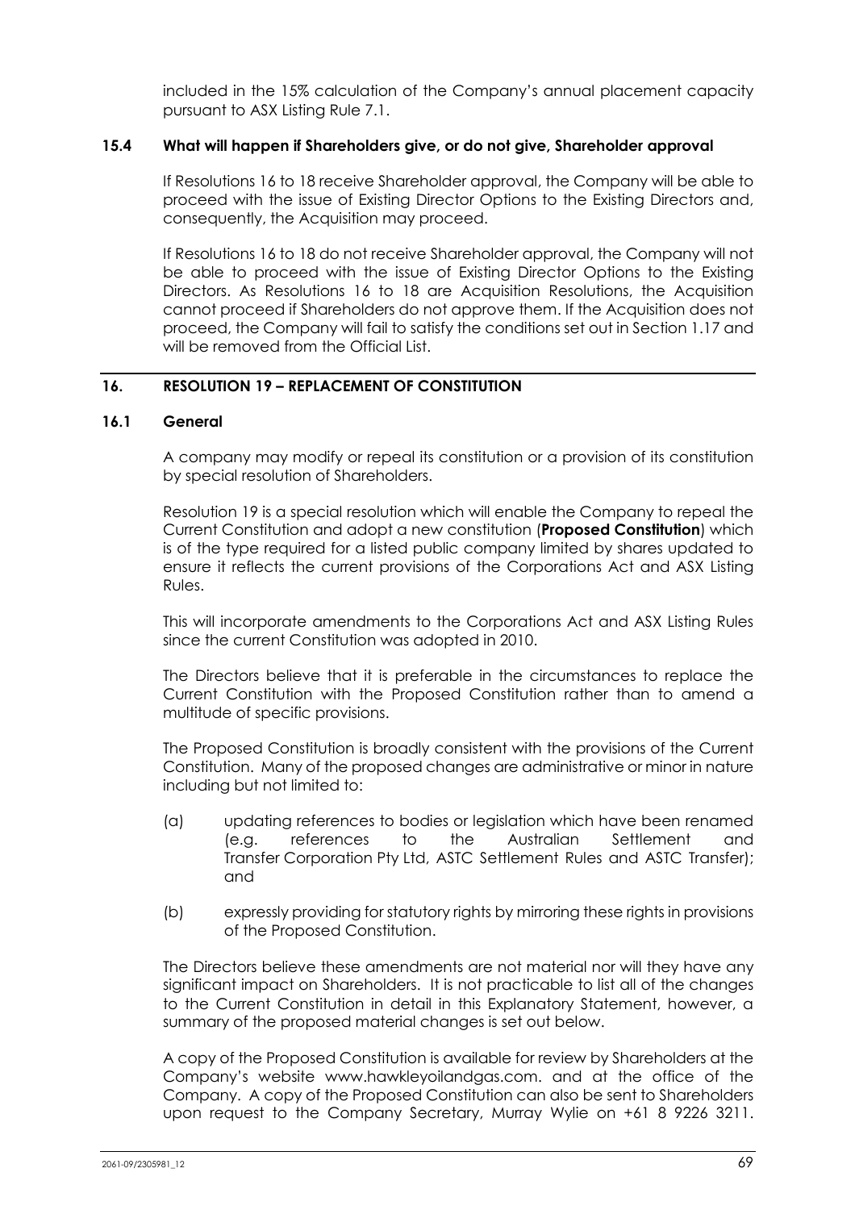included in the 15% calculation of the Company's annual placement capacity pursuant to ASX Listing Rule 7.1.

### 15.4 What will happen if Shareholders give, or do not give, Shareholder approval

If Resolutions 16 to 18 receive Shareholder approval, the Company will be able to proceed with the issue of Existing Director Options to the Existing Directors and, consequently, the Acquisition may proceed.

If Resolutions 16 to 18 do not receive Shareholder approval, the Company will not be able to proceed with the issue of Existing Director Options to the Existing Directors. As Resolutions 16 to 18 are Acquisition Resolutions, the Acquisition cannot proceed if Shareholders do not approve them. If the Acquisition does not proceed, the Company will fail to satisfy the conditions set out in Section 1.17 and will be removed from the Official List.

## 16. RESOLUTION 19 – REPLACEMENT OF CONSTITUTION

### 16.1 General

A company may modify or repeal its constitution or a provision of its constitution by special resolution of Shareholders.

Resolution 19 is a special resolution which will enable the Company to repeal the Current Constitution and adopt a new constitution (**Proposed Constitution**) which is of the type required for a listed public company limited by shares updated to ensure it reflects the current provisions of the Corporations Act and ASX Listing Rules.

This will incorporate amendments to the Corporations Act and ASX Listing Rules since the current Constitution was adopted in 2010.

The Directors believe that it is preferable in the circumstances to replace the Current Constitution with the Proposed Constitution rather than to amend a multitude of specific provisions.

The Proposed Constitution is broadly consistent with the provisions of the Current Constitution. Many of the proposed changes are administrative or minor in nature including but not limited to:

(a) updating references to bodies or legislation which have been renamed (e.g. references to the Australian Settlement and Transfer Corporation Pty Ltd, ASTC Settlement Rules and ASTC Transfer); and

(b) expressly providing for statutory rights by mirroring these rights in provisions of the Proposed Constitution.

The Directors believe these amendments are not material nor will they have any significant impact on Shareholders. It is not practicable to list all of the changes to the Current Constitution in detail in this Explanatory Statement, however, a summary of the proposed material changes is set out below.

A copy of the Proposed Constitution is available for review by Shareholders at the Company's website www.hawkleyoilandgas.com. and at the office of the Company. A copy of the Proposed Constitution can also be sent to Shareholders upon request to the Company Secretary, Murray Wylie on +61 8 9226 3211.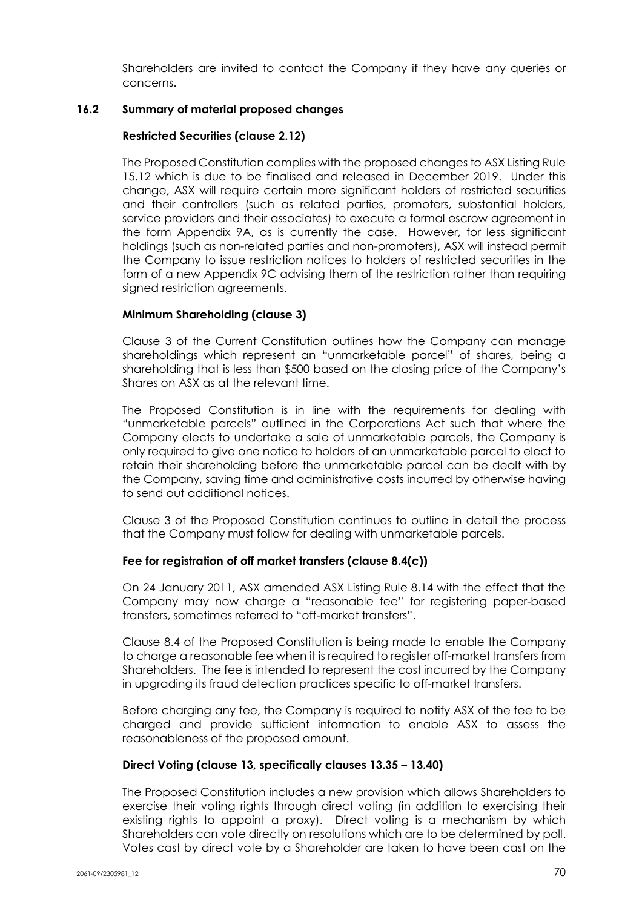Shareholders are invited to contact the Company if they have any queries or concerns.

### 16.2 Summary of material proposed changes

**Restricted Securities (clause 2.12)**

The Proposed Constitution complies with the proposed changes to ASX Listing Rule 15.12 which is due to be finalised and released in December 2019. Under this change, ASX will require certain more significant holders of restricted securities and their controllers (such as related parties, promoters, substantial holders, service providers and their associates) to execute a formal escrow agreement in the form Appendix 9A, as is currently the case. However, for less significant holdings (such as non-related parties and non-promoters), ASX will instead permit the Company to issue restriction notices to holders of restricted securities in the form of a new Appendix 9C advising them of the restriction rather than requiring signed restriction agreements.

**Minimum Shareholding (clause 3)**

Clause 3 of the Current Constitution outlines how the Company can manage shareholdings which represent an "unmarketable parcel" of shares, being a shareholding that is less than $500 based on the closing price of the Company's Shares on ASX as at the relevant time.

The Proposed Constitution is in line with the requirements for dealing with "unmarketable parcels" outlined in the Corporations Act such that where the Company elects to undertake a sale of unmarketable parcels, the Company is only required to give one notice to holders of an unmarketable parcel to elect to retain their shareholding before the unmarketable parcel can be dealt with by the Company, saving time and administrative costs incurred by otherwise having to send out additional notices.

Clause 3 of the Proposed Constitution continues to outline in detail the process that the Company must follow for dealing with unmarketable parcels.

**Fee for registration of off market transfers (clause 8.4(c))**

On 24 January 2011, ASX amended ASX Listing Rule 8.14 with the effect that the Company may now charge a "reasonable fee" for registering paper-based transfers, sometimes referred to "off-market transfers".

Clause 8.4 of the Proposed Constitution is being made to enable the Company to charge a reasonable fee when it is required to register off-market transfers from Shareholders. The fee is intended to represent the cost incurred by the Company in upgrading its fraud detection practices specific to off-market transfers.

Before charging any fee, the Company is required to notify ASX of the fee to be charged and provide sufficient information to enable ASX to assess the reasonableness of the proposed amount.

**Direct Voting (clause 13, specifically clauses 13.35 – 13.40)**

The Proposed Constitution includes a new provision which allows Shareholders to exercise their voting rights through direct voting (in addition to exercising their existing rights to appoint a proxy). Direct voting is a mechanism by which Shareholders can vote directly on resolutions which are to be determined by poll. Votes cast by direct vote by a Shareholder are taken to have been cast on the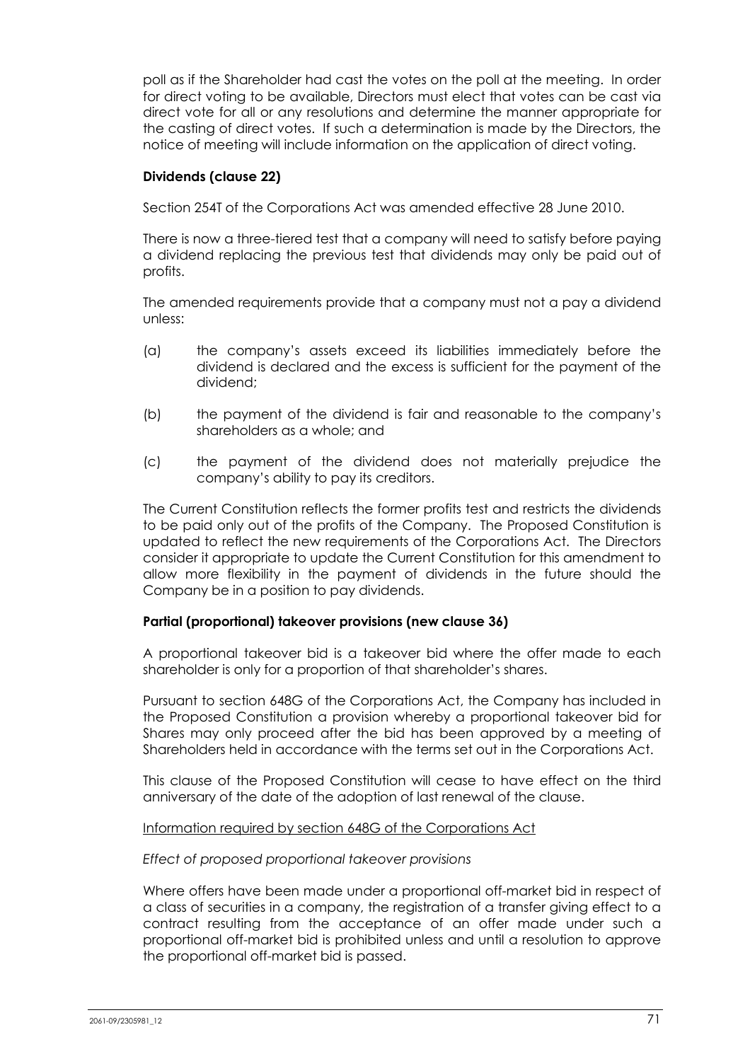poll as if the Shareholder had cast the votes on the poll at the meeting. In order for direct voting to be available, Directors must elect that votes can be cast via direct vote for all or any resolutions and determine the manner appropriate for the casting of direct votes. If such a determination is made by the Directors, the notice of meeting will include information on the application of direct voting.

**Dividends (clause 22)**

Section 254T of the Corporations Act was amended effective 28 June 2010.

There is now a three-tiered test that a company will need to satisfy before paying a dividend replacing the previous test that dividends may only be paid out of profits.

The amended requirements provide that a company must not a pay a dividend unless:

(a) the company's assets exceed its liabilities immediately before the dividend is declared and the excess is sufficient for the payment of the dividend;

(b) the payment of the dividend is fair and reasonable to the company's shareholders as a whole; and

(c) the payment of the dividend does not materially prejudice the company's ability to pay its creditors.

The Current Constitution reflects the former profits test and restricts the dividends to be paid only out of the profits of the Company. The Proposed Constitution is updated to reflect the new requirements of the Corporations Act. The Directors consider it appropriate to update the Current Constitution for this amendment to allow more flexibility in the payment of dividends in the future should the Company be in a position to pay dividends.

**Partial (proportional) takeover provisions (new clause 36)**

A proportional takeover bid is a takeover bid where the offer made to each shareholder is only for a proportion of that shareholder's shares.

Pursuant to section 648G of the Corporations Act, the Company has included in the Proposed Constitution a provision whereby a proportional takeover bid for Shares may only proceed after the bid has been approved by a meeting of Shareholders held in accordance with the terms set out in the Corporations Act.

This clause of the Proposed Constitution will cease to have effect on the third anniversary of the date of the adoption of last renewal of the clause.

Information required by section 648G of the Corporations Act

*Effect of proposed proportional takeover provisions*

Where offers have been made under a proportional off-market bid in respect of a class of securities in a company, the registration of a transfer giving effect to a contract resulting from the acceptance of an offer made under such a proportional off-market bid is prohibited unless and until a resolution to approve the proportional off-market bid is passed.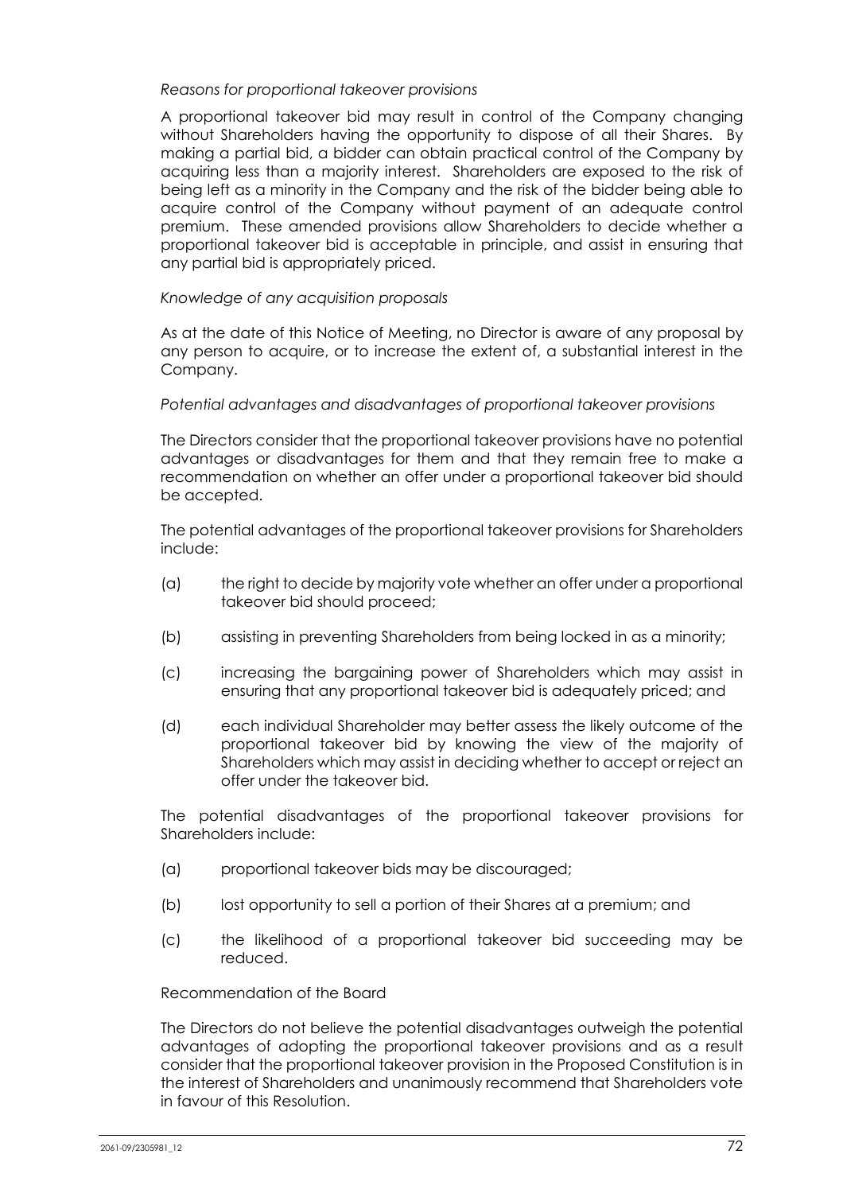*Reasons for proportional takeover provisions*

A proportional takeover bid may result in control of the Company changing without Shareholders having the opportunity to dispose of all their Shares. By making a partial bid, a bidder can obtain practical control of the Company by acquiring less than a majority interest. Shareholders are exposed to the risk of being left as a minority in the Company and the risk of the bidder being able to acquire control of the Company without payment of an adequate control premium. These amended provisions allow Shareholders to decide whether a proportional takeover bid is acceptable in principle, and assist in ensuring that any partial bid is appropriately priced.

*Knowledge of any acquisition proposals*

As at the date of this Notice of Meeting, no Director is aware of any proposal by any person to acquire, or to increase the extent of, a substantial interest in the Company.

*Potential advantages and disadvantages of proportional takeover provisions*

The Directors consider that the proportional takeover provisions have no potential advantages or disadvantages for them and that they remain free to make a recommendation on whether an offer under a proportional takeover bid should be accepted.

The potential advantages of the proportional takeover provisions for Shareholders include:

(a) the right to decide by majority vote whether an offer under a proportional takeover bid should proceed;

(b) assisting in preventing Shareholders from being locked in as a minority;

(c) increasing the bargaining power of Shareholders which may assist in ensuring that any proportional takeover bid is adequately priced; and

(d) each individual Shareholder may better assess the likely outcome of the proportional takeover bid by knowing the view of the majority of Shareholders which may assist in deciding whether to accept or reject an offer under the takeover bid.

The potential disadvantages of the proportional takeover provisions for Shareholders include:

(a) proportional takeover bids may be discouraged;

(b) lost opportunity to sell a portion of their Shares at a premium; and

(c) the likelihood of a proportional takeover bid succeeding may be reduced.

Recommendation of the Board

The Directors do not believe the potential disadvantages outweigh the potential advantages of adopting the proportional takeover provisions and as a result consider that the proportional takeover provision in the Proposed Constitution is in the interest of Shareholders and unanimously recommend that Shareholders vote in favour of this Resolution.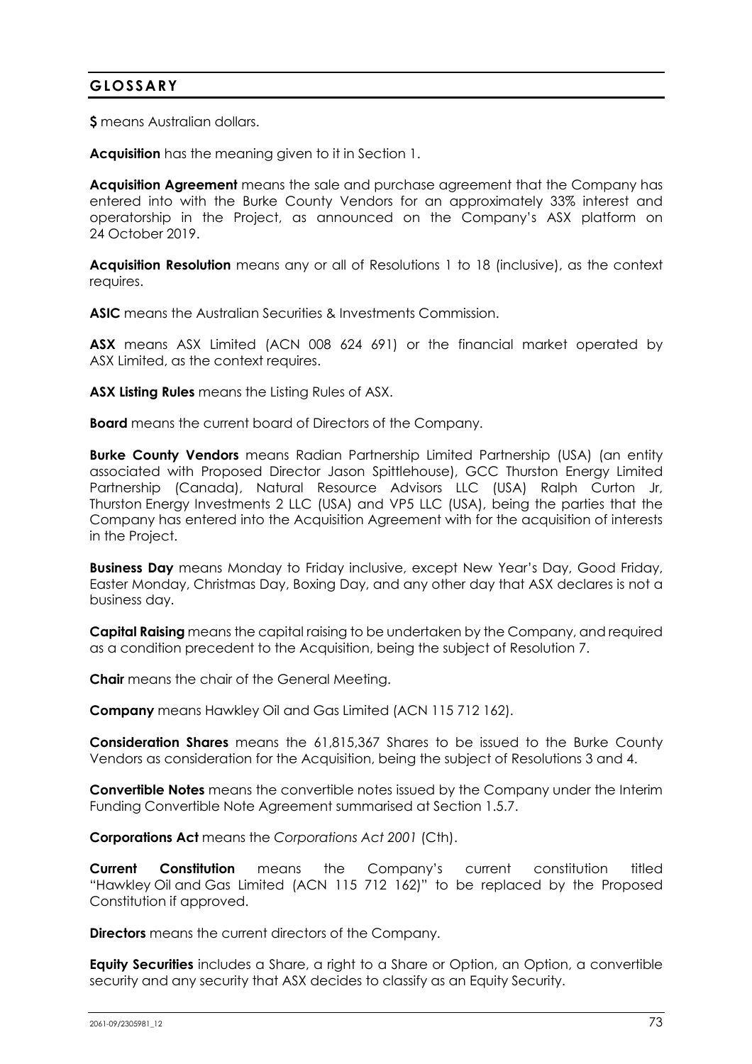## GLOSSARY

**$** means Australian dollars.

**Acquisition** has the meaning given to it in Section 1.

**Acquisition Agreement** means the sale and purchase agreement that the Company has entered into with the Burke County Vendors for an approximately 33% interest and operatorship in the Project, as announced on the Company's ASX platform on 24 October 2019.

**Acquisition Resolution** means any or all of Resolutions 1 to 18 (inclusive), as the context requires.

**ASIC** means the Australian Securities & Investments Commission.

**ASX** means ASX Limited (ACN 008 624 691) or the financial market operated by ASX Limited, as the context requires.

**ASX Listing Rules** means the Listing Rules of ASX.

**Board** means the current board of Directors of the Company.

**Burke County Vendors** means Radian Partnership Limited Partnership (USA) (an entity associated with Proposed Director Jason Spittlehouse), GCC Thurston Energy Limited Partnership (Canada), Natural Resource Advisors LLC (USA) Ralph Curton Jr, Thurston Energy Investments 2 LLC (USA) and VP5 LLC (USA), being the parties that the Company has entered into the Acquisition Agreement with for the acquisition of interests in the Project.

**Business Day** means Monday to Friday inclusive, except New Year's Day, Good Friday, Easter Monday, Christmas Day, Boxing Day, and any other day that ASX declares is not a business day.

**Capital Raising** means the capital raising to be undertaken by the Company, and required as a condition precedent to the Acquisition, being the subject of Resolution 7.

**Chair** means the chair of the General Meeting.

**Company** means Hawkley Oil and Gas Limited (ACN 115 712 162).

**Consideration Shares** means the 61,815,367 Shares to be issued to the Burke County Vendors as consideration for the Acquisition, being the subject of Resolutions 3 and 4.

**Convertible Notes** means the convertible notes issued by the Company under the Interim Funding Convertible Note Agreement summarised at Section 1.5.7.

**Corporations Act** means the *Corporations Act 2001* (Cth).

**Current Constitution** means the Company's current constitution titled "Hawkley Oil and Gas Limited (ACN 115 712 162)" to be replaced by the Proposed Constitution if approved.

**Directors** means the current directors of the Company.

**Equity Securities** includes a Share, a right to a Share or Option, an Option, a convertible security and any security that ASX decides to classify as an Equity Security.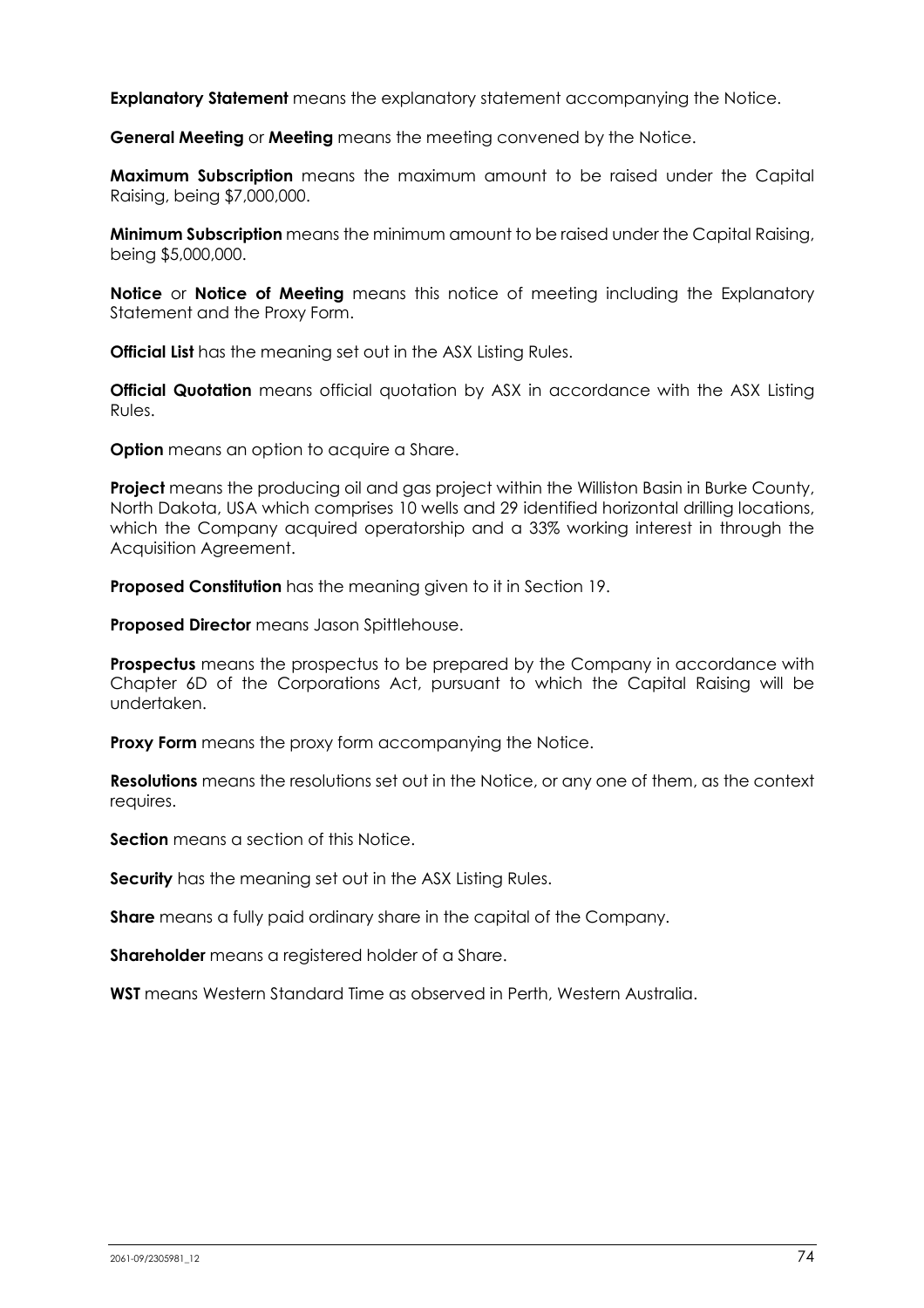**Explanatory Statement** means the explanatory statement accompanying the Notice.

**General Meeting** or **Meeting** means the meeting convened by the Notice.

**Maximum Subscription** means the maximum amount to be raised under the Capital Raising, being $7,000,000.

**Minimum Subscription** means the minimum amount to be raised under the Capital Raising, being $5,000,000.

**Notice** or **Notice of Meeting** means this notice of meeting including the Explanatory Statement and the Proxy Form.

**Official List** has the meaning set out in the ASX Listing Rules.

**Official Quotation** means official quotation by ASX in accordance with the ASX Listing Rules.

**Option** means an option to acquire a Share.

**Project** means the producing oil and gas project within the Williston Basin in Burke County, North Dakota, USA which comprises 10 wells and 29 identified horizontal drilling locations, which the Company acquired operatorship and a 33% working interest in through the Acquisition Agreement.

**Proposed Constitution** has the meaning given to it in Section 19.

**Proposed Director** means Jason Spittlehouse.

**Prospectus** means the prospectus to be prepared by the Company in accordance with Chapter 6D of the Corporations Act, pursuant to which the Capital Raising will be undertaken.

**Proxy Form** means the proxy form accompanying the Notice.

**Resolutions** means the resolutions set out in the Notice, or any one of them, as the context requires.

**Section** means a section of this Notice.

**Security** has the meaning set out in the ASX Listing Rules.

**Share** means a fully paid ordinary share in the capital of the Company.

**Shareholder** means a registered holder of a Share.

**WST** means Western Standard Time as observed in Perth, Western Australia.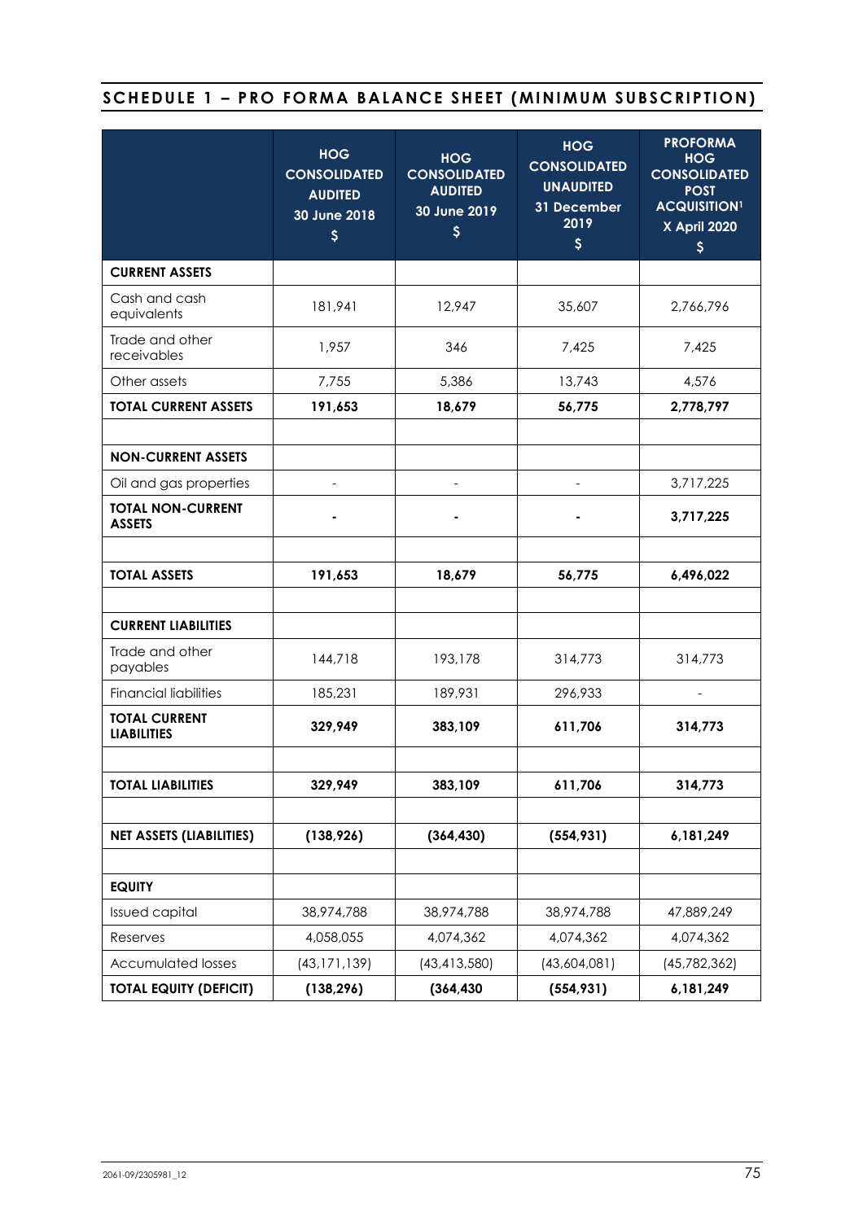## SCHEDULE 1 – PRO FORMA BALANCE SHEET (MINIMUM SUBSCRIPTION)

| | HOG CONSOLIDATED AUDITED 30 June 2018 $ | HOG CONSOLIDATED AUDITED 30 June 2019 $ | HOG CONSOLIDATED UNAUDITED 31 December 2019 $ | PROFORMA HOG CONSOLIDATED POST ACQUISITION[1] X April 2020 $ |
|---|---|---|---|---|
| **CURRENT ASSETS** | | | | |
| Cash and cash equivalents | 181,941 | 12,947 | 35,607 | 2,766,796 |
| Trade and other receivables | 1,957 | 346 | 7,425 | 7,425 |
| Other assets | 7,755 | 5,386 | 13,743 | 4,576 |
| **TOTAL CURRENT ASSETS** | **191,653** | **18,679** | **56,775** | **2,778,797** |
| | | | | |
| **NON-CURRENT ASSETS** | | | | |
| Oil and gas properties | - | - | - | 3,717,225 |
| **TOTAL NON-CURRENT ASSETS** | **-** | **-** | **-** | **3,717,225** |
| | | | | |
| **TOTAL ASSETS** | **191,653** | **18,679** | **56,775** | **6,496,022** |
| | | | | |
| **CURRENT LIABILITIES** | | | | |
| Trade and other payables | 144,718 | 193,178 | 314,773 | 314,773 |
| Financial liabilities | 185,231 | 189,931 | 296,933 | - |
| **TOTAL CURRENT LIABILITIES** | **329,949** | **383,109** | **611,706** | **314,773** |
| | | | | |
| **TOTAL LIABILITIES** | **329,949** | **383,109** | **611,706** | **314,773** |
| | | | | |
| **NET ASSETS (LIABILITIES)** | **(138,926)** | **(364,430)** | **(554,931)** | **6,181,249** |
| | | | | |
| **EQUITY** | | | | |
| Issued capital | 38,974,788 | 38,974,788 | 38,974,788 | 47,889,249 |
| Reserves | 4,058,055 | 4,074,362 | 4,074,362 | 4,074,362 |
| Accumulated losses | (43,171,139) | (43,413,580) | (43,604,081) | (45,782,362) |
| **TOTAL EQUITY (DEFICIT)** | **(138,296)** | **(364,430** | **(554,931)** | **6,181,249** |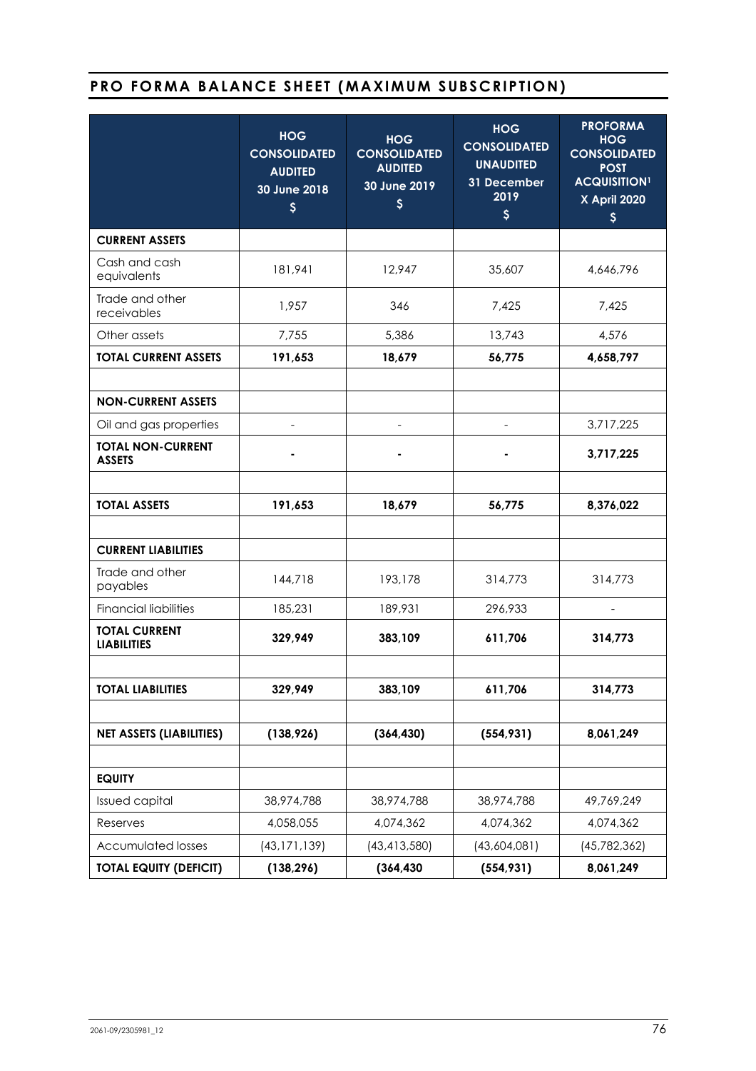## PRO FORMA BALANCE SHEET (MAXIMUM SUBSCRIPTION)

| | HOG CONSOLIDATED AUDITED 30 June 2018 $ | HOG CONSOLIDATED AUDITED 30 June 2019 $ | HOG CONSOLIDATED UNAUDITED 31 December 2019 $ | PROFORMA HOG CONSOLIDATED POST ACQUISITION[1] X April 2020 $ |
|---|---|---|---|---|
| **CURRENT ASSETS** | | | | |
| Cash and cash equivalents | 181,941 | 12,947 | 35,607 | 4,646,796 |
| Trade and other receivables | 1,957 | 346 | 7,425 | 7,425 |
| Other assets | 7,755 | 5,386 | 13,743 | 4,576 |
| **TOTAL CURRENT ASSETS** | **191,653** | **18,679** | **56,775** | **4,658,797** |
| | | | | |
| **NON-CURRENT ASSETS** | | | | |
| Oil and gas properties | - | - | - | 3,717,225 |
| **TOTAL NON-CURRENT ASSETS** | **-** | **-** | **-** | **3,717,225** |
| | | | | |
| **TOTAL ASSETS** | **191,653** | **18,679** | **56,775** | **8,376,022** |
| | | | | |
| **CURRENT LIABILITIES** | | | | |
| Trade and other payables | 144,718 | 193,178 | 314,773 | 314,773 |
| Financial liabilities | 185,231 | 189,931 | 296,933 | - |
| **TOTAL CURRENT LIABILITIES** | **329,949** | **383,109** | **611,706** | **314,773** |
| | | | | |
| **TOTAL LIABILITIES** | **329,949** | **383,109** | **611,706** | **314,773** |
| | | | | |
| **NET ASSETS (LIABILITIES)** | **(138,926)** | **(364,430)** | **(554,931)** | **8,061,249** |
| | | | | |
| **EQUITY** | | | | |
| Issued capital | 38,974,788 | 38,974,788 | 38,974,788 | 49,769,249 |
| Reserves | 4,058,055 | 4,074,362 | 4,074,362 | 4,074,362 |
| Accumulated losses | (43,171,139) | (43,413,580) | (43,604,081) | (45,782,362) |
| **TOTAL EQUITY (DEFICIT)** | **(138,296)** | **(364,430** | **(554,931)** | **8,061,249** |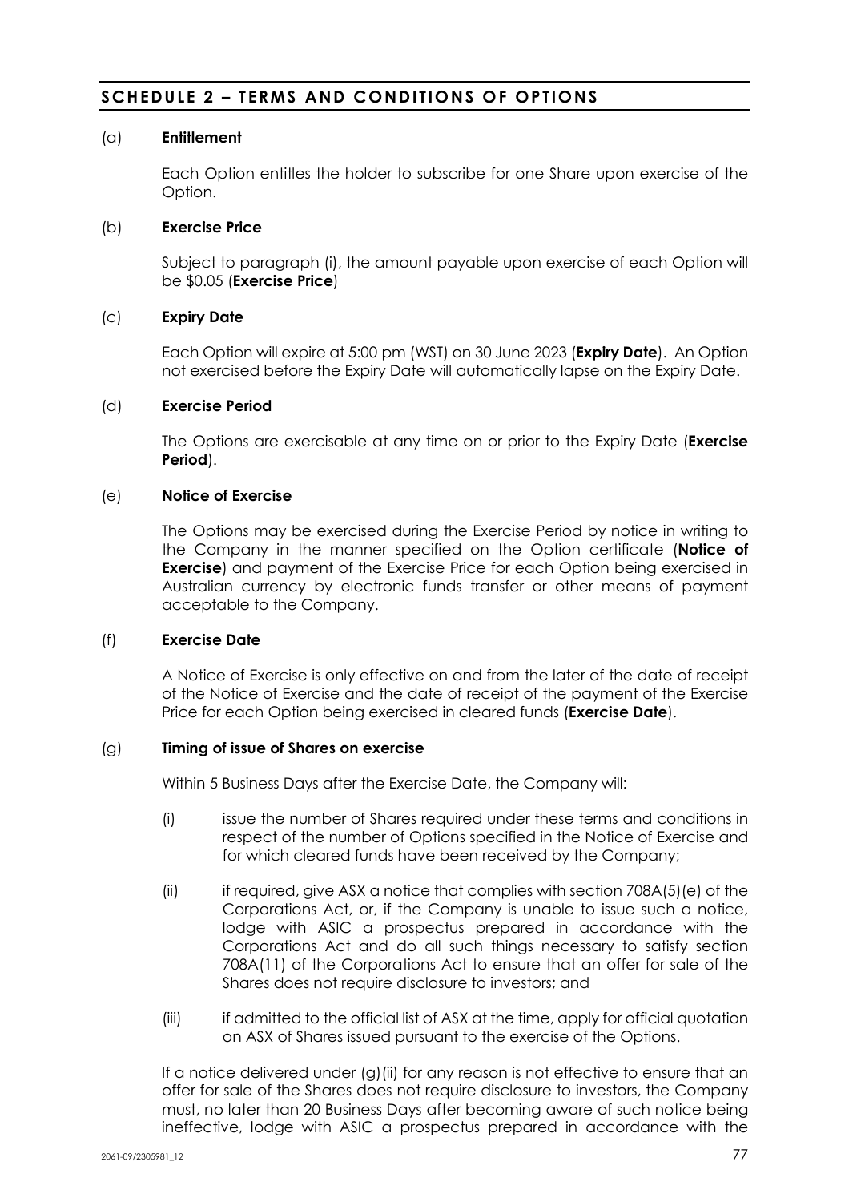## SCHEDULE 2 – TERMS AND CONDITIONS OF OPTIONS

(a) **Entitlement**

Each Option entitles the holder to subscribe for one Share upon exercise of the Option.

(b) **Exercise Price**

Subject to paragraph (i), the amount payable upon exercise of each Option will be $0.05 (**Exercise Price**)

(c) **Expiry Date**

Each Option will expire at 5:00 pm (WST) on 30 June 2023 (**Expiry Date**). An Option not exercised before the Expiry Date will automatically lapse on the Expiry Date.

(d) **Exercise Period**

The Options are exercisable at any time on or prior to the Expiry Date (**Exercise Period**).

(e) **Notice of Exercise**

The Options may be exercised during the Exercise Period by notice in writing to the Company in the manner specified on the Option certificate (**Notice of Exercise**) and payment of the Exercise Price for each Option being exercised in Australian currency by electronic funds transfer or other means of payment acceptable to the Company.

(f) **Exercise Date**

A Notice of Exercise is only effective on and from the later of the date of receipt of the Notice of Exercise and the date of receipt of the payment of the Exercise Price for each Option being exercised in cleared funds (**Exercise Date**).

(g) **Timing of issue of Shares on exercise**

Within 5 Business Days after the Exercise Date, the Company will:

(i) issue the number of Shares required under these terms and conditions in respect of the number of Options specified in the Notice of Exercise and for which cleared funds have been received by the Company;

(ii) if required, give ASX a notice that complies with section 708A(5)(e) of the Corporations Act, or, if the Company is unable to issue such a notice, lodge with ASIC a prospectus prepared in accordance with the Corporations Act and do all such things necessary to satisfy section 708A(11) of the Corporations Act to ensure that an offer for sale of the Shares does not require disclosure to investors; and

(iii) if admitted to the official list of ASX at the time, apply for official quotation on ASX of Shares issued pursuant to the exercise of the Options.

If a notice delivered under (g)(ii) for any reason is not effective to ensure that an offer for sale of the Shares does not require disclosure to investors, the Company must, no later than 20 Business Days after becoming aware of such notice being ineffective, lodge with ASIC a prospectus prepared in accordance with the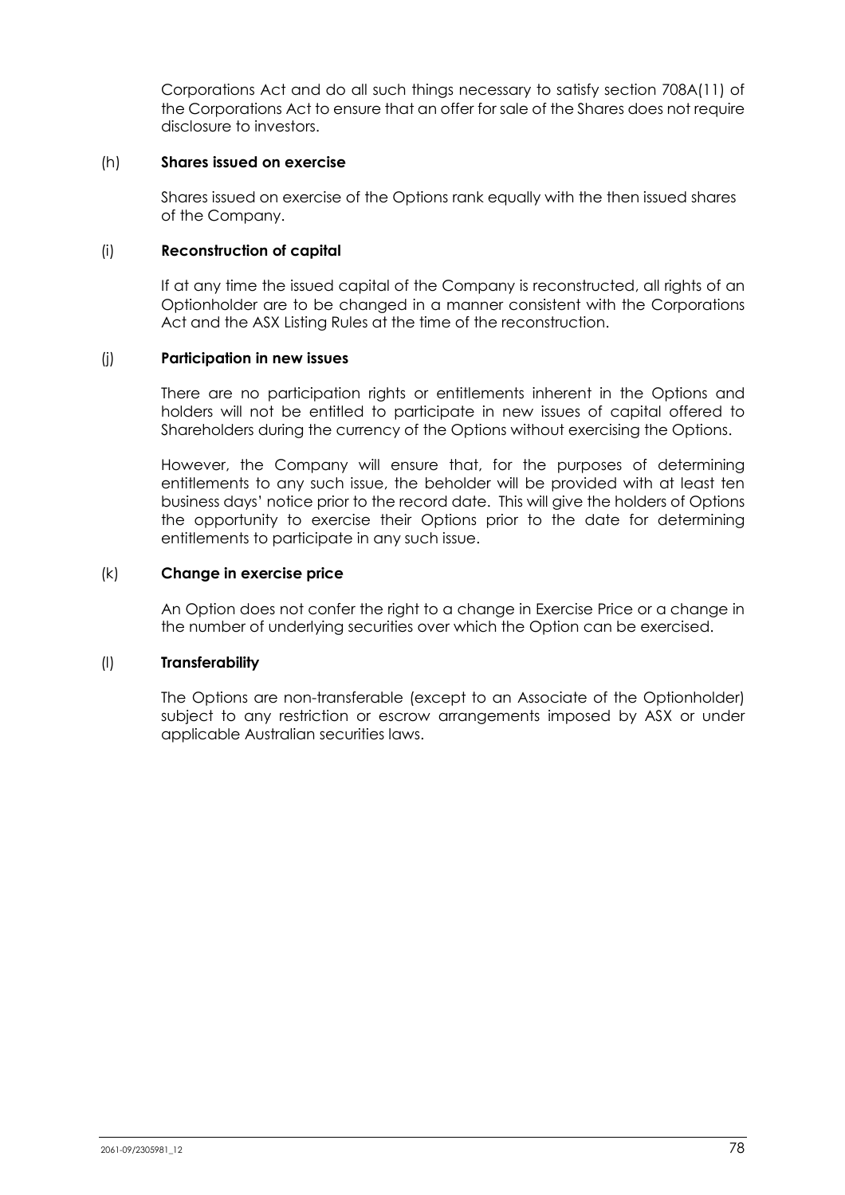Corporations Act and do all such things necessary to satisfy section 708A(11) of the Corporations Act to ensure that an offer for sale of the Shares does not require disclosure to investors.

(h) **Shares issued on exercise**

Shares issued on exercise of the Options rank equally with the then issued shares of the Company.

(i) **Reconstruction of capital**

If at any time the issued capital of the Company is reconstructed, all rights of an Optionholder are to be changed in a manner consistent with the Corporations Act and the ASX Listing Rules at the time of the reconstruction.

(j) **Participation in new issues**

There are no participation rights or entitlements inherent in the Options and holders will not be entitled to participate in new issues of capital offered to Shareholders during the currency of the Options without exercising the Options.

However, the Company will ensure that, for the purposes of determining entitlements to any such issue, the beholder will be provided with at least ten business days' notice prior to the record date. This will give the holders of Options the opportunity to exercise their Options prior to the date for determining entitlements to participate in any such issue.

(k) **Change in exercise price**

An Option does not confer the right to a change in Exercise Price or a change in the number of underlying securities over which the Option can be exercised.

(l) **Transferability**

The Options are non-transferable (except to an Associate of the Optionholder) subject to any restriction or escrow arrangements imposed by ASX or under applicable Australian securities laws.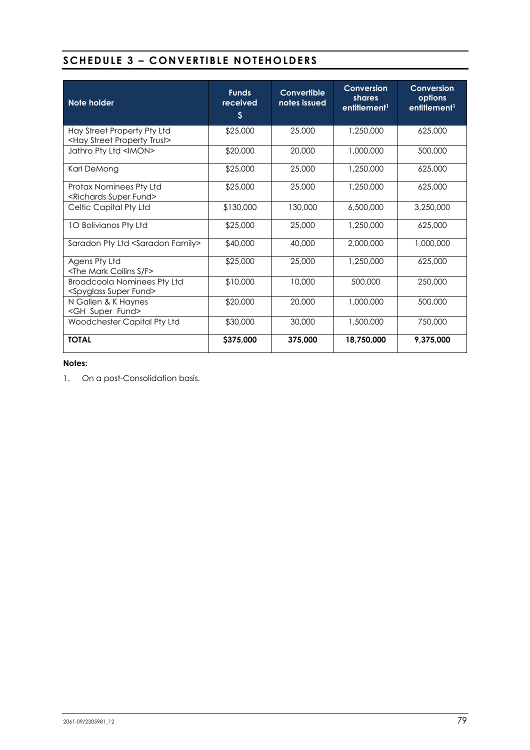## SCHEDULE 3 – CONVERTIBLE NOTEHOLDERS

| Note holder | Funds received $ | Convertible notes issued | Conversion shares entitlement[1] | Conversion options entitlement[1] |
|---|---|---|---|---|
| Hay Street Property Pty Ltd <Hay Street Property Trust> | $25,000 | 25,000 | 1,250,000 | 625,000 |
| Jathro Pty Ltd <IMON> | $20,000 | 20,000 | 1,000,000 | 500,000 |
| Karl DeMong | $25,000 | 25,000 | 1,250,000 | 625,000 |
| Protax Nominees Pty Ltd <Richards Super Fund> | $25,000 | 25,000 | 1,250,000 | 625,000 |
| Celtic Capital Pty Ltd | $130,000 | 130,000 | 6,500,000 | 3,250,000 |
| 1O Bolivianos Pty Ltd | $25,000 | 25,000 | 1,250,000 | 625,000 |
| Saradon Pty Ltd <Saradon Family> | $40,000 | 40,000 | 2,000,000 | 1,000,000 |
| Agens Pty Ltd <The Mark Collins S/F> | $25,000 | 25,000 | 1,250,000 | 625,000 |
| Broadcoola Nominees Pty Ltd <Spyglass Super Fund> | $10,000 | 10,000 | 500,000 | 250,000 |
| N Gallen & K Haynes <GH Super Fund> | $20,000 | 20,000 | 1,000,000 | 500,000 |
| Woodchester Capital Pty Ltd | $30,000 | 30,000 | 1,500,000 | 750,000 |
| **TOTAL** | **$375,000** | **375,000** | **18,750,000** | **9,375,000** |

**Notes:**

1. On a post-Consolidation basis.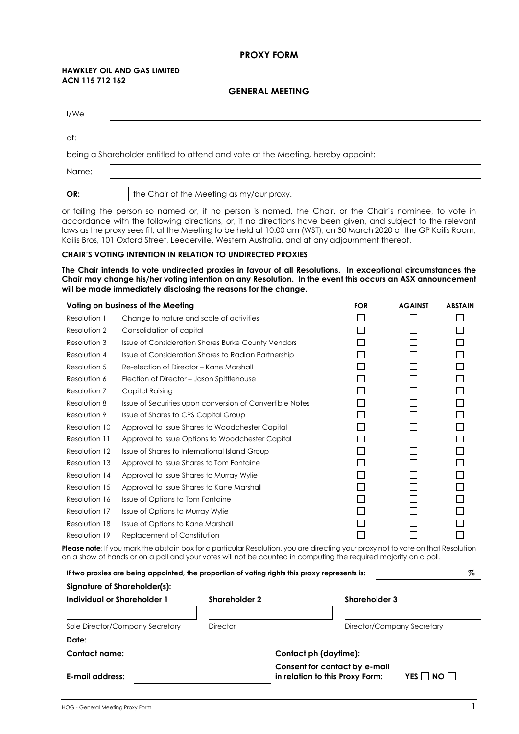# PROXY FORM

**HAWKLEY OIL AND GAS LIMITED**
**ACN 115 712 162**

## GENERAL MEETING

I/We ______________________________

of: ______________________________

being a Shareholder entitled to attend and vote at the Meeting, hereby appoint:

Name: ______________________________

**OR:** ☐ the Chair of the Meeting as my/our proxy.

or failing the person so named or, if no person is named, the Chair, or the Chair's nominee, to vote in accordance with the following directions, or, if no directions have been given, and subject to the relevant laws as the proxy sees fit, at the Meeting to be held at 10:00 am (WST), on 30 March 2020 at the GP Kailis Room, Kailis Bros, 101 Oxford Street, Leederville, Western Australia, and at any adjournment thereof.

**CHAIR'S VOTING INTENTION IN RELATION TO UNDIRECTED PROXIES**

**The Chair intends to vote undirected proxies in favour of all Resolutions. In exceptional circumstances the Chair may change his/her voting intention on any Resolution. In the event this occurs an ASX announcement will be made immediately disclosing the reasons for the change.**

| **Voting on business of the Meeting** | | **FOR** | **AGAINST** | **ABSTAIN** |
|---|---|---|---|---|
| Resolution 1 | Change to nature and scale of activities | ☐ | ☐ | ☐ |
| Resolution 2 | Consolidation of capital | ☐ | ☐ | ☐ |
| Resolution 3 | Issue of Consideration Shares Burke County Vendors | ☐ | ☐ | ☐ |
| Resolution 4 | Issue of Consideration Shares to Radian Partnership | ☐ | ☐ | ☐ |
| Resolution 5 | Re-election of Director – Kane Marshall | ☐ | ☐ | ☐ |
| Resolution 6 | Election of Director – Jason Spittlehouse | ☐ | ☐ | ☐ |
| Resolution 7 | Capital Raising | ☐ | ☐ | ☐ |
| Resolution 8 | Issue of Securities upon conversion of Convertible Notes | ☐ | ☐ | ☐ |
| Resolution 9 | Issue of Shares to CPS Capital Group | ☐ | ☐ | ☐ |
| Resolution 10 | Approval to issue Shares to Woodchester Capital | ☐ | ☐ | ☐ |
| Resolution 11 | Approval to issue Options to Woodchester Capital | ☐ | ☐ | ☐ |
| Resolution 12 | Issue of Shares to International Island Group | ☐ | ☐ | ☐ |
| Resolution 13 | Approval to issue Shares to Tom Fontaine | ☐ | ☐ | ☐ |
| Resolution 14 | Approval to issue Shares to Murray Wylie | ☐ | ☐ | ☐ |
| Resolution 15 | Approval to issue Shares to Kane Marshall | ☐ | ☐ | ☐ |
| Resolution 16 | Issue of Options to Tom Fontaine | ☐ | ☐ | ☐ |
| Resolution 17 | Issue of Options to Murray Wylie | ☐ | ☐ | ☐ |
| Resolution 18 | Issue of Options to Kane Marshall | ☐ | ☐ | ☐ |
| Resolution 19 | Replacement of Constitution | ☐ | ☐ | ☐ |

**Please note**: If you mark the abstain box for a particular Resolution, you are directing your proxy not to vote on that Resolution on a show of hands or on a poll and your votes will not be counted in computing the required majority on a poll.

**If two proxies are being appointed, the proportion of voting rights this proxy represents is:** ______ %

**Signature of Shareholder(s):**

| **Individual or Shareholder 1** | **Shareholder 2** | **Shareholder 3** |
|---|---|---|
| | | |
| Sole Director/Company Secretary | Director | Director/Company Secretary |

**Date:** ______________________________

**Contact name:** ______________________________ **Contact ph (daytime):** ______________________________

**E-mail address:** ______________________________ **Consent for contact by e-mail in relation to this Proxy Form:** YES ☐ NO ☐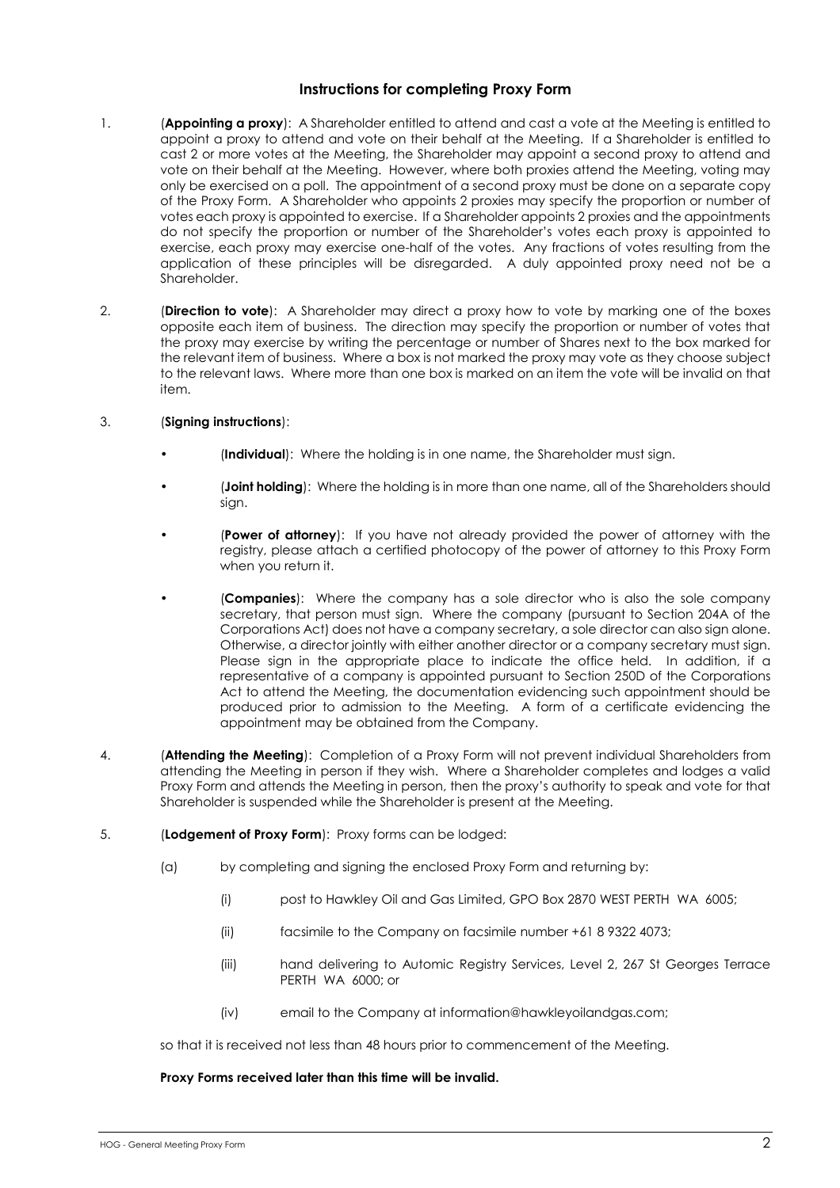## Instructions for completing Proxy Form

1. (**Appointing a proxy**): A Shareholder entitled to attend and cast a vote at the Meeting is entitled to appoint a proxy to attend and vote on their behalf at the Meeting. If a Shareholder is entitled to cast 2 or more votes at the Meeting, the Shareholder may appoint a second proxy to attend and vote on their behalf at the Meeting. However, where both proxies attend the Meeting, voting may only be exercised on a poll. The appointment of a second proxy must be done on a separate copy of the Proxy Form. A Shareholder who appoints 2 proxies may specify the proportion or number of votes each proxy is appointed to exercise. If a Shareholder appoints 2 proxies and the appointments do not specify the proportion or number of the Shareholder's votes each proxy is appointed to exercise, each proxy may exercise one-half of the votes. Any fractions of votes resulting from the application of these principles will be disregarded. A duly appointed proxy need not be a Shareholder.

2. (**Direction to vote**): A Shareholder may direct a proxy how to vote by marking one of the boxes opposite each item of business. The direction may specify the proportion or number of votes that the proxy may exercise by writing the percentage or number of Shares next to the box marked for the relevant item of business. Where a box is not marked the proxy may vote as they choose subject to the relevant laws. Where more than one box is marked on an item the vote will be invalid on that item.

3. (**Signing instructions**):

   - (**Individual**): Where the holding is in one name, the Shareholder must sign.
   - (**Joint holding**): Where the holding is in more than one name, all of the Shareholders should sign.
   - (**Power of attorney**): If you have not already provided the power of attorney with the registry, please attach a certified photocopy of the power of attorney to this Proxy Form when you return it.
   - (**Companies**): Where the company has a sole director who is also the sole company secretary, that person must sign. Where the company (pursuant to Section 204A of the Corporations Act) does not have a company secretary, a sole director can also sign alone. Otherwise, a director jointly with either another director or a company secretary must sign. Please sign in the appropriate place to indicate the office held. In addition, if a representative of a company is appointed pursuant to Section 250D of the Corporations Act to attend the Meeting, the documentation evidencing such appointment should be produced prior to admission to the Meeting. A form of a certificate evidencing the appointment may be obtained from the Company.

4. (**Attending the Meeting**): Completion of a Proxy Form will not prevent individual Shareholders from attending the Meeting in person if they wish. Where a Shareholder completes and lodges a valid Proxy Form and attends the Meeting in person, then the proxy's authority to speak and vote for that Shareholder is suspended while the Shareholder is present at the Meeting.

5. (**Lodgement of Proxy Form**): Proxy forms can be lodged:

   (a) by completing and signing the enclosed Proxy Form and returning by:

   (i) post to Hawkley Oil and Gas Limited, GPO Box 2870 WEST PERTH WA 6005;

   (ii) facsimile to the Company on facsimile number +61 8 9322 4073;

   (iii) hand delivering to Automic Registry Services, Level 2, 267 St Georges Terrace PERTH WA 6000; or

   (iv) email to the Company at information@hawkleyoilandgas.com;

   so that it is received not less than 48 hours prior to commencement of the Meeting.

**Proxy Forms received later than this time will be invalid.**